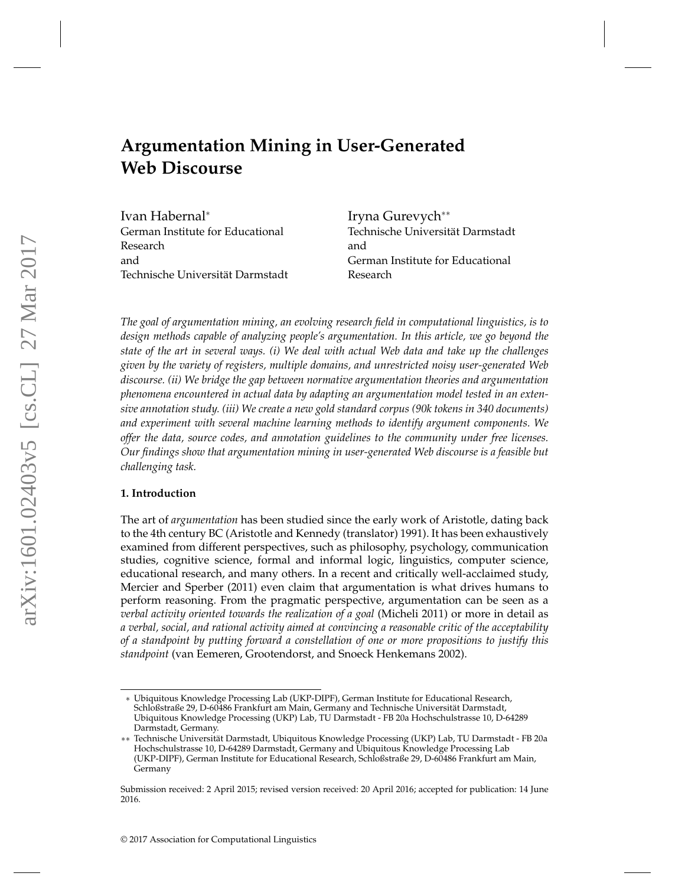# Argumentation Mining in User-Generated Web Discourse

Ivan Habernal[*]
German Institute for Educational Research
and
Technische Universität Darmstadt

Iryna Gurevych[**]
Technische Universität Darmstadt
and
German Institute for Educational Research

*The goal of argumentation mining, an evolving research field in computational linguistics, is to design methods capable of analyzing people's argumentation. In this article, we go beyond the state of the art in several ways. (i) We deal with actual Web data and take up the challenges given by the variety of registers, multiple domains, and unrestricted noisy user-generated Web discourse. (ii) We bridge the gap between normative argumentation theories and argumentation phenomena encountered in actual data by adapting an argumentation model tested in an extensive annotation study. (iii) We create a new gold standard corpus (90k tokens in 340 documents) and experiment with several machine learning methods to identify argument components. We offer the data, source codes, and annotation guidelines to the community under free licenses. Our findings show that argumentation mining in user-generated Web discourse is a feasible but challenging task.*

**1. Introduction**

The art of *argumentation* has been studied since the early work of Aristotle, dating back to the 4th century BC (Aristotle and Kennedy (translator) 1991). It has been exhaustively examined from different perspectives, such as philosophy, psychology, communication studies, cognitive science, formal and informal logic, linguistics, computer science, educational research, and many others. In a recent and critically well-acclaimed study, Mercier and Sperber (2011) even claim that argumentation is what drives humans to perform reasoning. From the pragmatic perspective, argumentation can be seen as a *verbal activity oriented towards the realization of a goal* (Micheli 2011) or more in detail as *a verbal, social, and rational activity aimed at convincing a reasonable critic of the acceptability of a standpoint by putting forward a constellation of one or more propositions to justify this standpoint* (van Eemeren, Grootendorst, and Snoeck Henkemans 2002).

[*] Ubiquitous Knowledge Processing Lab (UKP-DIPF), German Institute for Educational Research, Schloßstraße 29, D-60486 Frankfurt am Main, Germany and Technische Universität Darmstadt, Ubiquitous Knowledge Processing (UKP) Lab, TU Darmstadt - FB 20a Hochschulstrasse 10, D-64289 Darmstadt, Germany.

[**] Technische Universität Darmstadt, Ubiquitous Knowledge Processing (UKP) Lab, TU Darmstadt - FB 20a Hochschulstrasse 10, D-64289 Darmstadt, Germany and Ubiquitous Knowledge Processing Lab (UKP-DIPF), German Institute for Educational Research, Schloßstraße 29, D-60486 Frankfurt am Main, Germany

Submission received: 2 April 2015; revised version received: 20 April 2016; accepted for publication: 14 June 2016.

© 2017 Association for Computational Linguistics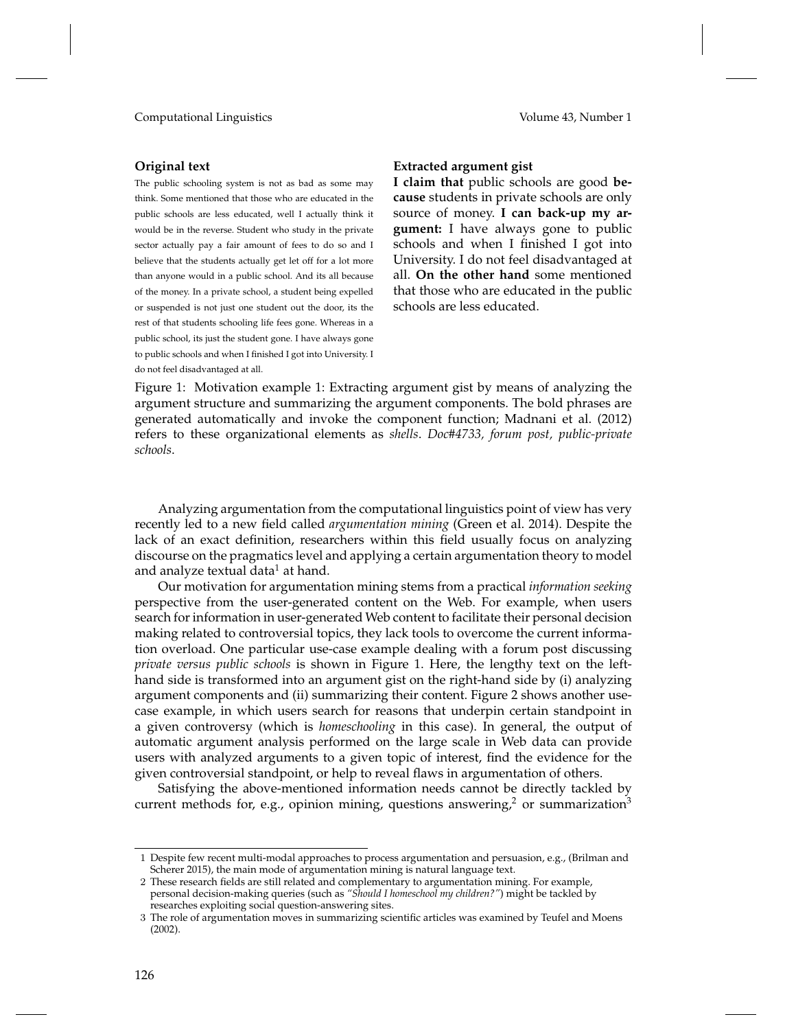**Original text**

The public schooling system is not as bad as some may think. Some mentioned that those who are educated in the public schools are less educated, well I actually think it would be in the reverse. Student who study in the private sector actually pay a fair amount of fees to do so and I believe that the students actually get let off for a lot more than anyone would in a public school. And its all because of the money. In a private school, a student being expelled or suspended is not just one student out the door, its the rest of that students schooling life fees gone. Whereas in a public school, its just the student gone. I have always gone to public schools and when I finished I got into University. I do not feel disadvantaged at all.

**Extracted argument gist**

**I claim that** public schools are good **because** students in private schools are only source of money. **I can back-up my argument:** I have always gone to public schools and when I finished I got into University. I do not feel disadvantaged at all. **On the other hand** some mentioned that those who are educated in the public schools are less educated.

Figure 1: Motivation example 1: Extracting argument gist by means of analyzing the argument structure and summarizing the argument components. The bold phrases are generated automatically and invoke the component function; Madnani et al. (2012) refers to these organizational elements as *shells*. *Doc#4733, forum post, public-private schools*.

Analyzing argumentation from the computational linguistics point of view has very recently led to a new field called *argumentation mining* (Green et al. 2014). Despite the lack of an exact definition, researchers within this field usually focus on analyzing discourse on the pragmatics level and applying a certain argumentation theory to model and analyze textual data[1] at hand.

Our motivation for argumentation mining stems from a practical *information seeking* perspective from the user-generated content on the Web. For example, when users search for information in user-generated Web content to facilitate their personal decision making related to controversial topics, they lack tools to overcome the current information overload. One particular use-case example dealing with a forum post discussing *private versus public schools* is shown in Figure 1. Here, the lengthy text on the left-hand side is transformed into an argument gist on the right-hand side by (i) analyzing argument components and (ii) summarizing their content. Figure 2 shows another use-case example, in which users search for reasons that underpin certain standpoint in a given controversy (which is *homeschooling* in this case). In general, the output of automatic argument analysis performed on the large scale in Web data can provide users with analyzed arguments to a given topic of interest, find the evidence for the given controversial standpoint, or help to reveal flaws in argumentation of others.

Satisfying the above-mentioned information needs cannot be directly tackled by current methods for, e.g., opinion mining, questions answering,[2] or summarization[3]

1 Despite few recent multi-modal approaches to process argumentation and persuasion, e.g., (Brilman and Scherer 2015), the main mode of argumentation mining is natural language text.

2 These research fields are still related and complementary to argumentation mining. For example, personal decision-making queries (such as *"Should I homeschool my children?"*) might be tackled by researches exploiting social question-answering sites.

3 The role of argumentation moves in summarizing scientific articles was examined by Teufel and Moens (2002).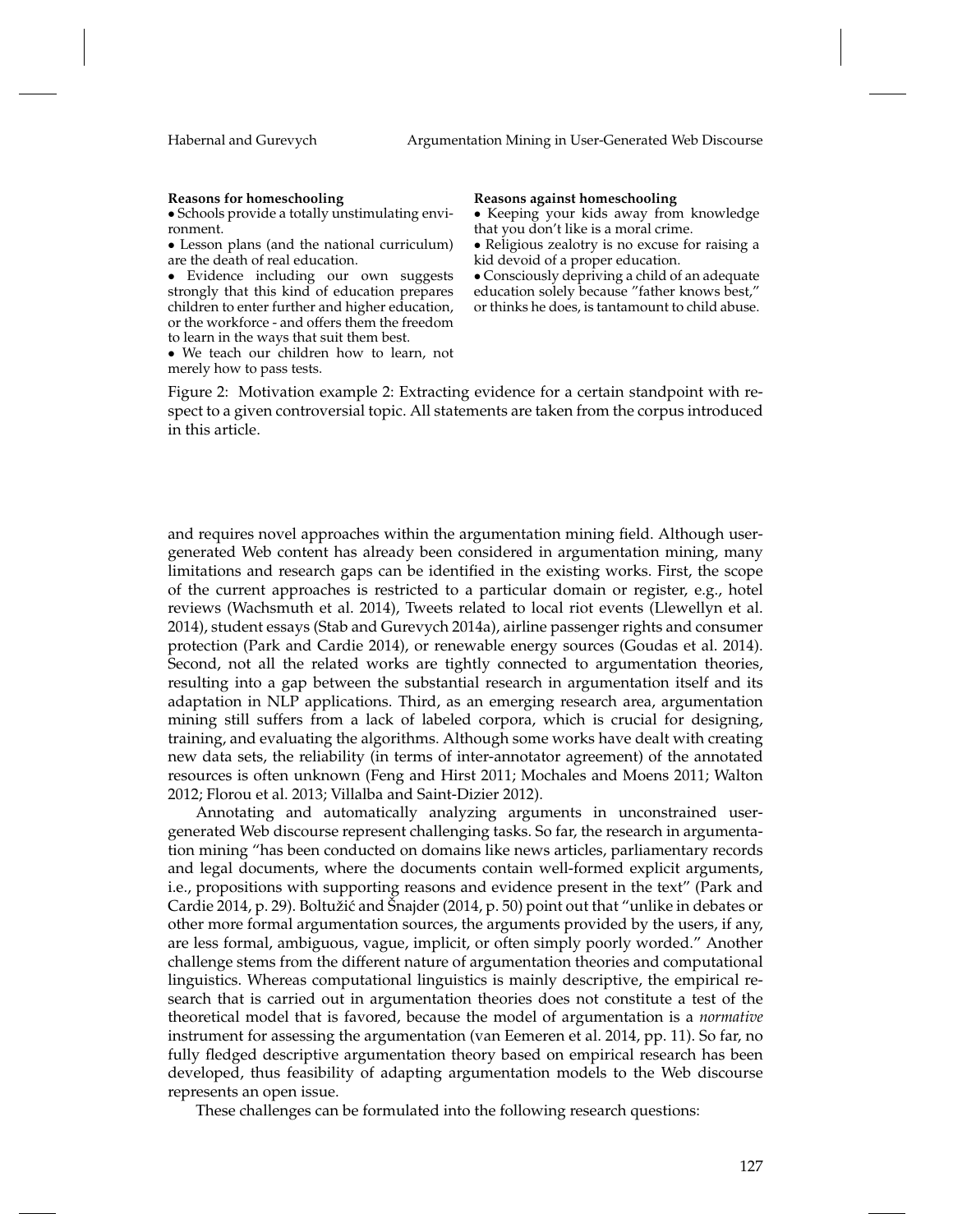**Reasons for homeschooling**

- Schools provide a totally unstimulating environment.
- Lesson plans (and the national curriculum) are the death of real education.
- Evidence including our own suggests strongly that this kind of education prepares children to enter further and higher education, or the workforce - and offers them the freedom to learn in the ways that suit them best.
- We teach our children how to learn, not merely how to pass tests.

**Reasons against homeschooling**

- Keeping your kids away from knowledge that you don't like is a moral crime.
- Religious zealotry is no excuse for raising a kid devoid of a proper education.
- Consciously depriving a child of an adequate education solely because "father knows best," or thinks he does, is tantamount to child abuse.

Figure 2: Motivation example 2: Extracting evidence for a certain standpoint with respect to a given controversial topic. All statements are taken from the corpus introduced in this article.

and requires novel approaches within the argumentation mining field. Although user-generated Web content has already been considered in argumentation mining, many limitations and research gaps can be identified in the existing works. First, the scope of the current approaches is restricted to a particular domain or register, e.g., hotel reviews (Wachsmuth et al. 2014), Tweets related to local riot events (Llewellyn et al. 2014), student essays (Stab and Gurevych 2014a), airline passenger rights and consumer protection (Park and Cardie 2014), or renewable energy sources (Goudas et al. 2014). Second, not all the related works are tightly connected to argumentation theories, resulting into a gap between the substantial research in argumentation itself and its adaptation in NLP applications. Third, as an emerging research area, argumentation mining still suffers from a lack of labeled corpora, which is crucial for designing, training, and evaluating the algorithms. Although some works have dealt with creating new data sets, the reliability (in terms of inter-annotator agreement) of the annotated resources is often unknown (Feng and Hirst 2011; Mochales and Moens 2011; Walton 2012; Florou et al. 2013; Villalba and Saint-Dizier 2012).

Annotating and automatically analyzing arguments in unconstrained user-generated Web discourse represent challenging tasks. So far, the research in argumentation mining "has been conducted on domains like news articles, parliamentary records and legal documents, where the documents contain well-formed explicit arguments, i.e., propositions with supporting reasons and evidence present in the text" (Park and Cardie 2014, p. 29). Boltužić and Šnajder (2014, p. 50) point out that "unlike in debates or other more formal argumentation sources, the arguments provided by the users, if any, are less formal, ambiguous, vague, implicit, or often simply poorly worded." Another challenge stems from the different nature of argumentation theories and computational linguistics. Whereas computational linguistics is mainly descriptive, the empirical research that is carried out in argumentation theories does not constitute a test of the theoretical model that is favored, because the model of argumentation is a *normative* instrument for assessing the argumentation (van Eemeren et al. 2014, pp. 11). So far, no fully fledged descriptive argumentation theory based on empirical research has been developed, thus feasibility of adapting argumentation models to the Web discourse represents an open issue.

These challenges can be formulated into the following research questions: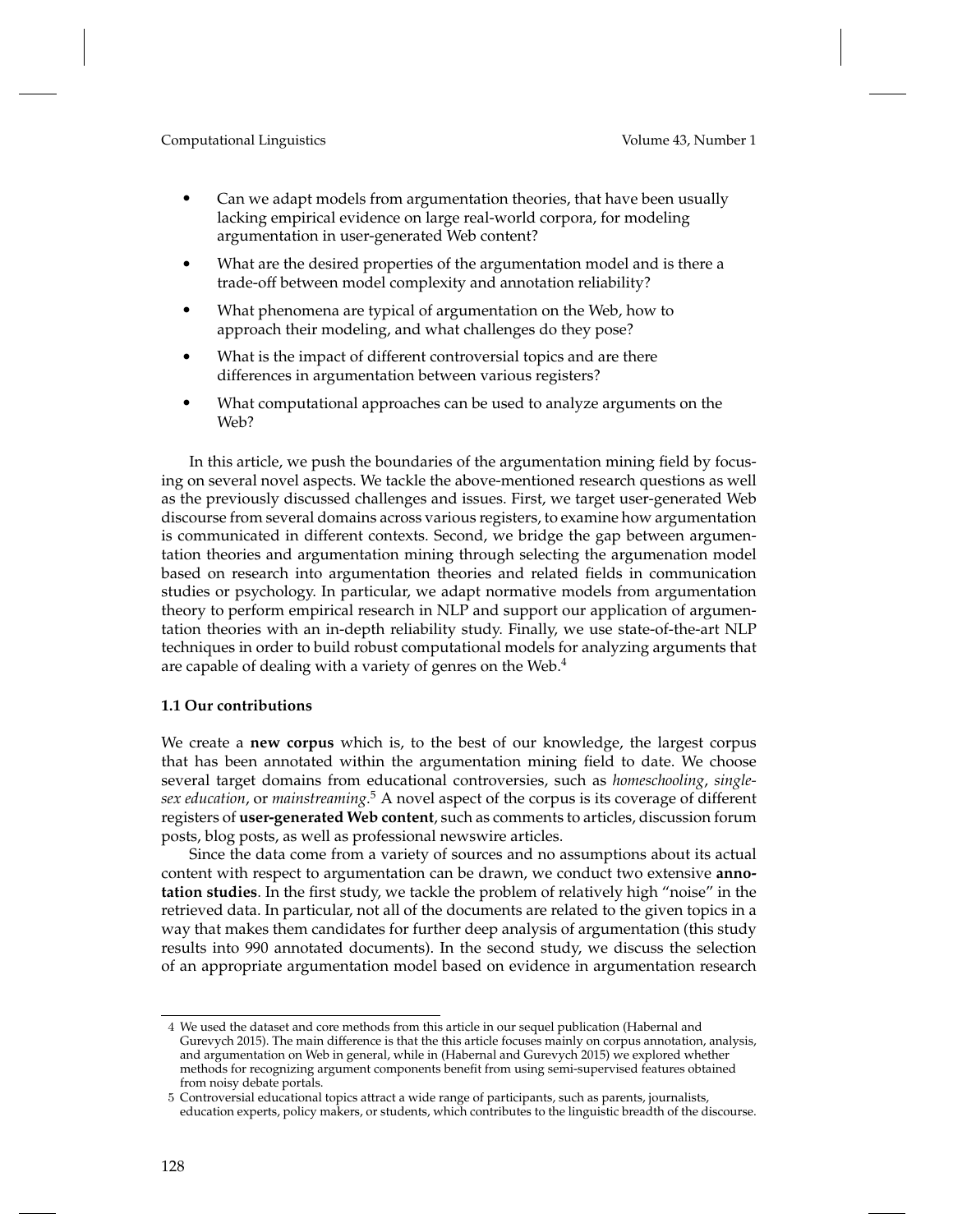- Can we adapt models from argumentation theories, that have been usually lacking empirical evidence on large real-world corpora, for modeling argumentation in user-generated Web content?
- What are the desired properties of the argumentation model and is there a trade-off between model complexity and annotation reliability?
- What phenomena are typical of argumentation on the Web, how to approach their modeling, and what challenges do they pose?
- What is the impact of different controversial topics and are there differences in argumentation between various registers?
- What computational approaches can be used to analyze arguments on the Web?

In this article, we push the boundaries of the argumentation mining field by focusing on several novel aspects. We tackle the above-mentioned research questions as well as the previously discussed challenges and issues. First, we target user-generated Web discourse from several domains across various registers, to examine how argumentation is communicated in different contexts. Second, we bridge the gap between argumentation theories and argumentation mining through selecting the argumenation model based on research into argumentation theories and related fields in communication studies or psychology. In particular, we adapt normative models from argumentation theory to perform empirical research in NLP and support our application of argumentation theories with an in-depth reliability study. Finally, we use state-of-the-art NLP techniques in order to build robust computational models for analyzing arguments that are capable of dealing with a variety of genres on the Web.[4]

### 1.1 Our contributions

We create a **new corpus** which is, to the best of our knowledge, the largest corpus that has been annotated within the argumentation mining field to date. We choose several target domains from educational controversies, such as *homeschooling*, *single-sex education*, or *mainstreaming*.[5] A novel aspect of the corpus is its coverage of different registers of **user-generated Web content**, such as comments to articles, discussion forum posts, blog posts, as well as professional newswire articles.

Since the data come from a variety of sources and no assumptions about its actual content with respect to argumentation can be drawn, we conduct two extensive **annotation studies**. In the first study, we tackle the problem of relatively high "noise" in the retrieved data. In particular, not all of the documents are related to the given topics in a way that makes them candidates for further deep analysis of argumentation (this study results into 990 annotated documents). In the second study, we discuss the selection of an appropriate argumentation model based on evidence in argumentation research

4 We used the dataset and core methods from this article in our sequel publication (Habernal and Gurevych 2015). The main difference is that the this article focuses mainly on corpus annotation, analysis, and argumentation on Web in general, while in (Habernal and Gurevych 2015) we explored whether methods for recognizing argument components benefit from using semi-supervised features obtained from noisy debate portals.

5 Controversial educational topics attract a wide range of participants, such as parents, journalists, education experts, policy makers, or students, which contributes to the linguistic breadth of the discourse.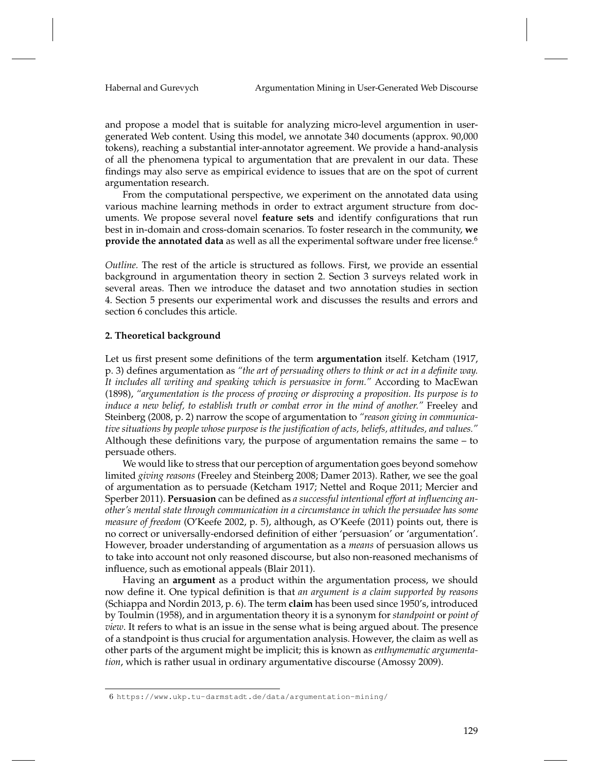and propose a model that is suitable for analyzing micro-level argumention in user-generated Web content. Using this model, we annotate 340 documents (approx. 90,000 tokens), reaching a substantial inter-annotator agreement. We provide a hand-analysis of all the phenomena typical to argumentation that are prevalent in our data. These findings may also serve as empirical evidence to issues that are on the spot of current argumentation research.

From the computational perspective, we experiment on the annotated data using various machine learning methods in order to extract argument structure from documents. We propose several novel **feature sets** and identify configurations that run best in in-domain and cross-domain scenarios. To foster research in the community, **we provide the annotated data** as well as all the experimental software under free license.[6]

*Outline.* The rest of the article is structured as follows. First, we provide an essential background in argumentation theory in section 2. Section 3 surveys related work in several areas. Then we introduce the dataset and two annotation studies in section 4. Section 5 presents our experimental work and discusses the results and errors and section 6 concludes this article.

## 2. Theoretical background

Let us first present some definitions of the term **argumentation** itself. Ketcham (1917, p. 3) defines argumentation as *"the art of persuading others to think or act in a definite way. It includes all writing and speaking which is persuasive in form."* According to MacEwan (1898), *"argumentation is the process of proving or disproving a proposition. Its purpose is to induce a new belief, to establish truth or combat error in the mind of another."* Freeley and Steinberg (2008, p. 2) narrow the scope of argumentation to *"reason giving in communicative situations by people whose purpose is the justification of acts, beliefs, attitudes, and values."* Although these definitions vary, the purpose of argumentation remains the same – to persuade others.

We would like to stress that our perception of argumentation goes beyond somehow limited *giving reasons* (Freeley and Steinberg 2008; Damer 2013). Rather, we see the goal of argumentation as to persuade (Ketcham 1917; Nettel and Roque 2011; Mercier and Sperber 2011). **Persuasion** can be defined as *a successful intentional effort at influencing another's mental state through communication in a circumstance in which the persuadee has some measure of freedom* (O'Keefe 2002, p. 5), although, as O'Keefe (2011) points out, there is no correct or universally-endorsed definition of either 'persuasion' or 'argumentation'. However, broader understanding of argumentation as a *means* of persuasion allows us to take into account not only reasoned discourse, but also non-reasoned mechanisms of influence, such as emotional appeals (Blair 2011).

Having an **argument** as a product within the argumentation process, we should now define it. One typical definition is that *an argument is a claim supported by reasons* (Schiappa and Nordin 2013, p. 6). The term **claim** has been used since 1950's, introduced by Toulmin (1958), and in argumentation theory it is a synonym for *standpoint* or *point of view*. It refers to what is an issue in the sense what is being argued about. The presence of a standpoint is thus crucial for argumentation analysis. However, the claim as well as other parts of the argument might be implicit; this is known as *enthymematic argumentation*, which is rather usual in ordinary argumentative discourse (Amossy 2009).

6 https://www.ukp.tu-darmstadt.de/data/argumentation-mining/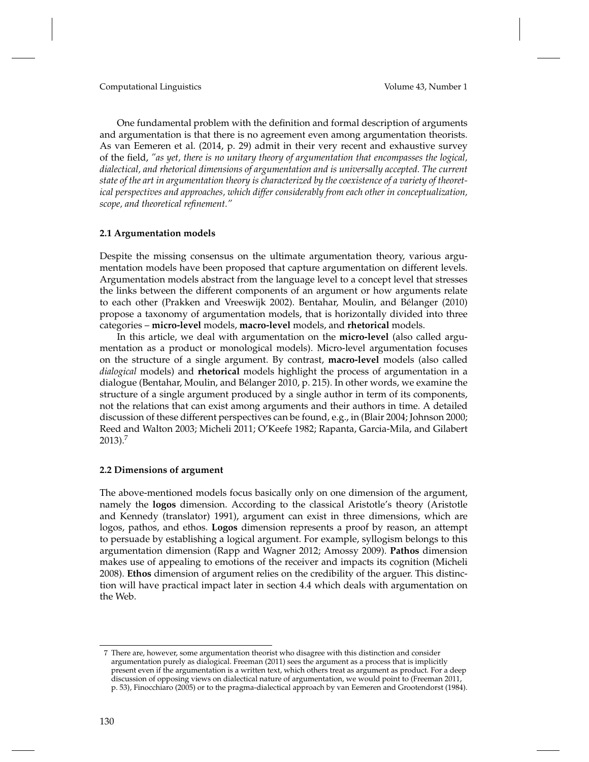One fundamental problem with the definition and formal description of arguments and argumentation is that there is no agreement even among argumentation theorists. As van Eemeren et al. (2014, p. 29) admit in their very recent and exhaustive survey of the field, *"as yet, there is no unitary theory of argumentation that encompasses the logical, dialectical, and rhetorical dimensions of argumentation and is universally accepted. The current state of the art in argumentation theory is characterized by the coexistence of a variety of theoretical perspectives and approaches, which differ considerably from each other in conceptualization, scope, and theoretical refinement."*

### 2.1 Argumentation models

Despite the missing consensus on the ultimate argumentation theory, various argumentation models have been proposed that capture argumentation on different levels. Argumentation models abstract from the language level to a concept level that stresses the links between the different components of an argument or how arguments relate to each other (Prakken and Vreeswijk 2002). Bentahar, Moulin, and Bélanger (2010) propose a taxonomy of argumentation models, that is horizontally divided into three categories – **micro-level** models, **macro-level** models, and **rhetorical** models.

In this article, we deal with argumentation on the **micro-level** (also called argumentation as a product or monological models). Micro-level argumentation focuses on the structure of a single argument. By contrast, **macro-level** models (also called *dialogical* models) and **rhetorical** models highlight the process of argumentation in a dialogue (Bentahar, Moulin, and Bélanger 2010, p. 215). In other words, we examine the structure of a single argument produced by a single author in term of its components, not the relations that can exist among arguments and their authors in time. A detailed discussion of these different perspectives can be found, e.g., in (Blair 2004; Johnson 2000; Reed and Walton 2003; Micheli 2011; O'Keefe 1982; Rapanta, Garcia-Mila, and Gilabert 2013).[7]

### 2.2 Dimensions of argument

The above-mentioned models focus basically only on one dimension of the argument, namely the **logos** dimension. According to the classical Aristotle's theory (Aristotle and Kennedy (translator) 1991), argument can exist in three dimensions, which are logos, pathos, and ethos. **Logos** dimension represents a proof by reason, an attempt to persuade by establishing a logical argument. For example, syllogism belongs to this argumentation dimension (Rapp and Wagner 2012; Amossy 2009). **Pathos** dimension makes use of appealing to emotions of the receiver and impacts its cognition (Micheli 2008). **Ethos** dimension of argument relies on the credibility of the arguer. This distinction will have practical impact later in section 4.4 which deals with argumentation on the Web.

---

7 There are, however, some argumentation theorist who disagree with this distinction and consider argumentation purely as dialogical. Freeman (2011) sees the argument as a process that is implicitly present even if the argumentation is a written text, which others treat as argument as product. For a deep discussion of opposing views on dialectical nature of argumentation, we would point to (Freeman 2011, p. 53), Finocchiaro (2005) or to the pragma-dialectical approach by van Eemeren and Grootendorst (1984).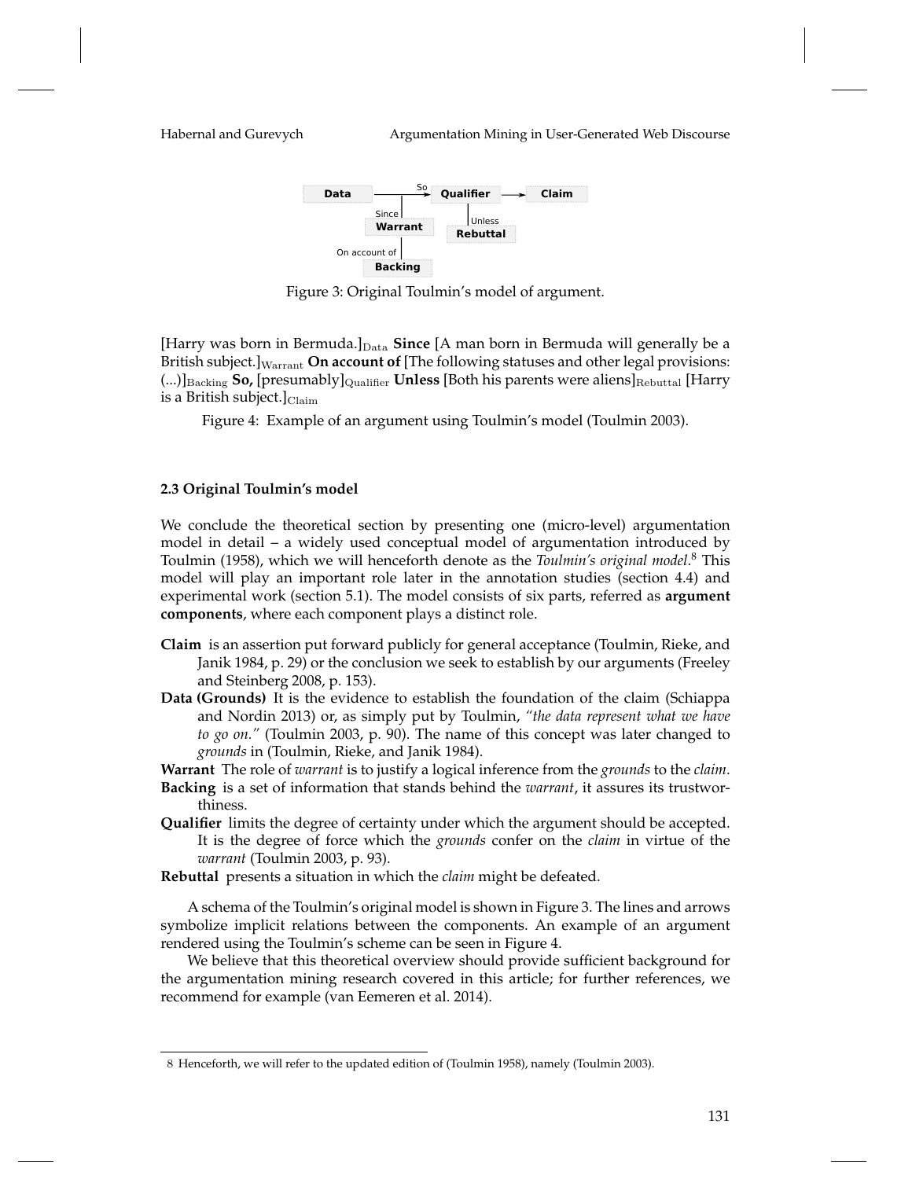Figure 3: Original Toulmin's model of argument.

[Harry was born in Bermuda.]$_{\mathrm{Data}}$ **Since** [A man born in Bermuda will generally be a British subject.]$_{\mathrm{Warrant}}$ **On account of** [The following statuses and other legal provisions: (...)]$_{\mathrm{Backing}}$ **So,** [presumably]$_{\mathrm{Qualifier}}$ **Unless** [Both his parents were aliens]$_{\mathrm{Rebuttal}}$ [Harry is a British subject.]$_{\mathrm{Claim}}$

Figure 4: Example of an argument using Toulmin's model (Toulmin 2003).

### 2.3 Original Toulmin's model

We conclude the theoretical section by presenting one (micro-level) argumentation model in detail – a widely used conceptual model of argumentation introduced by Toulmin (1958), which we will henceforth denote as the *Toulmin's original model*.[8] This model will play an important role later in the annotation studies (section 4.4) and experimental work (section 5.1). The model consists of six parts, referred as **argument components**, where each component plays a distinct role.

**Claim** is an assertion put forward publicly for general acceptance (Toulmin, Rieke, and Janik 1984, p. 29) or the conclusion we seek to establish by our arguments (Freeley and Steinberg 2008, p. 153).

**Data (Grounds)** It is the evidence to establish the foundation of the claim (Schiappa and Nordin 2013) or, as simply put by Toulmin, *"the data represent what we have to go on."* (Toulmin 2003, p. 90). The name of this concept was later changed to *grounds* in (Toulmin, Rieke, and Janik 1984).

**Warrant** The role of *warrant* is to justify a logical inference from the *grounds* to the *claim*.

**Backing** is a set of information that stands behind the *warrant*, it assures its trustworthiness.

**Qualifier** limits the degree of certainty under which the argument should be accepted. It is the degree of force which the *grounds* confer on the *claim* in virtue of the *warrant* (Toulmin 2003, p. 93).

**Rebuttal** presents a situation in which the *claim* might be defeated.

A schema of the Toulmin's original model is shown in Figure 3. The lines and arrows symbolize implicit relations between the components. An example of an argument rendered using the Toulmin's scheme can be seen in Figure 4.

We believe that this theoretical overview should provide sufficient background for the argumentation mining research covered in this article; for further references, we recommend for example (van Eemeren et al. 2014).

---

8 Henceforth, we will refer to the updated edition of (Toulmin 1958), namely (Toulmin 2003).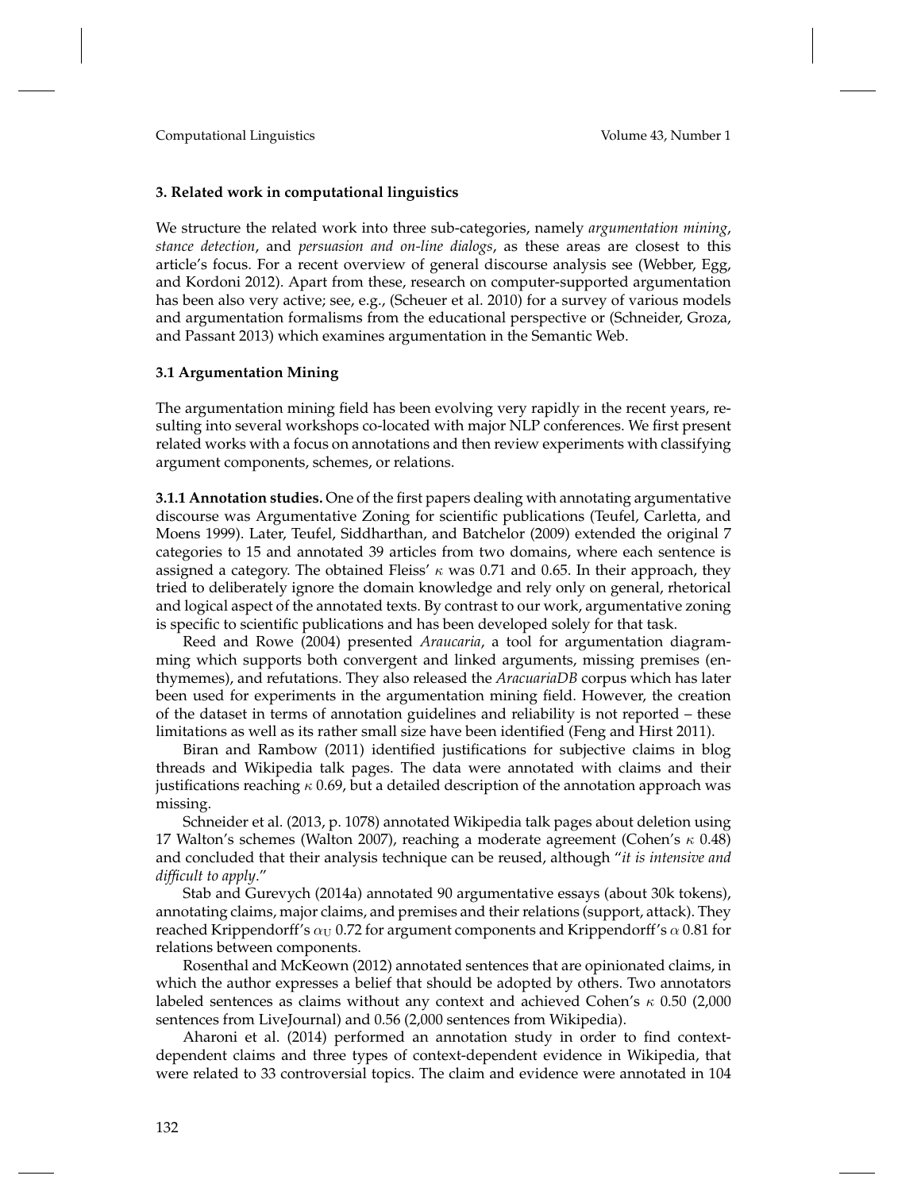## 3. Related work in computational linguistics

We structure the related work into three sub-categories, namely *argumentation mining*, *stance detection*, and *persuasion and on-line dialogs*, as these areas are closest to this article's focus. For a recent overview of general discourse analysis see (Webber, Egg, and Kordoni 2012). Apart from these, research on computer-supported argumentation has been also very active; see, e.g., (Scheuer et al. 2010) for a survey of various models and argumentation formalisms from the educational perspective or (Schneider, Groza, and Passant 2013) which examines argumentation in the Semantic Web.

### 3.1 Argumentation Mining

The argumentation mining field has been evolving very rapidly in the recent years, resulting into several workshops co-located with major NLP conferences. We first present related works with a focus on annotations and then review experiments with classifying argument components, schemes, or relations.

**3.1.1 Annotation studies.** One of the first papers dealing with annotating argumentative discourse was Argumentative Zoning for scientific publications (Teufel, Carletta, and Moens 1999). Later, Teufel, Siddharthan, and Batchelor (2009) extended the original 7 categories to 15 and annotated 39 articles from two domains, where each sentence is assigned a category. The obtained Fleiss' $\kappa$ was 0.71 and 0.65. In their approach, they tried to deliberately ignore the domain knowledge and rely only on general, rhetorical and logical aspect of the annotated texts. By contrast to our work, argumentative zoning is specific to scientific publications and has been developed solely for that task.

Reed and Rowe (2004) presented *Araucaria*, a tool for argumentation diagramming which supports both convergent and linked arguments, missing premises (enthymemes), and refutations. They also released the *AracuariaDB* corpus which has later been used for experiments in the argumentation mining field. However, the creation of the dataset in terms of annotation guidelines and reliability is not reported – these limitations as well as its rather small size have been identified (Feng and Hirst 2011).

Biran and Rambow (2011) identified justifications for subjective claims in blog threads and Wikipedia talk pages. The data were annotated with claims and their justifications reaching $\kappa$ 0.69, but a detailed description of the annotation approach was missing.

Schneider et al. (2013, p. 1078) annotated Wikipedia talk pages about deletion using 17 Walton's schemes (Walton 2007), reaching a moderate agreement (Cohen's $\kappa$ 0.48) and concluded that their analysis technique can be reused, although "*it is intensive and difficult to apply*."

Stab and Gurevych (2014a) annotated 90 argumentative essays (about 30k tokens), annotating claims, major claims, and premises and their relations (support, attack). They reached Krippendorff's $\alpha_{\mathrm{U}}$ 0.72 for argument components and Krippendorff's $\alpha$ 0.81 for relations between components.

Rosenthal and McKeown (2012) annotated sentences that are opinionated claims, in which the author expresses a belief that should be adopted by others. Two annotators labeled sentences as claims without any context and achieved Cohen's $\kappa$ 0.50 (2,000 sentences from LiveJournal) and 0.56 (2,000 sentences from Wikipedia).

Aharoni et al. (2014) performed an annotation study in order to find context-dependent claims and three types of context-dependent evidence in Wikipedia, that were related to 33 controversial topics. The claim and evidence were annotated in 104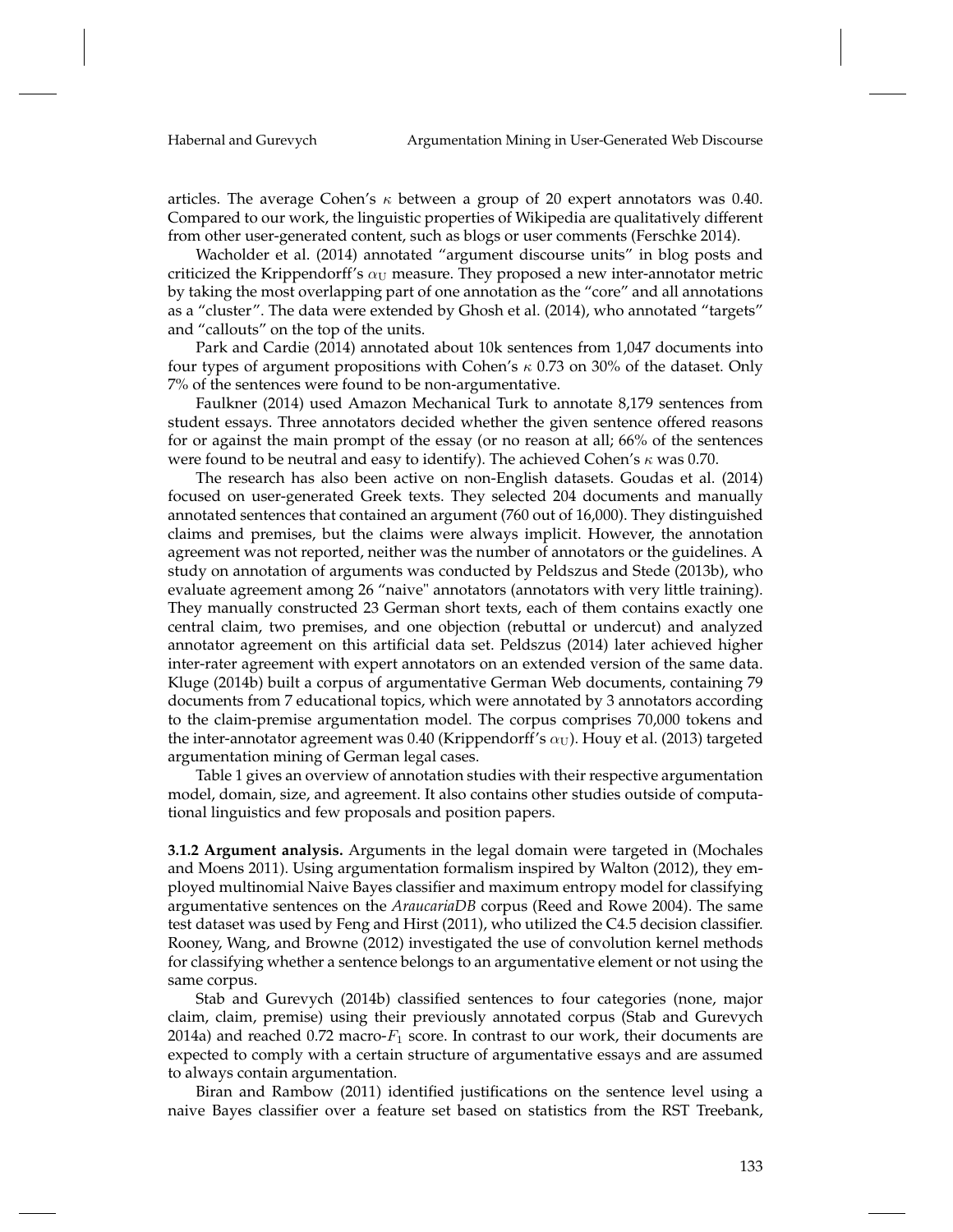articles. The average Cohen's $\kappa$ between a group of 20 expert annotators was 0.40. Compared to our work, the linguistic properties of Wikipedia are qualitatively different from other user-generated content, such as blogs or user comments (Ferschke 2014).

Wacholder et al. (2014) annotated "argument discourse units" in blog posts and criticized the Krippendorff's $\alpha_{\text{U}}$ measure. They proposed a new inter-annotator metric by taking the most overlapping part of one annotation as the "core" and all annotations as a "cluster". The data were extended by Ghosh et al. (2014), who annotated "targets" and "callouts" on the top of the units.

Park and Cardie (2014) annotated about 10k sentences from 1,047 documents into four types of argument propositions with Cohen's $\kappa$ 0.73 on 30% of the dataset. Only 7% of the sentences were found to be non-argumentative.

Faulkner (2014) used Amazon Mechanical Turk to annotate 8,179 sentences from student essays. Three annotators decided whether the given sentence offered reasons for or against the main prompt of the essay (or no reason at all; 66% of the sentences were found to be neutral and easy to identify). The achieved Cohen's $\kappa$ was 0.70.

The research has also been active on non-English datasets. Goudas et al. (2014) focused on user-generated Greek texts. They selected 204 documents and manually annotated sentences that contained an argument (760 out of 16,000). They distinguished claims and premises, but the claims were always implicit. However, the annotation agreement was not reported, neither was the number of annotators or the guidelines. A study on annotation of arguments was conducted by Peldszus and Stede (2013b), who evaluate agreement among 26 "naive" annotators (annotators with very little training). They manually constructed 23 German short texts, each of them contains exactly one central claim, two premises, and one objection (rebuttal or undercut) and analyzed annotator agreement on this artificial data set. Peldszus (2014) later achieved higher inter-rater agreement with expert annotators on an extended version of the same data. Kluge (2014b) built a corpus of argumentative German Web documents, containing 79 documents from 7 educational topics, which were annotated by 3 annotators according to the claim-premise argumentation model. The corpus comprises 70,000 tokens and the inter-annotator agreement was 0.40 (Krippendorff's $\alpha_{\text{U}}$). Houy et al. (2013) targeted argumentation mining of German legal cases.

Table 1 gives an overview of annotation studies with their respective argumentation model, domain, size, and agreement. It also contains other studies outside of computational linguistics and few proposals and position papers.

**3.1.2 Argument analysis.** Arguments in the legal domain were targeted in (Mochales and Moens 2011). Using argumentation formalism inspired by Walton (2012), they employed multinomial Naive Bayes classifier and maximum entropy model for classifying argumentative sentences on the *AraucariaDB* corpus (Reed and Rowe 2004). The same test dataset was used by Feng and Hirst (2011), who utilized the C4.5 decision classifier. Rooney, Wang, and Browne (2012) investigated the use of convolution kernel methods for classifying whether a sentence belongs to an argumentative element or not using the same corpus.

Stab and Gurevych (2014b) classified sentences to four categories (none, major claim, claim, premise) using their previously annotated corpus (Stab and Gurevych 2014a) and reached 0.72 macro-$F_1$ score. In contrast to our work, their documents are expected to comply with a certain structure of argumentative essays and are assumed to always contain argumentation.

Biran and Rambow (2011) identified justifications on the sentence level using a naive Bayes classifier over a feature set based on statistics from the RST Treebank,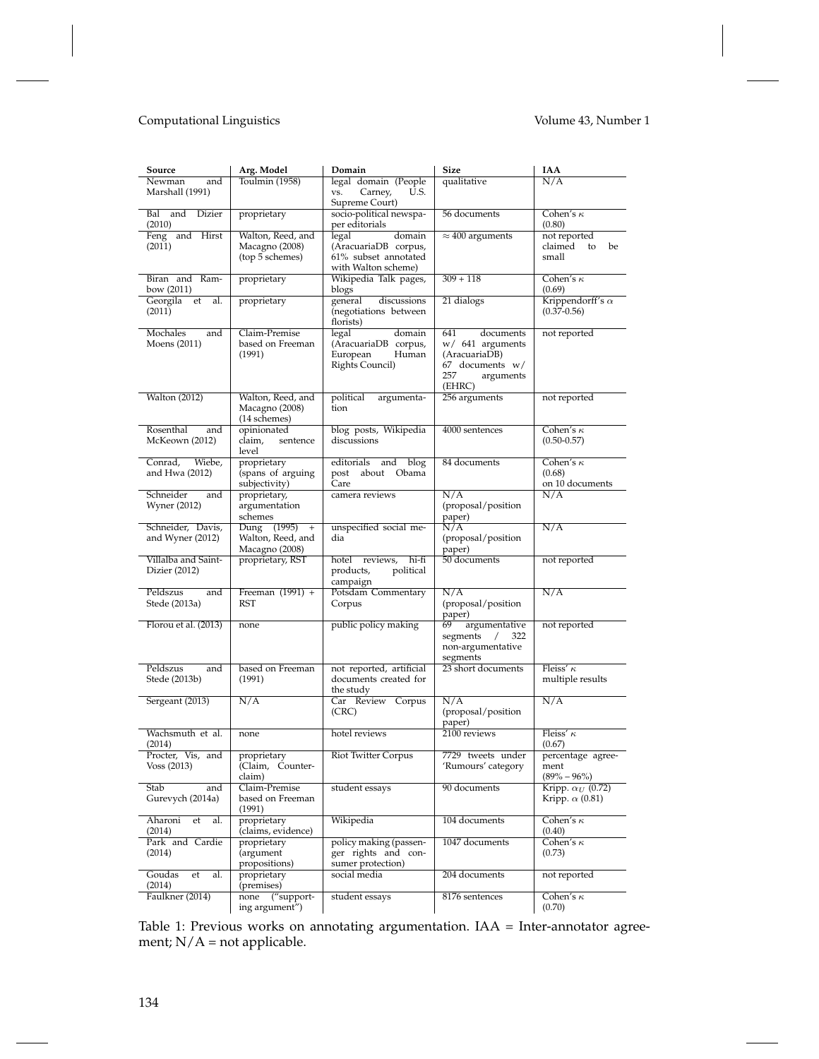| Source | Arg. Model | Domain | Size | IAA |
|---|---|---|---|---|
| Newman and Marshall (1991) | Toulmin (1958) | legal domain (People vs. Carney, U.S. Supreme Court) | qualitative | N/A |
| Bal and Dizier (2010) | proprietary | socio-political newspaper editorials | 56 documents | Cohen's $\kappa$ (0.80) |
| Feng and Hirst (2011) | Walton, Reed, and Macagno (2008) (top 5 schemes) | legal domain (AracuariaDB corpus, 61% subset annotated with Walton scheme) | $\approx 400$ arguments | not reported claimed to be small |
| Biran and Rambow (2011) | proprietary | Wikipedia Talk pages, blogs | 309 + 118 | Cohen's $\kappa$ (0.69) |
| Georgila et al. (2011) | proprietary | general discussions (negotiations between florists) | 21 dialogs | Krippendorff's $\alpha$ (0.37-0.56) |
| Mochales and Moens (2011) | Claim-Premise based on Freeman (1991) | legal domain (AracuariaDB corpus, European Human Rights Council) | 641 documents w/ 641 arguments (AracuariaDB) 67 documents w/ 257 arguments (EHRC) | not reported |
| Walton (2012) | Walton, Reed, and Macagno (2008) (14 schemes) | political argumentation | 256 arguments | not reported |
| Rosenthal and McKeown (2012) | opinionated claim, sentence level | blog posts, Wikipedia discussions | 4000 sentences | Cohen's $\kappa$ (0.50-0.57) |
| Conrad, Wiebe, and Hwa (2012) | proprietary (spans of arguing subjectivity) | editorials and blog post about Obama Care | 84 documents | Cohen's $\kappa$ (0.68) on 10 documents |
| Schneider and Wyner (2012) | proprietary, argumentation schemes | camera reviews | N/A (proposal/position paper) | N/A |
| Schneider, Davis, and Wyner (2012) | Dung (1995) + Walton, Reed, and Macagno (2008) | unspecified social media | N/A (proposal/position paper) | N/A |
| Villalba and Saint-Dizier (2012) | proprietary, RST | hotel reviews, hi-fi products, political campaign | 50 documents | not reported |
| Peldszus and Stede (2013a) | Freeman (1991) + RST | Potsdam Commentary Corpus | N/A (proposal/position paper) | N/A |
| Florou et al. (2013) | none | public policy making | 69 argumentative segments / 322 non-argumentative segments | not reported |
| Peldszus and Stede (2013b) | based on Freeman (1991) | not reported, artificial documents created for the study | 23 short documents | Fleiss' $\kappa$ multiple results |
| Sergeant (2013) | N/A | Car Review Corpus (CRC) | N/A (proposal/position paper) | N/A |
| Wachsmuth et al. (2014) | none | hotel reviews | 2100 reviews | Fleiss' $\kappa$ (0.67) |
| Procter, Vis, and Voss (2013) | proprietary (Claim, Counter-claim) | Riot Twitter Corpus | 7729 tweets under 'Rumours' category | percentage agreement (89% – 96%) |
| Stab and Gurevych (2014a) | Claim-Premise based on Freeman (1991) | student essays | 90 documents | Kripp. $\alpha_U$ (0.72) Kripp. $\alpha$ (0.81) |
| Aharoni et al. (2014) | proprietary (claims, evidence) | Wikipedia | 104 documents | Cohen's $\kappa$ (0.40) |
| Park and Cardie (2014) | proprietary (argument propositions) | policy making (passenger rights and consumer protection) | 1047 documents | Cohen's $\kappa$ (0.73) |
| Goudas et al. (2014) | proprietary (premises) | social media | 204 documents | not reported |
| Faulkner (2014) | none ("supporting argument") | student essays | 8176 sentences | Cohen's $\kappa$ (0.70) |

Table 1: Previous works on annotating argumentation. IAA = Inter-annotator agreement; N/A = not applicable.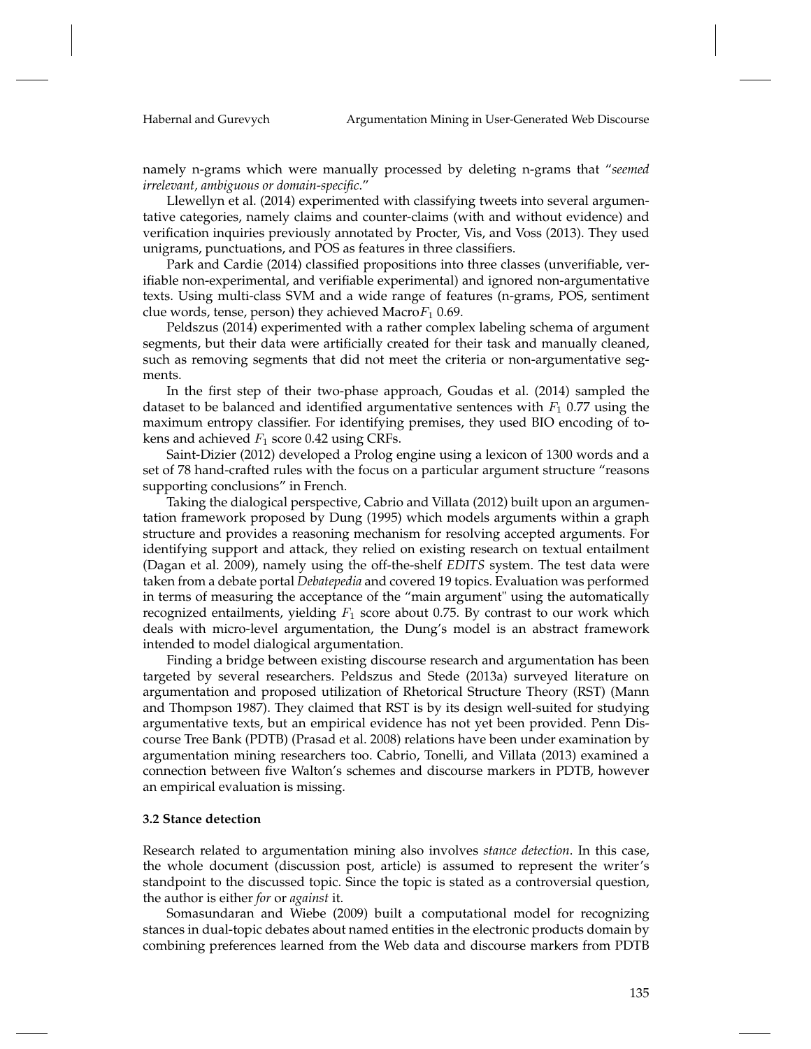namely n-grams which were manually processed by deleting n-grams that "*seemed irrelevant, ambiguous or domain-specific*."

Llewellyn et al. (2014) experimented with classifying tweets into several argumentative categories, namely claims and counter-claims (with and without evidence) and verification inquiries previously annotated by Procter, Vis, and Voss (2013). They used unigrams, punctuations, and POS as features in three classifiers.

Park and Cardie (2014) classified propositions into three classes (unverifiable, verifiable non-experimental, and verifiable experimental) and ignored non-argumentative texts. Using multi-class SVM and a wide range of features (n-grams, POS, sentiment clue words, tense, person) they achieved Macro$F_1$ 0.69.

Peldszus (2014) experimented with a rather complex labeling schema of argument segments, but their data were artificially created for their task and manually cleaned, such as removing segments that did not meet the criteria or non-argumentative segments.

In the first step of their two-phase approach, Goudas et al. (2014) sampled the dataset to be balanced and identified argumentative sentences with $F_1$ 0.77 using the maximum entropy classifier. For identifying premises, they used BIO encoding of tokens and achieved $F_1$ score 0.42 using CRFs.

Saint-Dizier (2012) developed a Prolog engine using a lexicon of 1300 words and a set of 78 hand-crafted rules with the focus on a particular argument structure "reasons supporting conclusions" in French.

Taking the dialogical perspective, Cabrio and Villata (2012) built upon an argumentation framework proposed by Dung (1995) which models arguments within a graph structure and provides a reasoning mechanism for resolving accepted arguments. For identifying support and attack, they relied on existing research on textual entailment (Dagan et al. 2009), namely using the off-the-shelf *EDITS* system. The test data were taken from a debate portal *Debatepedia* and covered 19 topics. Evaluation was performed in terms of measuring the acceptance of the "main argument" using the automatically recognized entailments, yielding $F_1$ score about 0.75. By contrast to our work which deals with micro-level argumentation, the Dung's model is an abstract framework intended to model dialogical argumentation.

Finding a bridge between existing discourse research and argumentation has been targeted by several researchers. Peldszus and Stede (2013a) surveyed literature on argumentation and proposed utilization of Rhetorical Structure Theory (RST) (Mann and Thompson 1987). They claimed that RST is by its design well-suited for studying argumentative texts, but an empirical evidence has not yet been provided. Penn Discourse Tree Bank (PDTB) (Prasad et al. 2008) relations have been under examination by argumentation mining researchers too. Cabrio, Tonelli, and Villata (2013) examined a connection between five Walton's schemes and discourse markers in PDTB, however an empirical evaluation is missing.

### 3.2 Stance detection

Research related to argumentation mining also involves *stance detection*. In this case, the whole document (discussion post, article) is assumed to represent the writer's standpoint to the discussed topic. Since the topic is stated as a controversial question, the author is either *for* or *against* it.

Somasundaran and Wiebe (2009) built a computational model for recognizing stances in dual-topic debates about named entities in the electronic products domain by combining preferences learned from the Web data and discourse markers from PDTB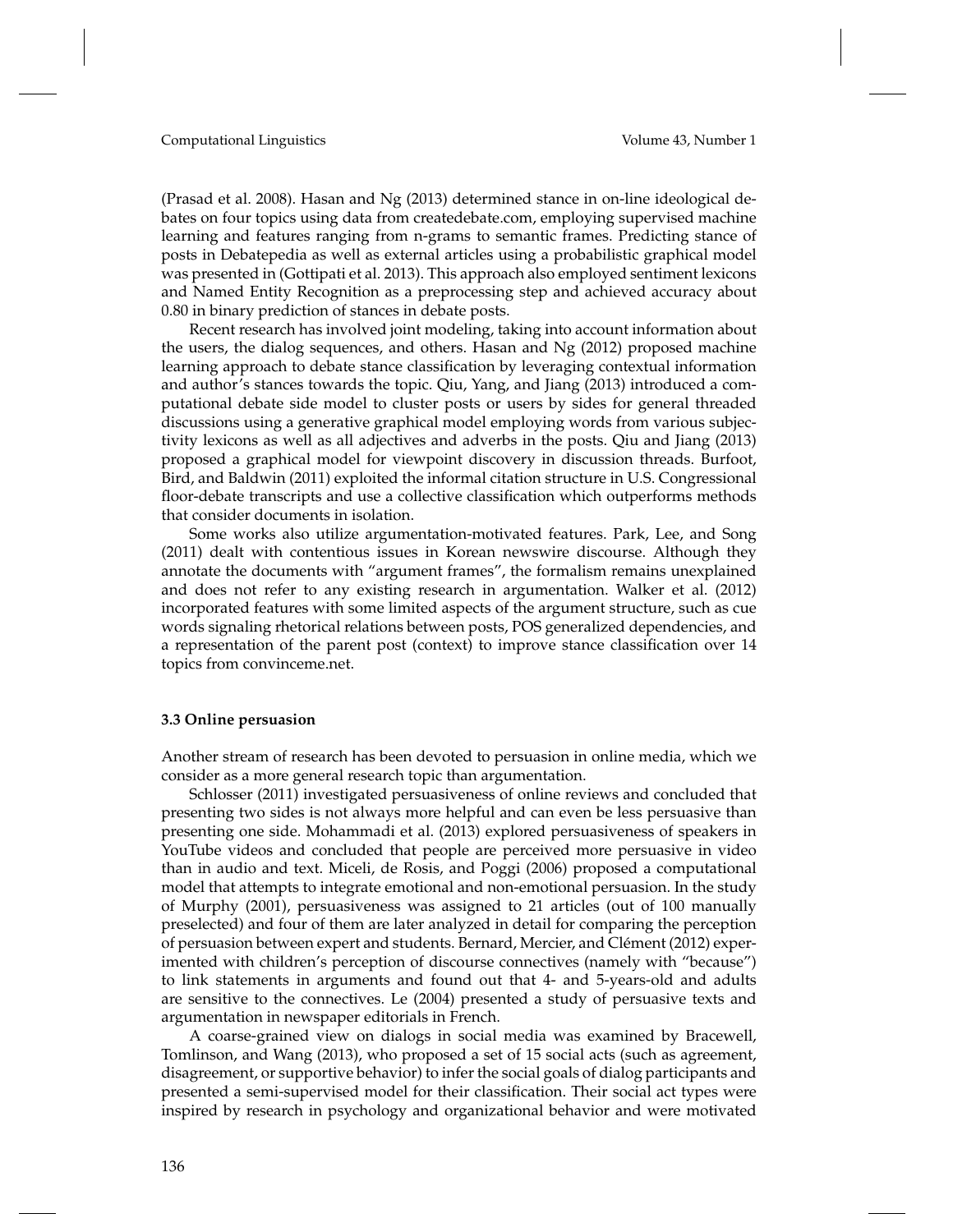(Prasad et al. 2008). Hasan and Ng (2013) determined stance in on-line ideological debates on four topics using data from createdebate.com, employing supervised machine learning and features ranging from n-grams to semantic frames. Predicting stance of posts in Debatepedia as well as external articles using a probabilistic graphical model was presented in (Gottipati et al. 2013). This approach also employed sentiment lexicons and Named Entity Recognition as a preprocessing step and achieved accuracy about 0.80 in binary prediction of stances in debate posts.

Recent research has involved joint modeling, taking into account information about the users, the dialog sequences, and others. Hasan and Ng (2012) proposed machine learning approach to debate stance classification by leveraging contextual information and author's stances towards the topic. Qiu, Yang, and Jiang (2013) introduced a computational debate side model to cluster posts or users by sides for general threaded discussions using a generative graphical model employing words from various subjectivity lexicons as well as all adjectives and adverbs in the posts. Qiu and Jiang (2013) proposed a graphical model for viewpoint discovery in discussion threads. Burfoot, Bird, and Baldwin (2011) exploited the informal citation structure in U.S. Congressional floor-debate transcripts and use a collective classification which outperforms methods that consider documents in isolation.

Some works also utilize argumentation-motivated features. Park, Lee, and Song (2011) dealt with contentious issues in Korean newswire discourse. Although they annotate the documents with "argument frames", the formalism remains unexplained and does not refer to any existing research in argumentation. Walker et al. (2012) incorporated features with some limited aspects of the argument structure, such as cue words signaling rhetorical relations between posts, POS generalized dependencies, and a representation of the parent post (context) to improve stance classification over 14 topics from convinceme.net.

### 3.3 Online persuasion

Another stream of research has been devoted to persuasion in online media, which we consider as a more general research topic than argumentation.

Schlosser (2011) investigated persuasiveness of online reviews and concluded that presenting two sides is not always more helpful and can even be less persuasive than presenting one side. Mohammadi et al. (2013) explored persuasiveness of speakers in YouTube videos and concluded that people are perceived more persuasive in video than in audio and text. Miceli, de Rosis, and Poggi (2006) proposed a computational model that attempts to integrate emotional and non-emotional persuasion. In the study of Murphy (2001), persuasiveness was assigned to 21 articles (out of 100 manually preselected) and four of them are later analyzed in detail for comparing the perception of persuasion between expert and students. Bernard, Mercier, and Clément (2012) experimented with children's perception of discourse connectives (namely with "because") to link statements in arguments and found out that 4- and 5-years-old and adults are sensitive to the connectives. Le (2004) presented a study of persuasive texts and argumentation in newspaper editorials in French.

A coarse-grained view on dialogs in social media was examined by Bracewell, Tomlinson, and Wang (2013), who proposed a set of 15 social acts (such as agreement, disagreement, or supportive behavior) to infer the social goals of dialog participants and presented a semi-supervised model for their classification. Their social act types were inspired by research in psychology and organizational behavior and were motivated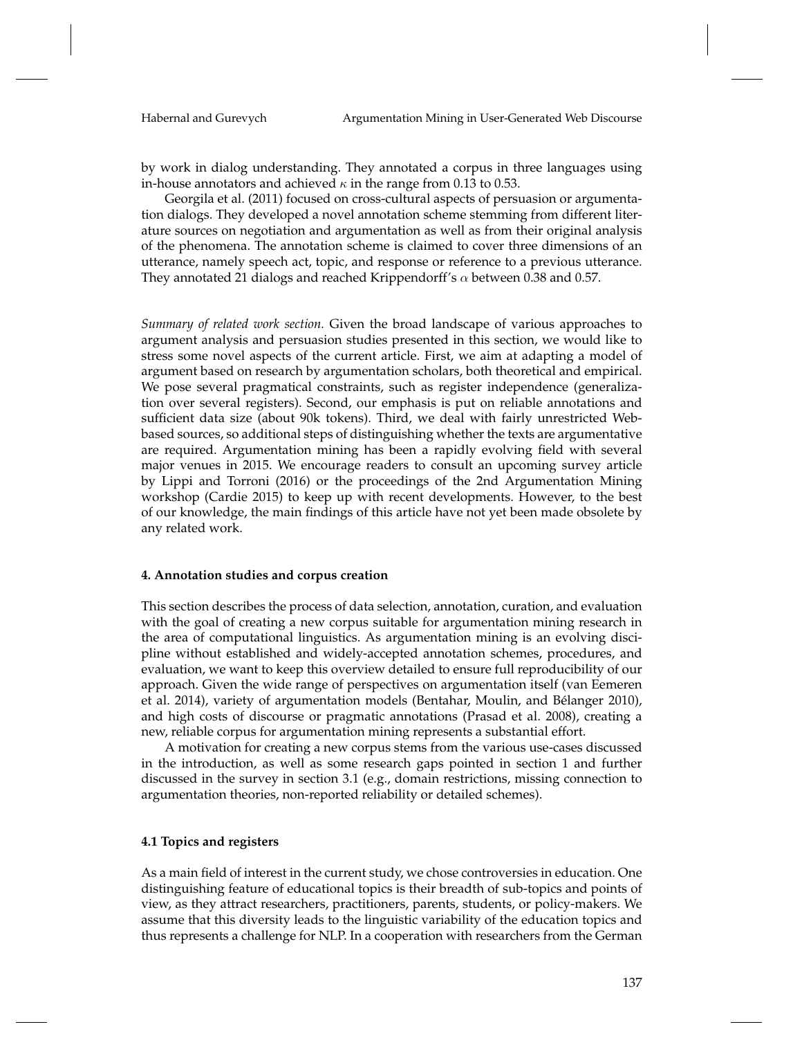by work in dialog understanding. They annotated a corpus in three languages using in-house annotators and achieved $\kappa$ in the range from 0.13 to 0.53.

Georgila et al. (2011) focused on cross-cultural aspects of persuasion or argumentation dialogs. They developed a novel annotation scheme stemming from different literature sources on negotiation and argumentation as well as from their original analysis of the phenomena. The annotation scheme is claimed to cover three dimensions of an utterance, namely speech act, topic, and response or reference to a previous utterance. They annotated 21 dialogs and reached Krippendorff's $\alpha$ between 0.38 and 0.57.

*Summary of related work section.* Given the broad landscape of various approaches to argument analysis and persuasion studies presented in this section, we would like to stress some novel aspects of the current article. First, we aim at adapting a model of argument based on research by argumentation scholars, both theoretical and empirical. We pose several pragmatical constraints, such as register independence (generalization over several registers). Second, our emphasis is put on reliable annotations and sufficient data size (about 90k tokens). Third, we deal with fairly unrestricted Web-based sources, so additional steps of distinguishing whether the texts are argumentative are required. Argumentation mining has been a rapidly evolving field with several major venues in 2015. We encourage readers to consult an upcoming survey article by Lippi and Torroni (2016) or the proceedings of the 2nd Argumentation Mining workshop (Cardie 2015) to keep up with recent developments. However, to the best of our knowledge, the main findings of this article have not yet been made obsolete by any related work.

## 4. Annotation studies and corpus creation

This section describes the process of data selection, annotation, curation, and evaluation with the goal of creating a new corpus suitable for argumentation mining research in the area of computational linguistics. As argumentation mining is an evolving discipline without established and widely-accepted annotation schemes, procedures, and evaluation, we want to keep this overview detailed to ensure full reproducibility of our approach. Given the wide range of perspectives on argumentation itself (van Eemeren et al. 2014), variety of argumentation models (Bentahar, Moulin, and Bélanger 2010), and high costs of discourse or pragmatic annotations (Prasad et al. 2008), creating a new, reliable corpus for argumentation mining represents a substantial effort.

A motivation for creating a new corpus stems from the various use-cases discussed in the introduction, as well as some research gaps pointed in section 1 and further discussed in the survey in section 3.1 (e.g., domain restrictions, missing connection to argumentation theories, non-reported reliability or detailed schemes).

### 4.1 Topics and registers

As a main field of interest in the current study, we chose controversies in education. One distinguishing feature of educational topics is their breadth of sub-topics and points of view, as they attract researchers, practitioners, parents, students, or policy-makers. We assume that this diversity leads to the linguistic variability of the education topics and thus represents a challenge for NLP. In a cooperation with researchers from the German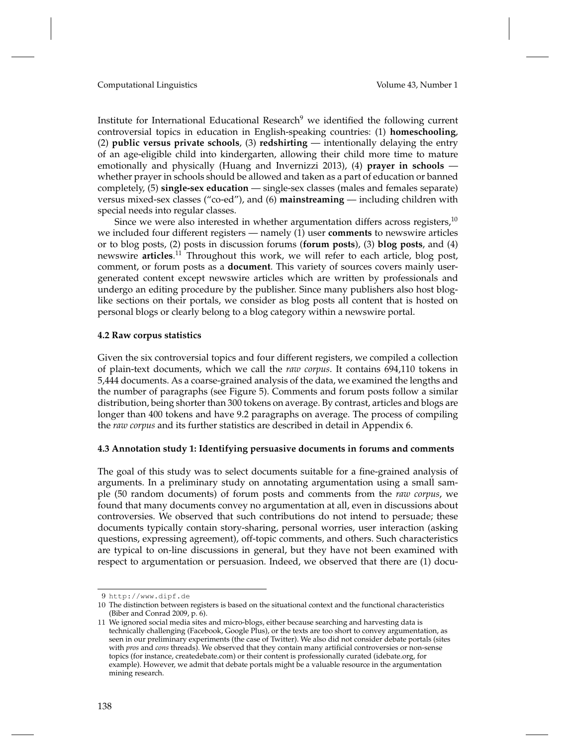Institute for International Educational Research[9] we identified the following current controversial topics in education in English-speaking countries: (1) **homeschooling**, (2) **public versus private schools**, (3) **redshirting** — intentionally delaying the entry of an age-eligible child into kindergarten, allowing their child more time to mature emotionally and physically (Huang and Invernizzi 2013), (4) **prayer in schools** — whether prayer in schools should be allowed and taken as a part of education or banned completely, (5) **single-sex education** — single-sex classes (males and females separate) versus mixed-sex classes ("co-ed"), and (6) **mainstreaming** — including children with special needs into regular classes.

Since we were also interested in whether argumentation differs across registers,[10] we included four different registers — namely (1) user **comments** to newswire articles or to blog posts, (2) posts in discussion forums (**forum posts**), (3) **blog posts**, and (4) newswire **articles**.[11] Throughout this work, we will refer to each article, blog post, comment, or forum posts as a **document**. This variety of sources covers mainly user-generated content except newswire articles which are written by professionals and undergo an editing procedure by the publisher. Since many publishers also host blog-like sections on their portals, we consider as blog posts all content that is hosted on personal blogs or clearly belong to a blog category within a newswire portal.

#### 4.2 Raw corpus statistics

Given the six controversial topics and four different registers, we compiled a collection of plain-text documents, which we call the *raw corpus*. It contains 694,110 tokens in 5,444 documents. As a coarse-grained analysis of the data, we examined the lengths and the number of paragraphs (see Figure 5). Comments and forum posts follow a similar distribution, being shorter than 300 tokens on average. By contrast, articles and blogs are longer than 400 tokens and have 9.2 paragraphs on average. The process of compiling the *raw corpus* and its further statistics are described in detail in Appendix 6.

#### 4.3 Annotation study 1: Identifying persuasive documents in forums and comments

The goal of this study was to select documents suitable for a fine-grained analysis of arguments. In a preliminary study on annotating argumentation using a small sample (50 random documents) of forum posts and comments from the *raw corpus*, we found that many documents convey no argumentation at all, even in discussions about controversies. We observed that such contributions do not intend to persuade; these documents typically contain story-sharing, personal worries, user interaction (asking questions, expressing agreement), off-topic comments, and others. Such characteristics are typical to on-line discussions in general, but they have not been examined with respect to argumentation or persuasion. Indeed, we observed that there are (1) docu-

---

9 http://www.dipf.de

10 The distinction between registers is based on the situational context and the functional characteristics (Biber and Conrad 2009, p. 6).

11 We ignored social media sites and micro-blogs, either because searching and harvesting data is technically challenging (Facebook, Google Plus), or the texts are too short to convey argumentation, as seen in our preliminary experiments (the case of Twitter). We also did not consider debate portals (sites with *pros* and *cons* threads). We observed that they contain many artificial controversies or non-sense topics (for instance, createdebate.com) or their content is professionally curated (idebate.org, for example). However, we admit that debate portals might be a valuable resource in the argumentation mining research.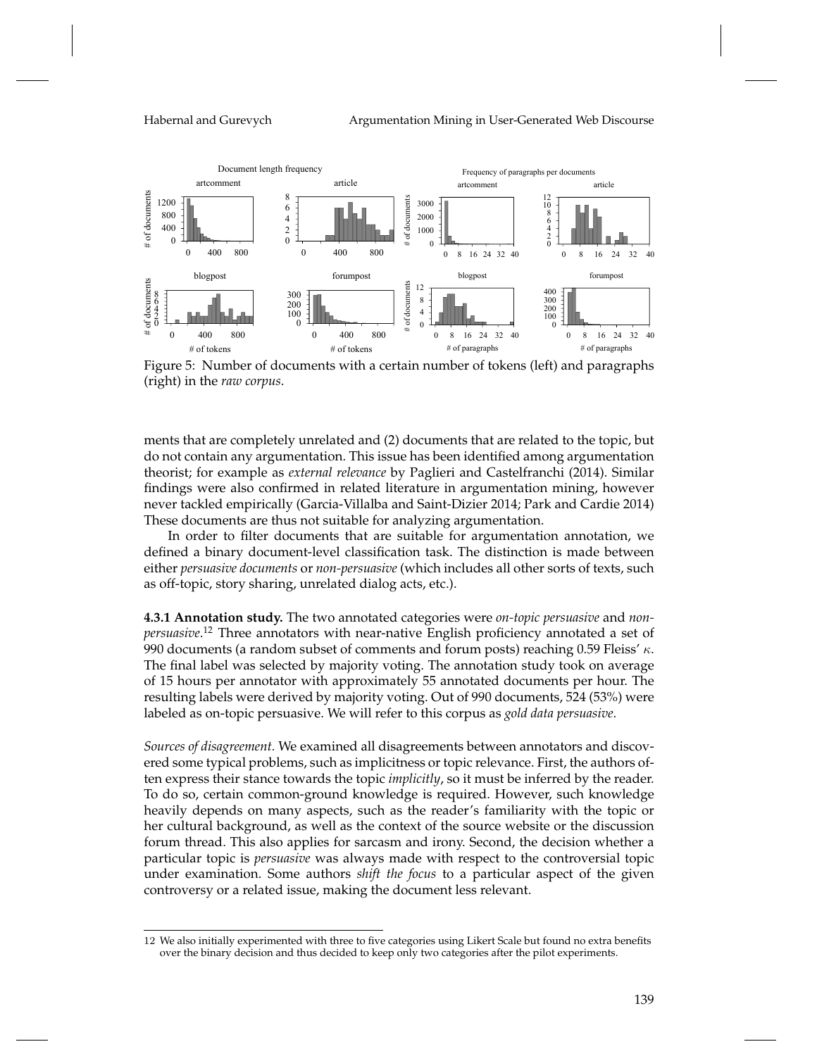Figure 5: Number of documents with a certain number of tokens (left) and paragraphs (right) in the *raw corpus*.

ments that are completely unrelated and (2) documents that are related to the topic, but do not contain any argumentation. This issue has been identified among argumentation theorist; for example as *external relevance* by Paglieri and Castelfranchi (2014). Similar findings were also confirmed in related literature in argumentation mining, however never tackled empirically (Garcia-Villalba and Saint-Dizier 2014; Park and Cardie 2014) These documents are thus not suitable for analyzing argumentation.

In order to filter documents that are suitable for argumentation annotation, we defined a binary document-level classification task. The distinction is made between either *persuasive documents* or *non-persuasive* (which includes all other sorts of texts, such as off-topic, story sharing, unrelated dialog acts, etc.).

**4.3.1 Annotation study.** The two annotated categories were *on-topic persuasive* and *non-persuasive*.[12] Three annotators with near-native English proficiency annotated a set of 990 documents (a random subset of comments and forum posts) reaching 0.59 Fleiss' $\kappa$. The final label was selected by majority voting. The annotation study took on average of 15 hours per annotator with approximately 55 annotated documents per hour. The resulting labels were derived by majority voting. Out of 990 documents, 524 (53%) were labeled as on-topic persuasive. We will refer to this corpus as *gold data persuasive*.

*Sources of disagreement.* We examined all disagreements between annotators and discovered some typical problems, such as implicitness or topic relevance. First, the authors often express their stance towards the topic *implicitly*, so it must be inferred by the reader. To do so, certain common-ground knowledge is required. However, such knowledge heavily depends on many aspects, such as the reader's familiarity with the topic or her cultural background, as well as the context of the source website or the discussion forum thread. This also applies for sarcasm and irony. Second, the decision whether a particular topic is *persuasive* was always made with respect to the controversial topic under examination. Some authors *shift the focus* to a particular aspect of the given controversy or a related issue, making the document less relevant.

12 We also initially experimented with three to five categories using Likert Scale but found no extra benefits over the binary decision and thus decided to keep only two categories after the pilot experiments.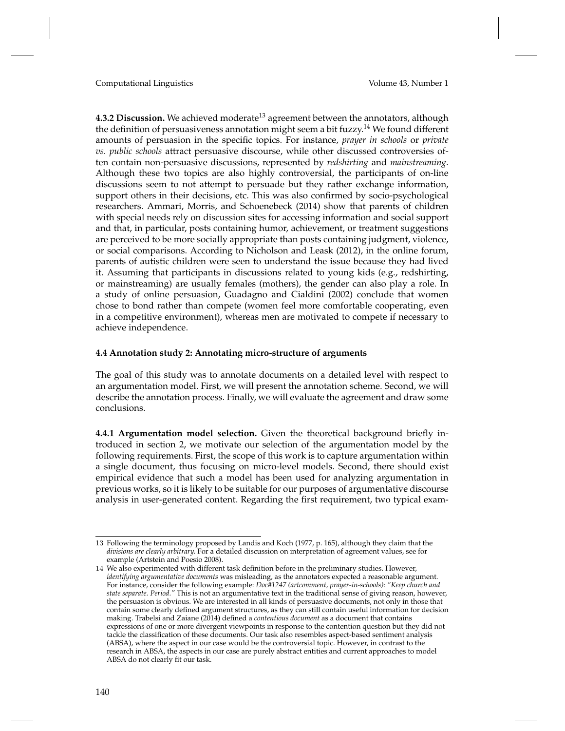**4.3.2 Discussion.** We achieved moderate[13] agreement between the annotators, although the definition of persuasiveness annotation might seem a bit fuzzy.[14] We found different amounts of persuasion in the specific topics. For instance, *prayer in schools* or *private vs. public schools* attract persuasive discourse, while other discussed controversies often contain non-persuasive discussions, represented by *redshirting* and *mainstreaming*. Although these two topics are also highly controversial, the participants of on-line discussions seem to not attempt to persuade but they rather exchange information, support others in their decisions, etc. This was also confirmed by socio-psychological researchers. Ammari, Morris, and Schoenebeck (2014) show that parents of children with special needs rely on discussion sites for accessing information and social support and that, in particular, posts containing humor, achievement, or treatment suggestions are perceived to be more socially appropriate than posts containing judgment, violence, or social comparisons. According to Nicholson and Leask (2012), in the online forum, parents of autistic children were seen to understand the issue because they had lived it. Assuming that participants in discussions related to young kids (e.g., redshirting, or mainstreaming) are usually females (mothers), the gender can also play a role. In a study of online persuasion, Guadagno and Cialdini (2002) conclude that women chose to bond rather than compete (women feel more comfortable cooperating, even in a competitive environment), whereas men are motivated to compete if necessary to achieve independence.

### 4.4 Annotation study 2: Annotating micro-structure of arguments

The goal of this study was to annotate documents on a detailed level with respect to an argumentation model. First, we will present the annotation scheme. Second, we will describe the annotation process. Finally, we will evaluate the agreement and draw some conclusions.

**4.4.1 Argumentation model selection.** Given the theoretical background briefly introduced in section 2, we motivate our selection of the argumentation model by the following requirements. First, the scope of this work is to capture argumentation within a single document, thus focusing on micro-level models. Second, there should exist empirical evidence that such a model has been used for analyzing argumentation in previous works, so it is likely to be suitable for our purposes of argumentative discourse analysis in user-generated content. Regarding the first requirement, two typical exam-

---

13 Following the terminology proposed by Landis and Koch (1977, p. 165), although they claim that the *divisions are clearly arbitrary*. For a detailed discussion on interpretation of agreement values, see for example (Artstein and Poesio 2008).

14 We also experimented with different task definition before in the preliminary studies. However, *identifying argumentative documents* was misleading, as the annotators expected a reasonable argument. For instance, consider the following example: *Doc#1247 (artcomment, prayer-in-schools): "Keep church and state separate. Period."* This is not an argumentative text in the traditional sense of giving reason, however, the persuasion is obvious. We are interested in all kinds of persuasive documents, not only in those that contain some clearly defined argument structures, as they can still contain useful information for decision making. Trabelsi and Zaiane (2014) defined a *contentious document* as a document that contains expressions of one or more divergent viewpoints in response to the contention question but they did not tackle the classification of these documents. Our task also resembles aspect-based sentiment analysis (ABSA), where the aspect in our case would be the controversial topic. However, in contrast to the research in ABSA, the aspects in our case are purely abstract entities and current approaches to model ABSA do not clearly fit our task.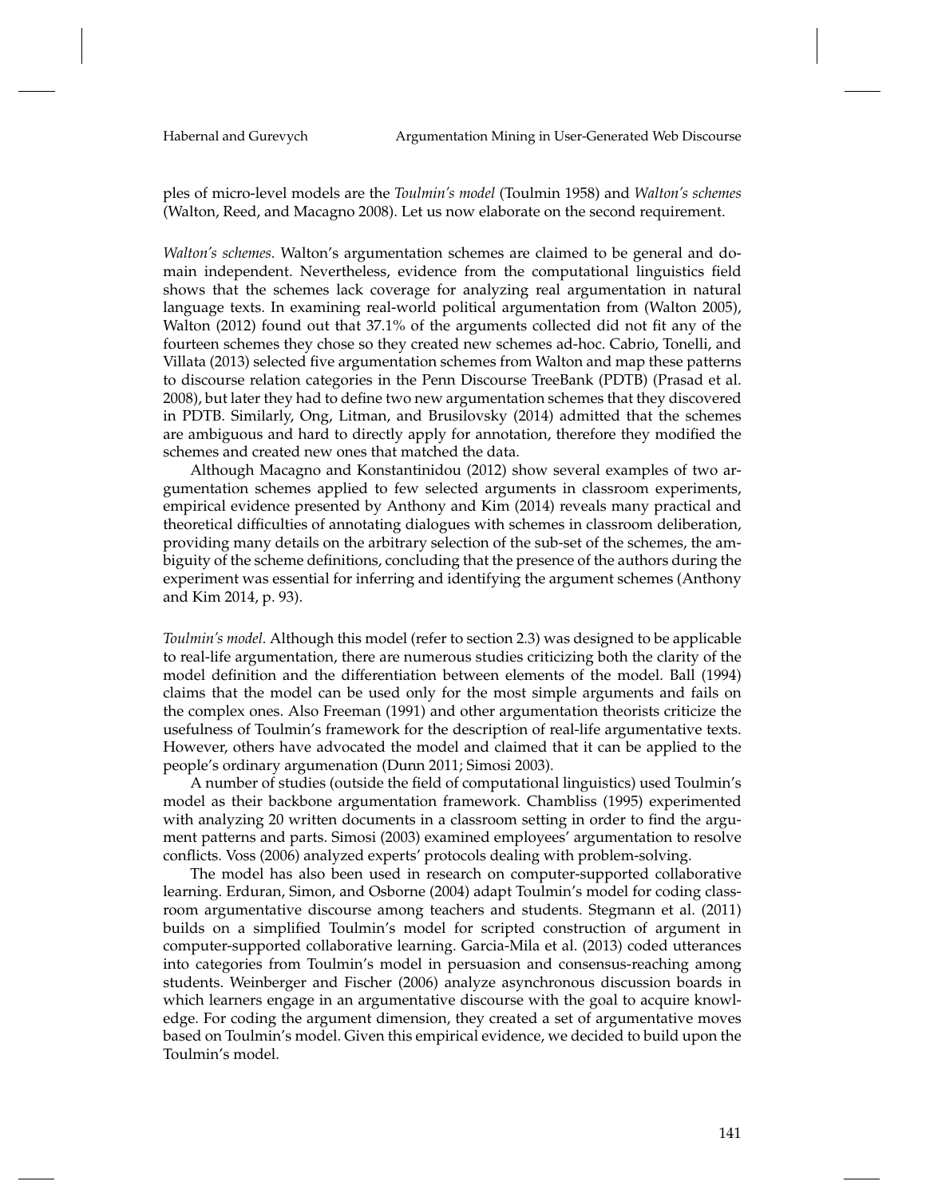ples of micro-level models are the *Toulmin's model* (Toulmin 1958) and *Walton's schemes* (Walton, Reed, and Macagno 2008). Let us now elaborate on the second requirement.

*Walton's schemes.* Walton's argumentation schemes are claimed to be general and domain independent. Nevertheless, evidence from the computational linguistics field shows that the schemes lack coverage for analyzing real argumentation in natural language texts. In examining real-world political argumentation from (Walton 2005), Walton (2012) found out that 37.1% of the arguments collected did not fit any of the fourteen schemes they chose so they created new schemes ad-hoc. Cabrio, Tonelli, and Villata (2013) selected five argumentation schemes from Walton and map these patterns to discourse relation categories in the Penn Discourse TreeBank (PDTB) (Prasad et al. 2008), but later they had to define two new argumentation schemes that they discovered in PDTB. Similarly, Ong, Litman, and Brusilovsky (2014) admitted that the schemes are ambiguous and hard to directly apply for annotation, therefore they modified the schemes and created new ones that matched the data.

Although Macagno and Konstantinidou (2012) show several examples of two argumentation schemes applied to few selected arguments in classroom experiments, empirical evidence presented by Anthony and Kim (2014) reveals many practical and theoretical difficulties of annotating dialogues with schemes in classroom deliberation, providing many details on the arbitrary selection of the sub-set of the schemes, the ambiguity of the scheme definitions, concluding that the presence of the authors during the experiment was essential for inferring and identifying the argument schemes (Anthony and Kim 2014, p. 93).

*Toulmin's model.* Although this model (refer to section 2.3) was designed to be applicable to real-life argumentation, there are numerous studies criticizing both the clarity of the model definition and the differentiation between elements of the model. Ball (1994) claims that the model can be used only for the most simple arguments and fails on the complex ones. Also Freeman (1991) and other argumentation theorists criticize the usefulness of Toulmin's framework for the description of real-life argumentative texts. However, others have advocated the model and claimed that it can be applied to the people's ordinary argumenation (Dunn 2011; Simosi 2003).

A number of studies (outside the field of computational linguistics) used Toulmin's model as their backbone argumentation framework. Chambliss (1995) experimented with analyzing 20 written documents in a classroom setting in order to find the argument patterns and parts. Simosi (2003) examined employees' argumentation to resolve conflicts. Voss (2006) analyzed experts' protocols dealing with problem-solving.

The model has also been used in research on computer-supported collaborative learning. Erduran, Simon, and Osborne (2004) adapt Toulmin's model for coding classroom argumentative discourse among teachers and students. Stegmann et al. (2011) builds on a simplified Toulmin's model for scripted construction of argument in computer-supported collaborative learning. Garcia-Mila et al. (2013) coded utterances into categories from Toulmin's model in persuasion and consensus-reaching among students. Weinberger and Fischer (2006) analyze asynchronous discussion boards in which learners engage in an argumentative discourse with the goal to acquire knowledge. For coding the argument dimension, they created a set of argumentative moves based on Toulmin's model. Given this empirical evidence, we decided to build upon the Toulmin's model.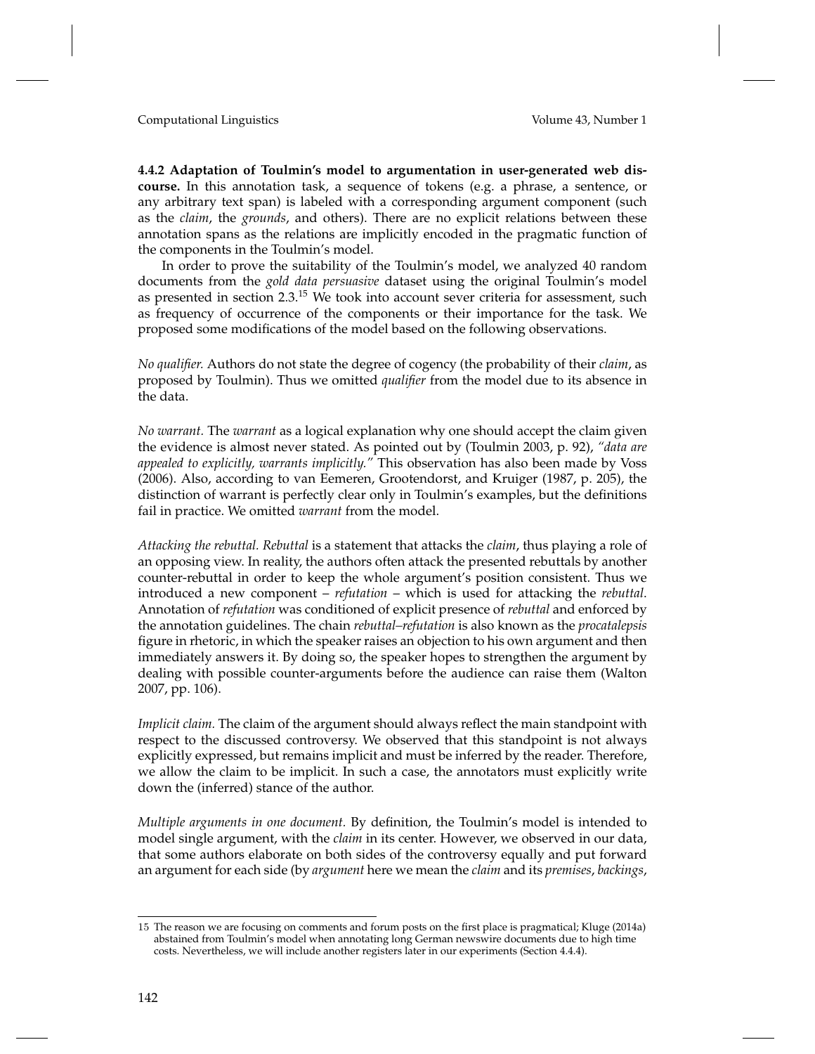**4.4.2 Adaptation of Toulmin's model to argumentation in user-generated web discourse.** In this annotation task, a sequence of tokens (e.g. a phrase, a sentence, or any arbitrary text span) is labeled with a corresponding argument component (such as the *claim*, the *grounds*, and others). There are no explicit relations between these annotation spans as the relations are implicitly encoded in the pragmatic function of the components in the Toulmin's model.

In order to prove the suitability of the Toulmin's model, we analyzed 40 random documents from the *gold data persuasive* dataset using the original Toulmin's model as presented in section 2.3.[15] We took into account sever criteria for assessment, such as frequency of occurrence of the components or their importance for the task. We proposed some modifications of the model based on the following observations.

*No qualifier.* Authors do not state the degree of cogency (the probability of their *claim*, as proposed by Toulmin). Thus we omitted *qualifier* from the model due to its absence in the data.

*No warrant.* The *warrant* as a logical explanation why one should accept the claim given the evidence is almost never stated. As pointed out by (Toulmin 2003, p. 92), *"data are appealed to explicitly, warrants implicitly."* This observation has also been made by Voss (2006). Also, according to van Eemeren, Grootendorst, and Kruiger (1987, p. 205), the distinction of warrant is perfectly clear only in Toulmin's examples, but the definitions fail in practice. We omitted *warrant* from the model.

*Attacking the rebuttal. Rebuttal* is a statement that attacks the *claim*, thus playing a role of an opposing view. In reality, the authors often attack the presented rebuttals by another counter-rebuttal in order to keep the whole argument's position consistent. Thus we introduced a new component – *refutation* – which is used for attacking the *rebuttal*. Annotation of *refutation* was conditioned of explicit presence of *rebuttal* and enforced by the annotation guidelines. The chain *rebuttal–refutation* is also known as the *procatalepsis* figure in rhetoric, in which the speaker raises an objection to his own argument and then immediately answers it. By doing so, the speaker hopes to strengthen the argument by dealing with possible counter-arguments before the audience can raise them (Walton 2007, pp. 106).

*Implicit claim.* The claim of the argument should always reflect the main standpoint with respect to the discussed controversy. We observed that this standpoint is not always explicitly expressed, but remains implicit and must be inferred by the reader. Therefore, we allow the claim to be implicit. In such a case, the annotators must explicitly write down the (inferred) stance of the author.

*Multiple arguments in one document.* By definition, the Toulmin's model is intended to model single argument, with the *claim* in its center. However, we observed in our data, that some authors elaborate on both sides of the controversy equally and put forward an argument for each side (by *argument* here we mean the *claim* and its *premises*, *backings*,

---

15 The reason we are focusing on comments and forum posts on the first place is pragmatical; Kluge (2014a) abstained from Toulmin's model when annotating long German newswire documents due to high time costs. Nevertheless, we will include another registers later in our experiments (Section 4.4.4).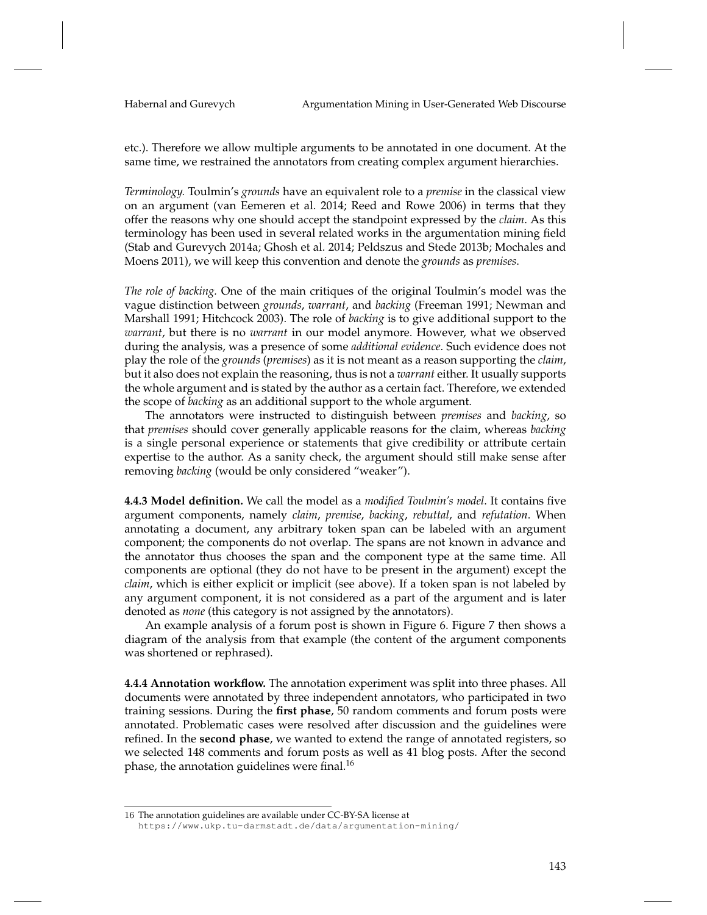etc.). Therefore we allow multiple arguments to be annotated in one document. At the same time, we restrained the annotators from creating complex argument hierarchies.

*Terminology.* Toulmin's *grounds* have an equivalent role to a *premise* in the classical view on an argument (van Eemeren et al. 2014; Reed and Rowe 2006) in terms that they offer the reasons why one should accept the standpoint expressed by the *claim*. As this terminology has been used in several related works in the argumentation mining field (Stab and Gurevych 2014a; Ghosh et al. 2014; Peldszus and Stede 2013b; Mochales and Moens 2011), we will keep this convention and denote the *grounds* as *premises*.

*The role of backing.* One of the main critiques of the original Toulmin's model was the vague distinction between *grounds*, *warrant*, and *backing* (Freeman 1991; Newman and Marshall 1991; Hitchcock 2003). The role of *backing* is to give additional support to the *warrant*, but there is no *warrant* in our model anymore. However, what we observed during the analysis, was a presence of some *additional evidence*. Such evidence does not play the role of the *grounds* (*premises*) as it is not meant as a reason supporting the *claim*, but it also does not explain the reasoning, thus is not a *warrant* either. It usually supports the whole argument and is stated by the author as a certain fact. Therefore, we extended the scope of *backing* as an additional support to the whole argument.

The annotators were instructed to distinguish between *premises* and *backing*, so that *premises* should cover generally applicable reasons for the claim, whereas *backing* is a single personal experience or statements that give credibility or attribute certain expertise to the author. As a sanity check, the argument should still make sense after removing *backing* (would be only considered "weaker").

**4.4.3 Model definition.** We call the model as a *modified Toulmin's model*. It contains five argument components, namely *claim*, *premise*, *backing*, *rebuttal*, and *refutation*. When annotating a document, any arbitrary token span can be labeled with an argument component; the components do not overlap. The spans are not known in advance and the annotator thus chooses the span and the component type at the same time. All components are optional (they do not have to be present in the argument) except the *claim*, which is either explicit or implicit (see above). If a token span is not labeled by any argument component, it is not considered as a part of the argument and is later denoted as *none* (this category is not assigned by the annotators).

An example analysis of a forum post is shown in Figure 6. Figure 7 then shows a diagram of the analysis from that example (the content of the argument components was shortened or rephrased).

**4.4.4 Annotation workflow.** The annotation experiment was split into three phases. All documents were annotated by three independent annotators, who participated in two training sessions. During the **first phase**, 50 random comments and forum posts were annotated. Problematic cases were resolved after discussion and the guidelines were refined. In the **second phase**, we wanted to extend the range of annotated registers, so we selected 148 comments and forum posts as well as 41 blog posts. After the second phase, the annotation guidelines were final.[16]

16 The annotation guidelines are available under CC-BY-SA license at https://www.ukp.tu-darmstadt.de/data/argumentation-mining/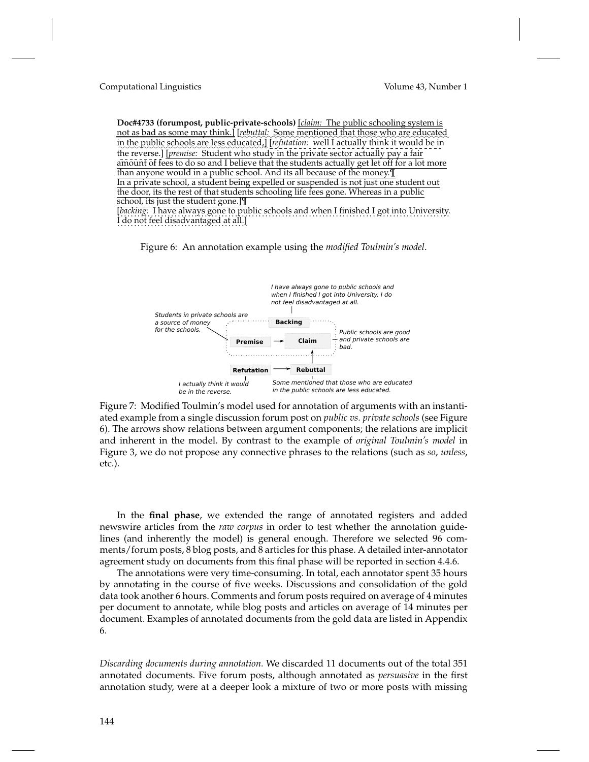**Doc#4733 (forumpost, public-private-schools)** [*claim:* The public schooling system is not as bad as some may think.] [*rebuttal:* Some mentioned that those who are educated in the public schools are less educated,] [*refutation:* well I actually think it would be in the reverse.] [*premise:* Student who study in the private sector actually pay a fair amount of fees to do so and I believe that the students actually get let off for a lot more than anyone would in a public school. And its all because of the money.¶
In a private school, a student being expelled or suspended is not just one student out the door, its the rest of that students schooling life fees gone. Whereas in a public school, its just the student gone.]¶
[*backing:* I have always gone to public schools and when I finished I got into University. I do not feel disadvantaged at all.]

Figure 6: An annotation example using the *modified Toulmin's model*.

I have always gone to public schools and when I finished I got into University. I do not feel disadvantaged at all.

Backing

Students in private schools are a source of money for the schools.

Premise → Claim

Public schools are good and private schools are bad.

Refutation → Rebuttal

I actually think it would be in the reverse.

Some mentioned that those who are educated in the public schools are less educated.

Figure 7: Modified Toulmin's model used for annotation of arguments with an instantiated example from a single discussion forum post on *public vs. private schools* (see Figure 6). The arrows show relations between argument components; the relations are implicit and inherent in the model. By contrast to the example of *original Toulmin's model* in Figure 3, we do not propose any connective phrases to the relations (such as *so*, *unless*, etc.).

In the **final phase**, we extended the range of annotated registers and added newswire articles from the *raw corpus* in order to test whether the annotation guidelines (and inherently the model) is general enough. Therefore we selected 96 comments/forum posts, 8 blog posts, and 8 articles for this phase. A detailed inter-annotator agreement study on documents from this final phase will be reported in section 4.4.6.

The annotations were very time-consuming. In total, each annotator spent 35 hours by annotating in the course of five weeks. Discussions and consolidation of the gold data took another 6 hours. Comments and forum posts required on average of 4 minutes per document to annotate, while blog posts and articles on average of 14 minutes per document. Examples of annotated documents from the gold data are listed in Appendix 6.

*Discarding documents during annotation.* We discarded 11 documents out of the total 351 annotated documents. Five forum posts, although annotated as *persuasive* in the first annotation study, were at a deeper look a mixture of two or more posts with missing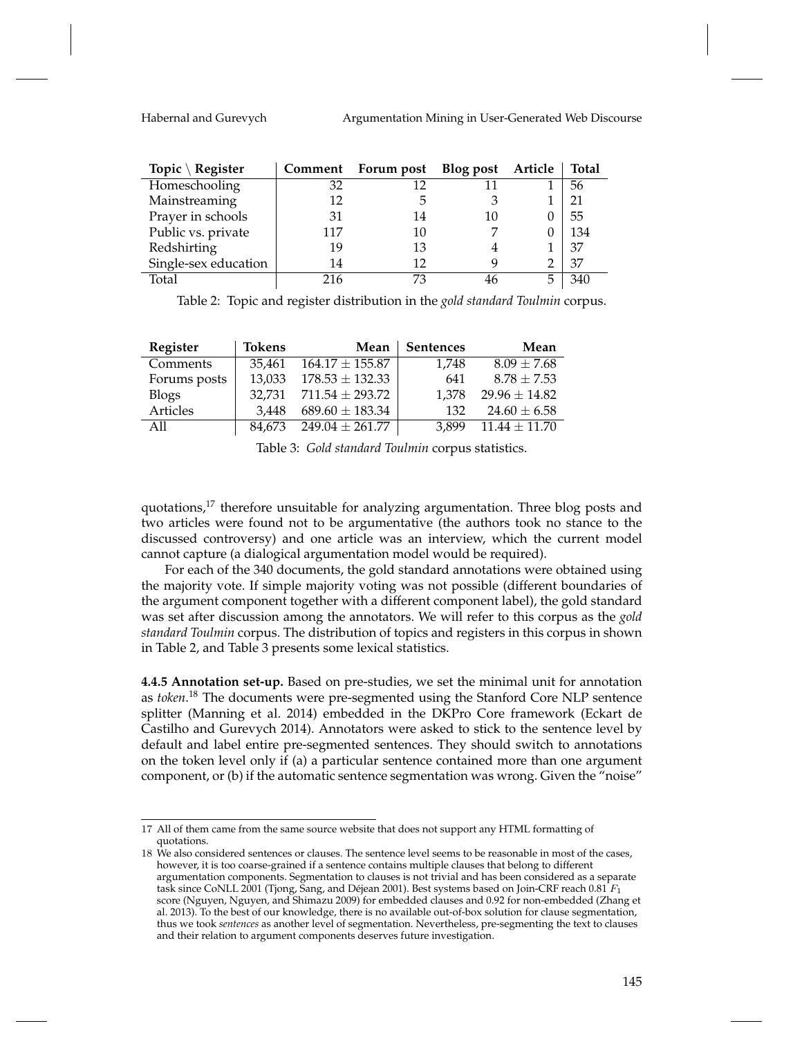| Topic \ Register | Comment | Forum post | Blog post | Article | Total |
|---|---|---|---|---|---|
| Homeschooling | 32 | 12 | 11 | 1 | 56 |
| Mainstreaming | 12 | 5 | 3 | 1 | 21 |
| Prayer in schools | 31 | 14 | 10 | 0 | 55 |
| Public vs. private | 117 | 10 | 7 | 0 | 134 |
| Redshirting | 19 | 13 | 4 | 1 | 37 |
| Single-sex education | 14 | 12 | 9 | 2 | 37 |
| Total | 216 | 73 | 46 | 5 | 340 |

Table 2: Topic and register distribution in the *gold standard Toulmin* corpus.

| Register | Tokens | Mean | Sentences | Mean |
|---|---|---|---|---|
| Comments | 35,461 | $164.17 \pm 155.87$ | 1,748 | $8.09 \pm 7.68$ |
| Forums posts | 13,033 | $178.53 \pm 132.33$ | 641 | $8.78 \pm 7.53$ |
| Blogs | 32,731 | $711.54 \pm 293.72$ | 1,378 | $29.96 \pm 14.82$ |
| Articles | 3,448 | $689.60 \pm 183.34$ | 132 | $24.60 \pm 6.58$ |
| All | 84,673 | $249.04 \pm 261.77$ | 3,899 | $11.44 \pm 11.70$ |

Table 3: *Gold standard Toulmin* corpus statistics.

quotations,[17] therefore unsuitable for analyzing argumentation. Three blog posts and two articles were found not to be argumentative (the authors took no stance to the discussed controversy) and one article was an interview, which the current model cannot capture (a dialogical argumentation model would be required).

For each of the 340 documents, the gold standard annotations were obtained using the majority vote. If simple majority voting was not possible (different boundaries of the argument component together with a different component label), the gold standard was set after discussion among the annotators. We will refer to this corpus as the *gold standard Toulmin* corpus. The distribution of topics and registers in this corpus in shown in Table 2, and Table 3 presents some lexical statistics.

**4.4.5 Annotation set-up.** Based on pre-studies, we set the minimal unit for annotation as *token*.[18] The documents were pre-segmented using the Stanford Core NLP sentence splitter (Manning et al. 2014) embedded in the DKPro Core framework (Eckart de Castilho and Gurevych 2014). Annotators were asked to stick to the sentence level by default and label entire pre-segmented sentences. They should switch to annotations on the token level only if (a) a particular sentence contained more than one argument component, or (b) if the automatic sentence segmentation was wrong. Given the "noise"

17 All of them came from the same source website that does not support any HTML formatting of quotations.

18 We also considered sentences or clauses. The sentence level seems to be reasonable in most of the cases, however, it is too coarse-grained if a sentence contains multiple clauses that belong to different argumentation components. Segmentation to clauses is not trivial and has been considered as a separate task since CoNLL 2001 (Tjong, Sang, and Déjean 2001). Best systems based on Join-CRF reach 0.81 $F_1$ score (Nguyen, Nguyen, and Shimazu 2009) for embedded clauses and 0.92 for non-embedded (Zhang et al. 2013). To the best of our knowledge, there is no available out-of-box solution for clause segmentation, thus we took *sentences* as another level of segmentation. Nevertheless, pre-segmenting the text to clauses and their relation to argument components deserves future investigation.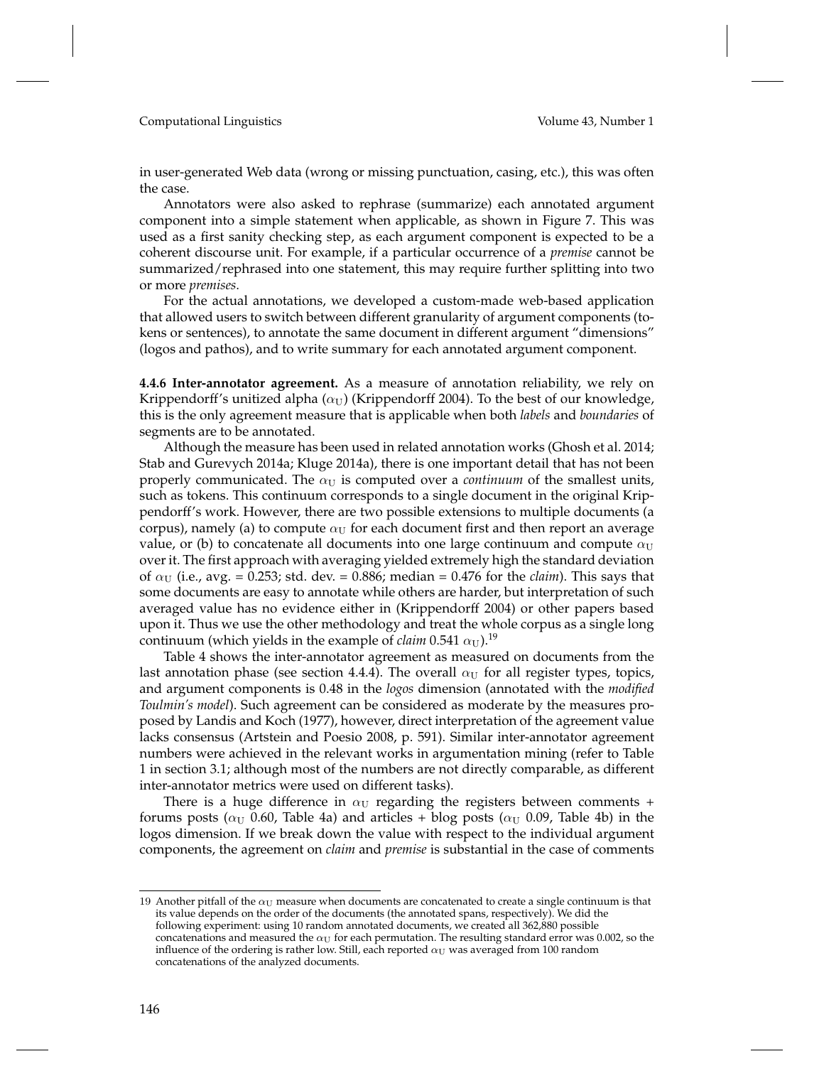in user-generated Web data (wrong or missing punctuation, casing, etc.), this was often the case.

Annotators were also asked to rephrase (summarize) each annotated argument component into a simple statement when applicable, as shown in Figure 7. This was used as a first sanity checking step, as each argument component is expected to be a coherent discourse unit. For example, if a particular occurrence of a *premise* cannot be summarized/rephrased into one statement, this may require further splitting into two or more *premises*.

For the actual annotations, we developed a custom-made web-based application that allowed users to switch between different granularity of argument components (tokens or sentences), to annotate the same document in different argument "dimensions" (logos and pathos), and to write summary for each annotated argument component.

**4.4.6 Inter-annotator agreement.** As a measure of annotation reliability, we rely on Krippendorff's unitized alpha ($\alpha_U$) (Krippendorff 2004). To the best of our knowledge, this is the only agreement measure that is applicable when both *labels* and *boundaries* of segments are to be annotated.

Although the measure has been used in related annotation works (Ghosh et al. 2014; Stab and Gurevych 2014a; Kluge 2014a), there is one important detail that has not been properly communicated. The $\alpha_U$ is computed over a *continuum* of the smallest units, such as tokens. This continuum corresponds to a single document in the original Krippendorff's work. However, there are two possible extensions to multiple documents (a corpus), namely (a) to compute $\alpha_U$ for each document first and then report an average value, or (b) to concatenate all documents into one large continuum and compute $\alpha_U$ over it. The first approach with averaging yielded extremely high the standard deviation of $\alpha_U$ (i.e., avg. = 0.253; std. dev. = 0.886; median = 0.476 for the *claim*). This says that some documents are easy to annotate while others are harder, but interpretation of such averaged value has no evidence either in (Krippendorff 2004) or other papers based upon it. Thus we use the other methodology and treat the whole corpus as a single long continuum (which yields in the example of *claim* 0.541 $\alpha_U$).[19]

Table 4 shows the inter-annotator agreement as measured on documents from the last annotation phase (see section 4.4.4). The overall $\alpha_U$ for all register types, topics, and argument components is 0.48 in the *logos* dimension (annotated with the *modified Toulmin's model*). Such agreement can be considered as moderate by the measures proposed by Landis and Koch (1977), however, direct interpretation of the agreement value lacks consensus (Artstein and Poesio 2008, p. 591). Similar inter-annotator agreement numbers were achieved in the relevant works in argumentation mining (refer to Table 1 in section 3.1; although most of the numbers are not directly comparable, as different inter-annotator metrics were used on different tasks).

There is a huge difference in $\alpha_U$ regarding the registers between comments + forums posts ($\alpha_U$ 0.60, Table 4a) and articles + blog posts ($\alpha_U$ 0.09, Table 4b) in the logos dimension. If we break down the value with respect to the individual argument components, the agreement on *claim* and *premise* is substantial in the case of comments

---

19 Another pitfall of the $\alpha_U$ measure when documents are concatenated to create a single continuum is that its value depends on the order of the documents (the annotated spans, respectively). We did the following experiment: using 10 random annotated documents, we created all 362,880 possible concatenations and measured the $\alpha_U$ for each permutation. The resulting standard error was 0.002, so the influence of the ordering is rather low. Still, each reported $\alpha_U$ was averaged from 100 random concatenations of the analyzed documents.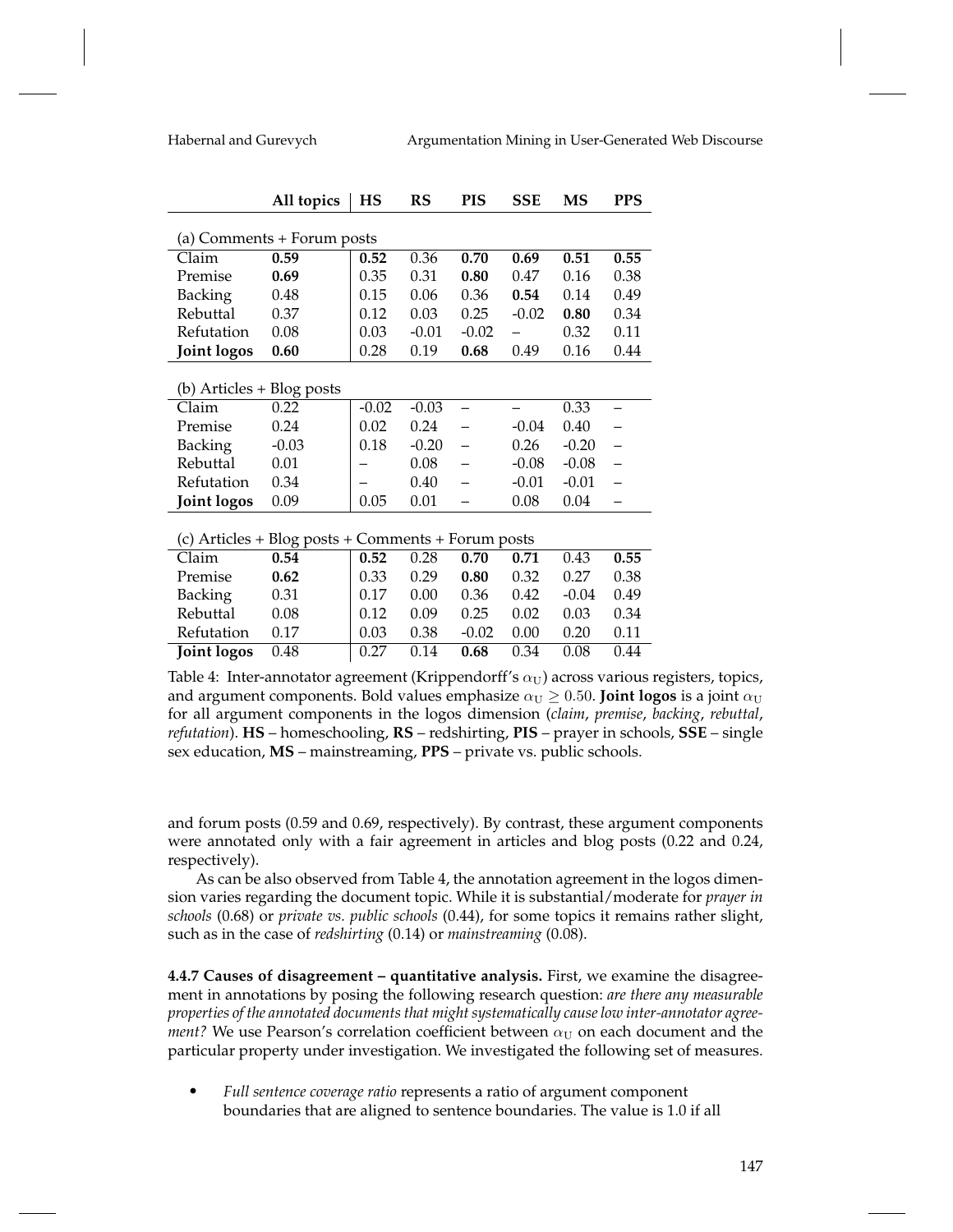| | All topics | HS | RS | PIS | SSE | MS | PPS |
|---|---|---|---|---|---|---|---|
| (a) Comments + Forum posts | | | | | | | |
| Claim | **0.59** | **0.52** | 0.36 | **0.70** | **0.69** | **0.51** | **0.55** |
| Premise | **0.69** | 0.35 | 0.31 | **0.80** | 0.47 | 0.16 | 0.38 |
| Backing | 0.48 | 0.15 | 0.06 | 0.36 | **0.54** | 0.14 | 0.49 |
| Rebuttal | 0.37 | 0.12 | 0.03 | 0.25 | -0.02 | **0.80** | 0.34 |
| Refutation | 0.08 | 0.03 | -0.01 | -0.02 | – | 0.32 | 0.11 |
| **Joint logos** | **0.60** | 0.28 | 0.19 | **0.68** | 0.49 | 0.16 | 0.44 |
| (b) Articles + Blog posts | | | | | | | |
| Claim | 0.22 | -0.02 | -0.03 | – | – | 0.33 | – |
| Premise | 0.24 | 0.02 | 0.24 | – | -0.04 | 0.40 | – |
| Backing | -0.03 | 0.18 | -0.20 | – | 0.26 | -0.20 | – |
| Rebuttal | 0.01 | – | 0.08 | – | -0.08 | -0.08 | – |
| Refutation | 0.34 | – | 0.40 | – | -0.01 | -0.01 | – |
| **Joint logos** | 0.09 | 0.05 | 0.01 | – | 0.08 | 0.04 | – |
| (c) Articles + Blog posts + Comments + Forum posts | | | | | | | |
| Claim | **0.54** | **0.52** | 0.28 | **0.70** | **0.71** | 0.43 | **0.55** |
| Premise | **0.62** | 0.33 | 0.29 | **0.80** | 0.32 | 0.27 | 0.38 |
| Backing | 0.31 | 0.17 | 0.00 | 0.36 | 0.42 | -0.04 | 0.49 |
| Rebuttal | 0.08 | 0.12 | 0.09 | 0.25 | 0.02 | 0.03 | 0.34 |
| Refutation | 0.17 | 0.03 | 0.38 | -0.02 | 0.00 | 0.20 | 0.11 |
| **Joint logos** | 0.48 | 0.27 | 0.14 | **0.68** | 0.34 | 0.08 | 0.44 |

Table 4: Inter-annotator agreement (Krippendorff's $\alpha_U$) across various registers, topics, and argument components. Bold values emphasize $\alpha_U \geq 0.50$. **Joint logos** is a joint $\alpha_U$ for all argument components in the logos dimension (*claim*, *premise*, *backing*, *rebuttal*, *refutation*). **HS** – homeschooling, **RS** – redshirting, **PIS** – prayer in schools, **SSE** – single sex education, **MS** – mainstreaming, **PPS** – private vs. public schools.

and forum posts (0.59 and 0.69, respectively). By contrast, these argument components were annotated only with a fair agreement in articles and blog posts (0.22 and 0.24, respectively).

As can be also observed from Table 4, the annotation agreement in the logos dimension varies regarding the document topic. While it is substantial/moderate for *prayer in schools* (0.68) or *private vs. public schools* (0.44), for some topics it remains rather slight, such as in the case of *redshirting* (0.14) or *mainstreaming* (0.08).

**4.4.7 Causes of disagreement – quantitative analysis.** First, we examine the disagreement in annotations by posing the following research question: *are there any measurable properties of the annotated documents that might systematically cause low inter-annotator agreement?* We use Pearson's correlation coefficient between $\alpha_U$ on each document and the particular property under investigation. We investigated the following set of measures.

- *Full sentence coverage ratio* represents a ratio of argument component boundaries that are aligned to sentence boundaries. The value is 1.0 if all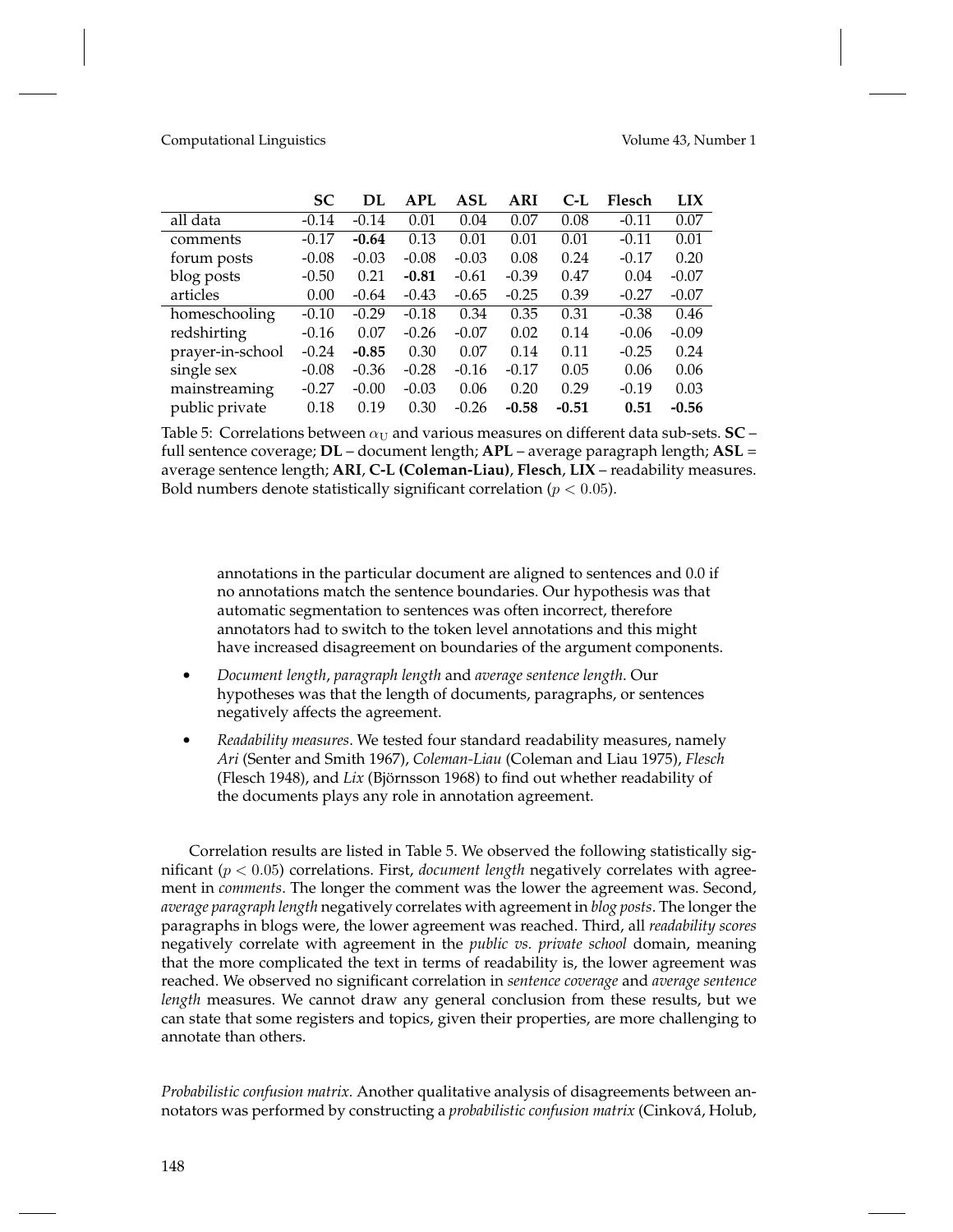| | **SC** | **DL** | **APL** | **ASL** | **ARI** | **C-L** | **Flesch** | **LIX** |
|---|---|---|---|---|---|---|---|---|
| all data | -0.14 | -0.14 | 0.01 | 0.04 | 0.07 | 0.08 | -0.11 | 0.07 |
| comments | -0.17 | **-0.64** | 0.13 | 0.01 | 0.01 | 0.01 | -0.11 | 0.01 |
| forum posts | -0.08 | -0.03 | -0.08 | -0.03 | 0.08 | 0.24 | -0.17 | 0.20 |
| blog posts | -0.50 | 0.21 | **-0.81** | -0.61 | -0.39 | 0.47 | 0.04 | -0.07 |
| articles | 0.00 | -0.64 | -0.43 | -0.65 | -0.25 | 0.39 | -0.27 | -0.07 |
| homeschooling | -0.10 | -0.29 | -0.18 | 0.34 | 0.35 | 0.31 | -0.38 | 0.46 |
| redshirting | -0.16 | 0.07 | -0.26 | -0.07 | 0.02 | 0.14 | -0.06 | -0.09 |
| prayer-in-school | -0.24 | **-0.85** | 0.30 | 0.07 | 0.14 | 0.11 | -0.25 | 0.24 |
| single sex | -0.08 | -0.36 | -0.28 | -0.16 | -0.17 | 0.05 | 0.06 | 0.06 |
| mainstreaming | -0.27 | -0.00 | -0.03 | 0.06 | 0.20 | 0.29 | -0.19 | 0.03 |
| public private | 0.18 | 0.19 | 0.30 | -0.26 | **-0.58** | **-0.51** | **0.51** | **-0.56** |

Table 5: Correlations between $\alpha_U$ and various measures on different data sub-sets. **SC** – full sentence coverage; **DL** – document length; **APL** – average paragraph length; **ASL** = average sentence length; **ARI**, **C-L (Coleman-Liau)**, **Flesch**, **LIX** – readability measures. Bold numbers denote statistically significant correlation ($p < 0.05$).

annotations in the particular document are aligned to sentences and 0.0 if no annotations match the sentence boundaries. Our hypothesis was that automatic segmentation to sentences was often incorrect, therefore annotators had to switch to the token level annotations and this might have increased disagreement on boundaries of the argument components.

- *Document length*, *paragraph length* and *average sentence length*. Our hypotheses was that the length of documents, paragraphs, or sentences negatively affects the agreement.
- *Readability measures*. We tested four standard readability measures, namely *Ari* (Senter and Smith 1967), *Coleman-Liau* (Coleman and Liau 1975), *Flesch* (Flesch 1948), and *Lix* (Björnsson 1968) to find out whether readability of the documents plays any role in annotation agreement.

Correlation results are listed in Table 5. We observed the following statistically significant ($p < 0.05$) correlations. First, *document length* negatively correlates with agreement in *comments*. The longer the comment was the lower the agreement was. Second, *average paragraph length* negatively correlates with agreement in *blog posts*. The longer the paragraphs in blogs were, the lower agreement was reached. Third, all *readability scores* negatively correlate with agreement in the *public vs. private school* domain, meaning that the more complicated the text in terms of readability is, the lower agreement was reached. We observed no significant correlation in *sentence coverage* and *average sentence length* measures. We cannot draw any general conclusion from these results, but we can state that some registers and topics, given their properties, are more challenging to annotate than others.

*Probabilistic confusion matrix.* Another qualitative analysis of disagreements between annotators was performed by constructing a *probabilistic confusion matrix* (Cinková, Holub,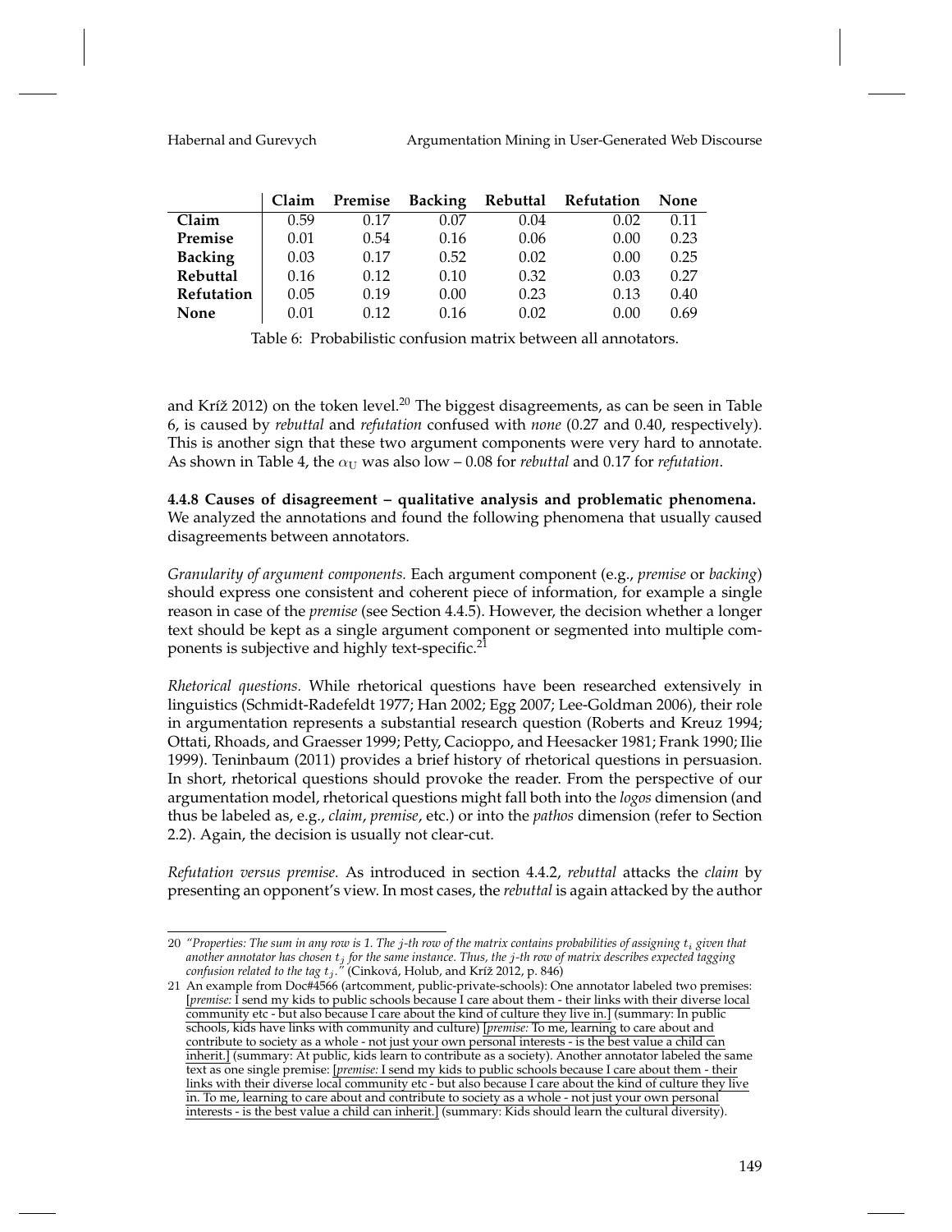|  | Claim | Premise | Backing | Rebuttal | Refutation | None |
|---|---|---|---|---|---|---|
| **Claim** | 0.59 | 0.17 | 0.07 | 0.04 | 0.02 | 0.11 |
| **Premise** | 0.01 | 0.54 | 0.16 | 0.06 | 0.00 | 0.23 |
| **Backing** | 0.03 | 0.17 | 0.52 | 0.02 | 0.00 | 0.25 |
| **Rebuttal** | 0.16 | 0.12 | 0.10 | 0.32 | 0.03 | 0.27 |
| **Refutation** | 0.05 | 0.19 | 0.00 | 0.23 | 0.13 | 0.40 |
| **None** | 0.01 | 0.12 | 0.16 | 0.02 | 0.00 | 0.69 |

Table 6: Probabilistic confusion matrix between all annotators.

and Kríž 2012) on the token level.[20] The biggest disagreements, as can be seen in Table 6, is caused by *rebuttal* and *refutation* confused with *none* (0.27 and 0.40, respectively). This is another sign that these two argument components were very hard to annotate. As shown in Table 4, the $\alpha_{\mathrm{U}}$ was also low – 0.08 for *rebuttal* and 0.17 for *refutation*.

**4.4.8 Causes of disagreement – qualitative analysis and problematic phenomena.** We analyzed the annotations and found the following phenomena that usually caused disagreements between annotators.

*Granularity of argument components.* Each argument component (e.g., *premise* or *backing*) should express one consistent and coherent piece of information, for example a single reason in case of the *premise* (see Section 4.4.5). However, the decision whether a longer text should be kept as a single argument component or segmented into multiple components is subjective and highly text-specific.[21]

*Rhetorical questions.* While rhetorical questions have been researched extensively in linguistics (Schmidt-Radefeldt 1977; Han 2002; Egg 2007; Lee-Goldman 2006), their role in argumentation represents a substantial research question (Roberts and Kreuz 1994; Ottati, Rhoads, and Graesser 1999; Petty, Cacioppo, and Heesacker 1981; Frank 1990; Ilie 1999). Teninbaum (2011) provides a brief history of rhetorical questions in persuasion. In short, rhetorical questions should provoke the reader. From the perspective of our argumentation model, rhetorical questions might fall both into the *logos* dimension (and thus be labeled as, e.g., *claim*, *premise*, etc.) or into the *pathos* dimension (refer to Section 2.2). Again, the decision is usually not clear-cut.

*Refutation versus premise.* As introduced in section 4.4.2, *rebuttal* attacks the *claim* by presenting an opponent's view. In most cases, the *rebuttal* is again attacked by the author

---

20 *"Properties: The sum in any row is 1. The $j$-th row of the matrix contains probabilities of assigning $t_i$ given that another annotator has chosen $t_j$ for the same instance. Thus, the $j$-th row of matrix describes expected tagging confusion related to the tag $t_j$."* (Cinková, Holub, and Kríž 2012, p. 846)

21 An example from Doc#4566 (artcomment, public-private-schools): One annotator labeled two premises: [*premise:* I send my kids to public schools because I care about them - their links with their diverse local community etc - but also because I care about the kind of culture they live in.] (summary: In public schools, kids have links with community and culture) [*premise:* To me, learning to care about and contribute to society as a whole - not just your own personal interests - is the best value a child can inherit.] (summary: At public, kids learn to contribute as a society). Another annotator labeled the same text as one single premise: [*premise:* I send my kids to public schools because I care about them - their links with their diverse local community etc - but also because I care about the kind of culture they live in. To me, learning to care about and contribute to society as a whole - not just your own personal interests - is the best value a child can inherit.] (summary: Kids should learn the cultural diversity).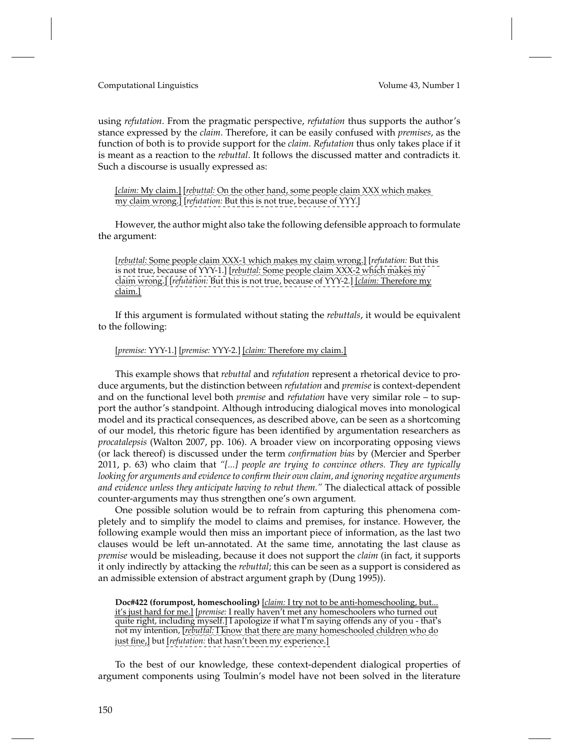using *refutation*. From the pragmatic perspective, *refutation* thus supports the author's stance expressed by the *claim*. Therefore, it can be easily confused with *premises*, as the function of both is to provide support for the *claim*. *Refutation* thus only takes place if it is meant as a reaction to the *rebuttal*. It follows the discussed matter and contradicts it. Such a discourse is usually expressed as:

> [*claim:* My claim.] [*rebuttal:* On the other hand, some people claim XXX which makes my claim wrong.] [*refutation:* But this is not true, because of YYY.]

However, the author might also take the following defensible approach to formulate the argument:

> [*rebuttal:* Some people claim XXX-1 which makes my claim wrong.] [*refutation:* But this is not true, because of YYY-1.] [*rebuttal:* Some people claim XXX-2 which makes my claim wrong.] [*refutation:* But this is not true, because of YYY-2.] [*claim:* Therefore my claim.]

If this argument is formulated without stating the *rebuttals*, it would be equivalent to the following:

> [*premise:* YYY-1.] [*premise:* YYY-2.] [*claim:* Therefore my claim.]

This example shows that *rebuttal* and *refutation* represent a rhetorical device to produce arguments, but the distinction between *refutation* and *premise* is context-dependent and on the functional level both *premise* and *refutation* have very similar role – to support the author's standpoint. Although introducing dialogical moves into monological model and its practical consequences, as described above, can be seen as a shortcoming of our model, this rhetoric figure has been identified by argumentation researchers as *procatalepsis* (Walton 2007, pp. 106). A broader view on incorporating opposing views (or lack thereof) is discussed under the term *confirmation bias* by (Mercier and Sperber 2011, p. 63) who claim that *"[...] people are trying to convince others. They are typically looking for arguments and evidence to confirm their own claim, and ignoring negative arguments and evidence unless they anticipate having to rebut them."* The dialectical attack of possible counter-arguments may thus strengthen one's own argument.

One possible solution would be to refrain from capturing this phenomena completely and to simplify the model to claims and premises, for instance. However, the following example would then miss an important piece of information, as the last two clauses would be left un-annotated. At the same time, annotating the last clause as *premise* would be misleading, because it does not support the *claim* (in fact, it supports it only indirectly by attacking the *rebuttal*; this can be seen as a support is considered as an admissible extension of abstract argument graph by (Dung 1995)).

> **Doc#422 (forumpost, homeschooling)** [*claim:* I try not to be anti-homeschooling, but... it's just hard for me.] [*premise:* I really haven't met any homeschoolers who turned out quite right, including myself.] I apologize if what I'm saying offends any of you - that's not my intention, [*rebuttal:* I know that there are many homeschooled children who do just fine,] but [*refutation:* that hasn't been my experience.]

To the best of our knowledge, these context-dependent dialogical properties of argument components using Toulmin's model have not been solved in the literature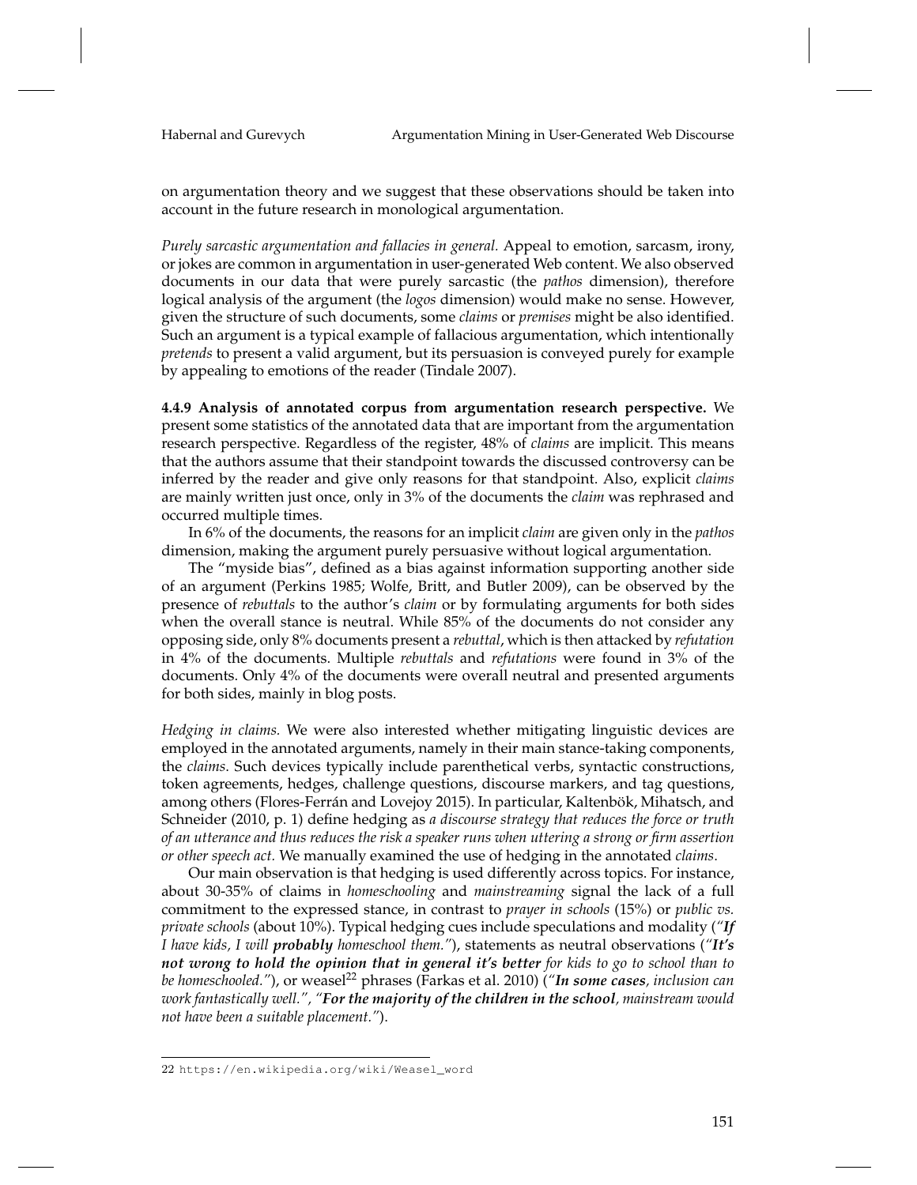on argumentation theory and we suggest that these observations should be taken into account in the future research in monological argumentation.

*Purely sarcastic argumentation and fallacies in general.* Appeal to emotion, sarcasm, irony, or jokes are common in argumentation in user-generated Web content. We also observed documents in our data that were purely sarcastic (the *pathos* dimension), therefore logical analysis of the argument (the *logos* dimension) would make no sense. However, given the structure of such documents, some *claims* or *premises* might be also identified. Such an argument is a typical example of fallacious argumentation, which intentionally *pretends* to present a valid argument, but its persuasion is conveyed purely for example by appealing to emotions of the reader (Tindale 2007).

**4.4.9 Analysis of annotated corpus from argumentation research perspective.** We present some statistics of the annotated data that are important from the argumentation research perspective. Regardless of the register, 48% of *claims* are implicit. This means that the authors assume that their standpoint towards the discussed controversy can be inferred by the reader and give only reasons for that standpoint. Also, explicit *claims* are mainly written just once, only in 3% of the documents the *claim* was rephrased and occurred multiple times.

In 6% of the documents, the reasons for an implicit *claim* are given only in the *pathos* dimension, making the argument purely persuasive without logical argumentation.

The "myside bias", defined as a bias against information supporting another side of an argument (Perkins 1985; Wolfe, Britt, and Butler 2009), can be observed by the presence of *rebuttals* to the author's *claim* or by formulating arguments for both sides when the overall stance is neutral. While 85% of the documents do not consider any opposing side, only 8% documents present a *rebuttal*, which is then attacked by *refutation* in 4% of the documents. Multiple *rebuttals* and *refutations* were found in 3% of the documents. Only 4% of the documents were overall neutral and presented arguments for both sides, mainly in blog posts.

*Hedging in claims.* We were also interested whether mitigating linguistic devices are employed in the annotated arguments, namely in their main stance-taking components, the *claims*. Such devices typically include parenthetical verbs, syntactic constructions, token agreements, hedges, challenge questions, discourse markers, and tag questions, among others (Flores-Ferrán and Lovejoy 2015). In particular, Kaltenbök, Mihatsch, and Schneider (2010, p. 1) define hedging as *a discourse strategy that reduces the force or truth of an utterance and thus reduces the risk a speaker runs when uttering a strong or firm assertion or other speech act.* We manually examined the use of hedging in the annotated *claims*.

Our main observation is that hedging is used differently across topics. For instance, about 30-35% of claims in *homeschooling* and *mainstreaming* signal the lack of a full commitment to the expressed stance, in contrast to *prayer in schools* (15%) or *public vs. private schools* (about 10%). Typical hedging cues include speculations and modality ("***If** I have kids, I will **probably** homeschool them.*"), statements as neutral observations ("***It's not wrong to hold the opinion that in general it's better** for kids to go to school than to be homeschooled.*"), or weasel[22] phrases (Farkas et al. 2010) ("***In some cases**, inclusion can work fantastically well.*", "***For the majority of the children in the school**, mainstream would not have been a suitable placement.*").

22 https://en.wikipedia.org/wiki/Weasel_word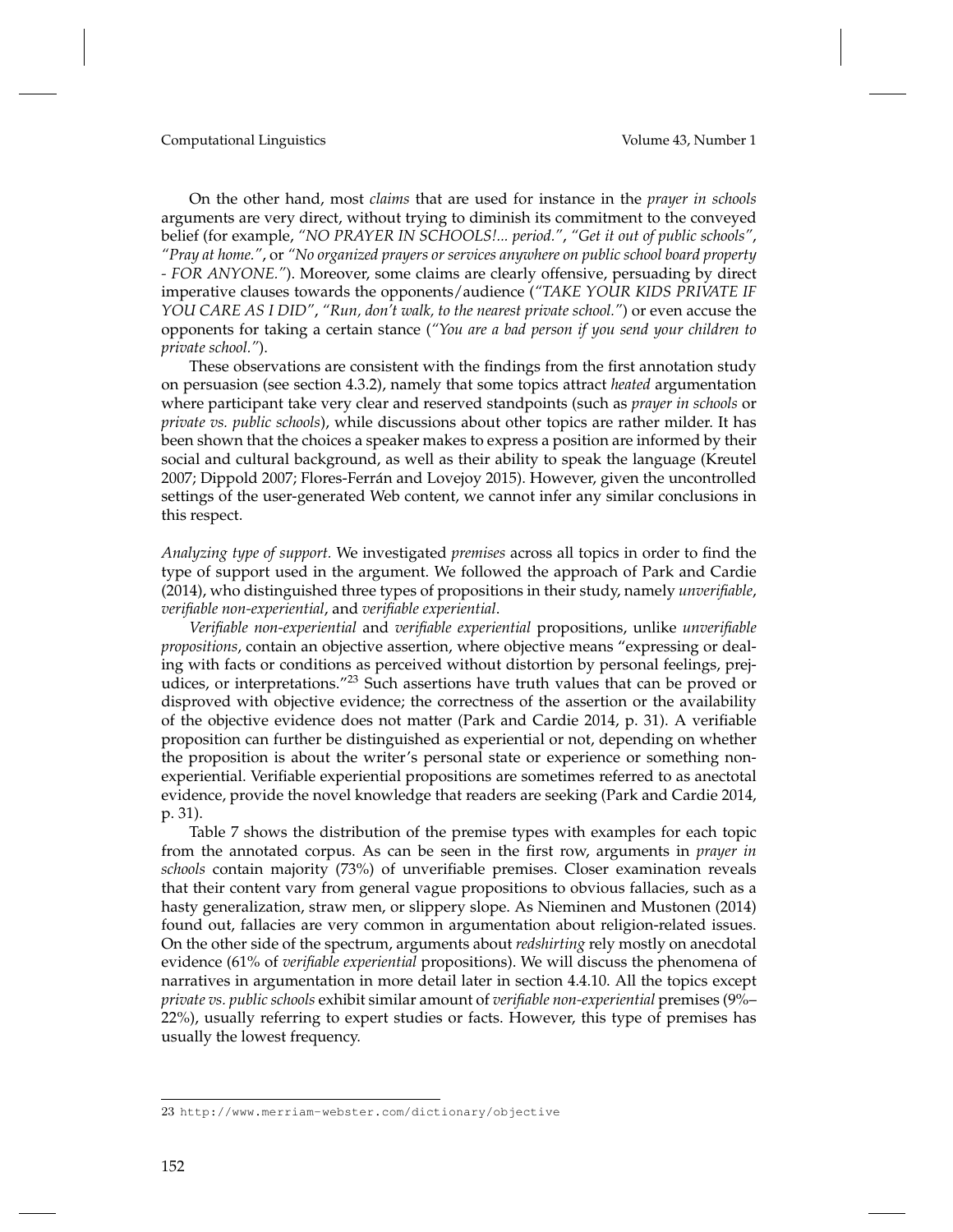On the other hand, most *claims* that are used for instance in the *prayer in schools* arguments are very direct, without trying to diminish its commitment to the conveyed belief (for example, *"NO PRAYER IN SCHOOLS!... period."*, *"Get it out of public schools"*, *"Pray at home."*, or *"No organized prayers or services anywhere on public school board property - FOR ANYONE."*). Moreover, some claims are clearly offensive, persuading by direct imperative clauses towards the opponents/audience (*"TAKE YOUR KIDS PRIVATE IF YOU CARE AS I DID"*, *"Run, don't walk, to the nearest private school."*) or even accuse the opponents for taking a certain stance (*"You are a bad person if you send your children to private school."*).

These observations are consistent with the findings from the first annotation study on persuasion (see section 4.3.2), namely that some topics attract *heated* argumentation where participant take very clear and reserved standpoints (such as *prayer in schools* or *private vs. public schools*), while discussions about other topics are rather milder. It has been shown that the choices a speaker makes to express a position are informed by their social and cultural background, as well as their ability to speak the language (Kreutel 2007; Dippold 2007; Flores-Ferrán and Lovejoy 2015). However, given the uncontrolled settings of the user-generated Web content, we cannot infer any similar conclusions in this respect.

*Analyzing type of support.* We investigated *premises* across all topics in order to find the type of support used in the argument. We followed the approach of Park and Cardie (2014), who distinguished three types of propositions in their study, namely *unverifiable*, *verifiable non-experiential*, and *verifiable experiential*.

*Verifiable non-experiential* and *verifiable experiential* propositions, unlike *unverifiable propositions*, contain an objective assertion, where objective means "expressing or dealing with facts or conditions as perceived without distortion by personal feelings, prejudices, or interpretations."[23] Such assertions have truth values that can be proved or disproved with objective evidence; the correctness of the assertion or the availability of the objective evidence does not matter (Park and Cardie 2014, p. 31). A verifiable proposition can further be distinguished as experiential or not, depending on whether the proposition is about the writer's personal state or experience or something non-experiential. Verifiable experiential propositions are sometimes referred to as anectotal evidence, provide the novel knowledge that readers are seeking (Park and Cardie 2014, p. 31).

Table 7 shows the distribution of the premise types with examples for each topic from the annotated corpus. As can be seen in the first row, arguments in *prayer in schools* contain majority (73%) of unverifiable premises. Closer examination reveals that their content vary from general vague propositions to obvious fallacies, such as a hasty generalization, straw men, or slippery slope. As Nieminen and Mustonen (2014) found out, fallacies are very common in argumentation about religion-related issues. On the other side of the spectrum, arguments about *redshirting* rely mostly on anecdotal evidence (61% of *verifiable experiential* propositions). We will discuss the phenomena of narratives in argumentation in more detail later in section 4.4.10. All the topics except *private vs. public schools* exhibit similar amount of *verifiable non-experiential* premises (9%–22%), usually referring to expert studies or facts. However, this type of premises has usually the lowest frequency.

[23] http://www.merriam-webster.com/dictionary/objective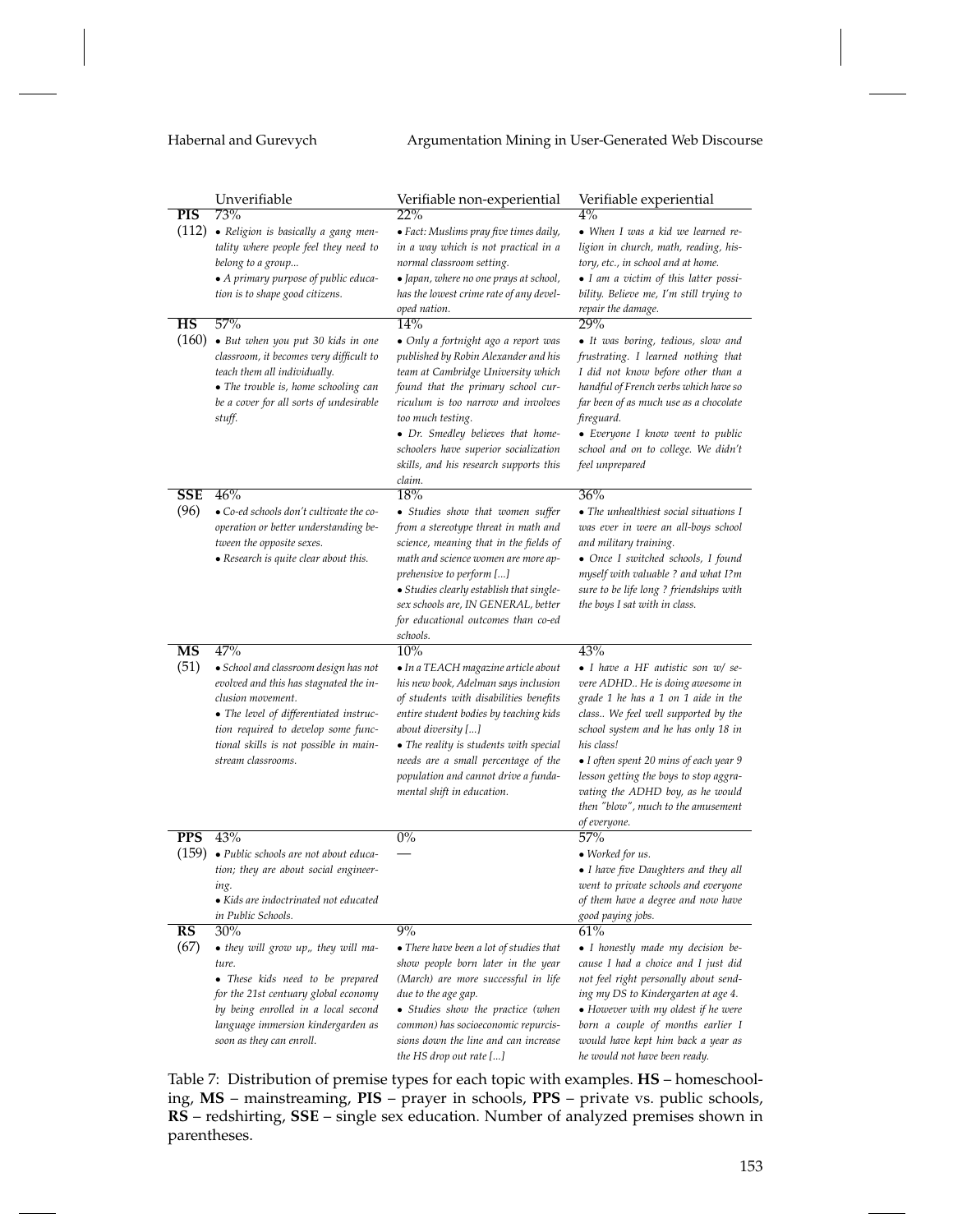| | Unverifiable | Verifiable non-experiential | Verifiable experiential |
|---|---|---|---|
| **PIS** (112) | 73% • *Religion is basically a gang mentality where people feel they need to belong to a group...* • *A primary purpose of public education is to shape good citizens.* | 22% • *Fact: Muslims pray five times daily, in a way which is not practical in a normal classroom setting.* • *Japan, where no one prays at school, has the lowest crime rate of any developed nation.* | 4% • *When I was a kid we learned religion in church, math, reading, history, etc., in school and at home.* • *I am a victim of this latter possibility. Believe me, I'm still trying to repair the damage.* |
| **HS** (160) | 57% • *But when you put 30 kids in one classroom, it becomes very difficult to teach them all individually.* • *The trouble is, home schooling can be a cover for all sorts of undesirable stuff.* | 14% • *Only a fortnight ago a report was published by Robin Alexander and his team at Cambridge University which found that the primary school curriculum is too narrow and involves too much testing.* • *Dr. Smedley believes that homeschoolers have superior socialization skills, and his research supports this claim.* | 29% • *It was boring, tedious, slow and frustrating. I learned nothing that I did not know before other than a handful of French verbs which have so far been of as much use as a chocolate fireguard.* • *Everyone I know went to public school and on to college. We didn't feel unprepared* |
| **SSE** (96) | 46% • *Co-ed schools don't cultivate the cooperation or better understanding between the opposite sexes.* • *Research is quite clear about this.* | 18% • *Studies show that women suffer from a stereotype threat in math and science, meaning that in the fields of math and science women are more apprehensive to perform [...]* • *Studies clearly establish that single-sex schools are, IN GENERAL, better for educational outcomes than co-ed schools.* | 36% • *The unhealthiest social situations I was ever in were an all-boys school and military training.* • *Once I switched schools, I found myself with valuable ? and what I?m sure to be life long ? friendships with the boys I sat with in class.* |
| **MS** (51) | 47% • *School and classroom design has not evolved and this has stagnated the inclusion movement.* • *The level of differentiated instruction required to develop some functional skills is not possible in mainstream classrooms.* | 10% • *In a TEACH magazine article about his new book, Adelman says inclusion of students with disabilities benefits entire student bodies by teaching kids about diversity [...]* • *The reality is students with special needs are a small percentage of the population and cannot drive a fundamental shift in education.* | 43% • *I have a HF autistic son w/ severe ADHD.. He is doing awesome in grade 1 he has a 1 on 1 aide in the class.. We feel well supported by the school system and he has only 18 in his class!* • *I often spent 20 mins of each year 9 lesson getting the boys to stop aggravating the ADHD boy, as he would then "blow", much to the amusement of everyone.* |
| **PPS** (159) | 43% • *Public schools are not about education; they are about social engineering.* • *Kids are indoctrinated not educated in Public Schools.* | 0% — | 57% • *Worked for us.* • *I have five Daughters and they all went to private schools and everyone of them have a degree and now have good paying jobs.* |
| **RS** (67) | 30% • *they will grow up,, they will mature.* • *These kids need to be prepared for the 21st centuary global economy by being enrolled in a local second language immersion kindergarden as soon as they can enroll.* | 9% • *There have been a lot of studies that show people born later in the year (March) are more successful in life due to the age gap.* • *Studies show the practice (when common) has socioeconomic repurcissions down the line and can increase the HS drop out rate [...]* | 61% • *I honestly made my decision because I had a choice and I just did not feel right personally about sending my DS to Kindergarten at age 4.* • *However with my oldest if he were born a couple of months earlier I would have kept him back a year as he would not have been ready.* |

Table 7: Distribution of premise types for each topic with examples. **HS** – homeschooling, **MS** – mainstreaming, **PIS** – prayer in schools, **PPS** – private vs. public schools, **RS** – redshirting, **SSE** – single sex education. Number of analyzed premises shown in parentheses.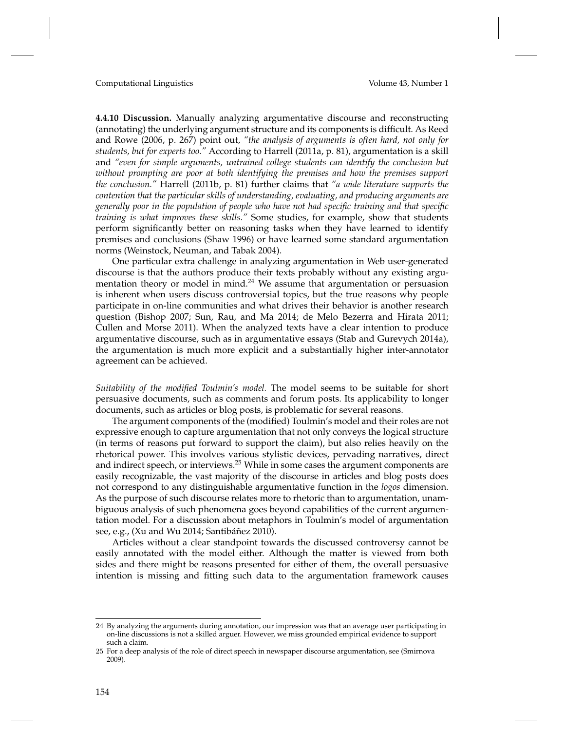**4.4.10 Discussion.** Manually analyzing argumentative discourse and reconstructing (annotating) the underlying argument structure and its components is difficult. As Reed and Rowe (2006, p. 267) point out, *"the analysis of arguments is often hard, not only for students, but for experts too."* According to Harrell (2011a, p. 81), argumentation is a skill and *"even for simple arguments, untrained college students can identify the conclusion but without prompting are poor at both identifying the premises and how the premises support the conclusion."* Harrell (2011b, p. 81) further claims that *"a wide literature supports the contention that the particular skills of understanding, evaluating, and producing arguments are generally poor in the population of people who have not had specific training and that specific training is what improves these skills."* Some studies, for example, show that students perform significantly better on reasoning tasks when they have learned to identify premises and conclusions (Shaw 1996) or have learned some standard argumentation norms (Weinstock, Neuman, and Tabak 2004).

One particular extra challenge in analyzing argumentation in Web user-generated discourse is that the authors produce their texts probably without any existing argumentation theory or model in mind.[24] We assume that argumentation or persuasion is inherent when users discuss controversial topics, but the true reasons why people participate in on-line communities and what drives their behavior is another research question (Bishop 2007; Sun, Rau, and Ma 2014; de Melo Bezerra and Hirata 2011; Cullen and Morse 2011). When the analyzed texts have a clear intention to produce argumentative discourse, such as in argumentative essays (Stab and Gurevych 2014a), the argumentation is much more explicit and a substantially higher inter-annotator agreement can be achieved.

*Suitability of the modified Toulmin's model.* The model seems to be suitable for short persuasive documents, such as comments and forum posts. Its applicability to longer documents, such as articles or blog posts, is problematic for several reasons.

The argument components of the (modified) Toulmin's model and their roles are not expressive enough to capture argumentation that not only conveys the logical structure (in terms of reasons put forward to support the claim), but also relies heavily on the rhetorical power. This involves various stylistic devices, pervading narratives, direct and indirect speech, or interviews.[25] While in some cases the argument components are easily recognizable, the vast majority of the discourse in articles and blog posts does not correspond to any distinguishable argumentative function in the *logos* dimension. As the purpose of such discourse relates more to rhetoric than to argumentation, unambiguous analysis of such phenomena goes beyond capabilities of the current argumentation model. For a discussion about metaphors in Toulmin's model of argumentation see, e.g., (Xu and Wu 2014; Santibáñez 2010).

Articles without a clear standpoint towards the discussed controversy cannot be easily annotated with the model either. Although the matter is viewed from both sides and there might be reasons presented for either of them, the overall persuasive intention is missing and fitting such data to the argumentation framework causes

24 By analyzing the arguments during annotation, our impression was that an average user participating in on-line discussions is not a skilled arguer. However, we miss grounded empirical evidence to support such a claim.

25 For a deep analysis of the role of direct speech in newspaper discourse argumentation, see (Smirnova 2009).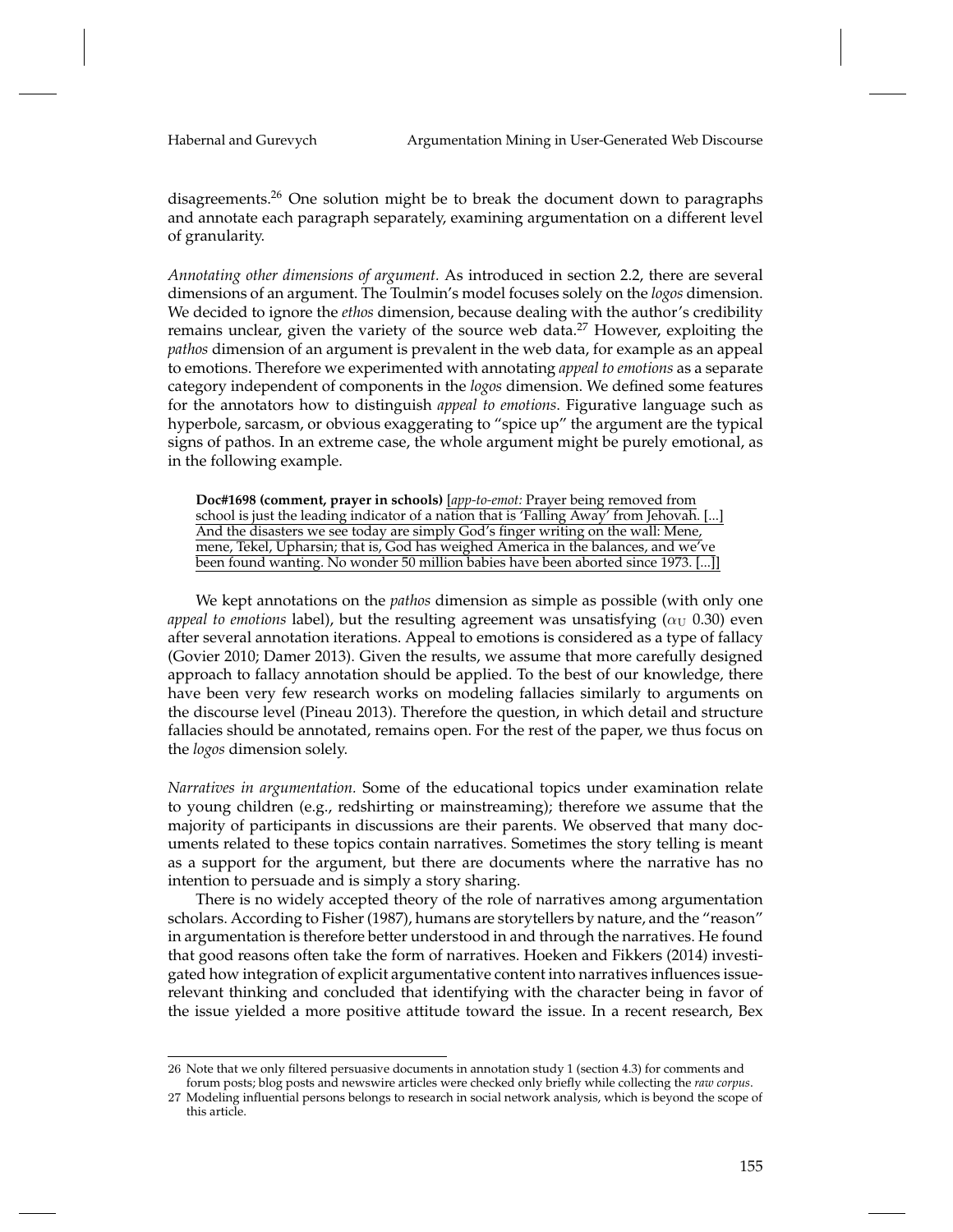disagreements.[26] One solution might be to break the document down to paragraphs and annotate each paragraph separately, examining argumentation on a different level of granularity.

*Annotating other dimensions of argument.* As introduced in section 2.2, there are several dimensions of an argument. The Toulmin's model focuses solely on the *logos* dimension. We decided to ignore the *ethos* dimension, because dealing with the author's credibility remains unclear, given the variety of the source web data.[27] However, exploiting the *pathos* dimension of an argument is prevalent in the web data, for example as an appeal to emotions. Therefore we experimented with annotating *appeal to emotions* as a separate category independent of components in the *logos* dimension. We defined some features for the annotators how to distinguish *appeal to emotions*. Figurative language such as hyperbole, sarcasm, or obvious exaggerating to "spice up" the argument are the typical signs of pathos. In an extreme case, the whole argument might be purely emotional, as in the following example.

> **Doc#1698 (comment, prayer in schools)** [*app-to-emot:* Prayer being removed from school is just the leading indicator of a nation that is 'Falling Away' from Jehovah. [...] And the disasters we see today are simply God's finger writing on the wall: Mene, mene, Tekel, Upharsin; that is, God has weighed America in the balances, and we've been found wanting. No wonder 50 million babies have been aborted since 1973. [...]]

We kept annotations on the *pathos* dimension as simple as possible (with only one *appeal to emotions* label), but the resulting agreement was unsatisfying ($\alpha_U$ 0.30) even after several annotation iterations. Appeal to emotions is considered as a type of fallacy (Govier 2010; Damer 2013). Given the results, we assume that more carefully designed approach to fallacy annotation should be applied. To the best of our knowledge, there have been very few research works on modeling fallacies similarly to arguments on the discourse level (Pineau 2013). Therefore the question, in which detail and structure fallacies should be annotated, remains open. For the rest of the paper, we thus focus on the *logos* dimension solely.

*Narratives in argumentation.* Some of the educational topics under examination relate to young children (e.g., redshirting or mainstreaming); therefore we assume that the majority of participants in discussions are their parents. We observed that many documents related to these topics contain narratives. Sometimes the story telling is meant as a support for the argument, but there are documents where the narrative has no intention to persuade and is simply a story sharing.

There is no widely accepted theory of the role of narratives among argumentation scholars. According to Fisher (1987), humans are storytellers by nature, and the "reason" in argumentation is therefore better understood in and through the narratives. He found that good reasons often take the form of narratives. Hoeken and Fikkers (2014) investigated how integration of explicit argumentative content into narratives influences issue-relevant thinking and concluded that identifying with the character being in favor of the issue yielded a more positive attitude toward the issue. In a recent research, Bex

---

[26] Note that we only filtered persuasive documents in annotation study 1 (section 4.3) for comments and forum posts; blog posts and newswire articles were checked only briefly while collecting the *raw corpus*.

[27] Modeling influential persons belongs to research in social network analysis, which is beyond the scope of this article.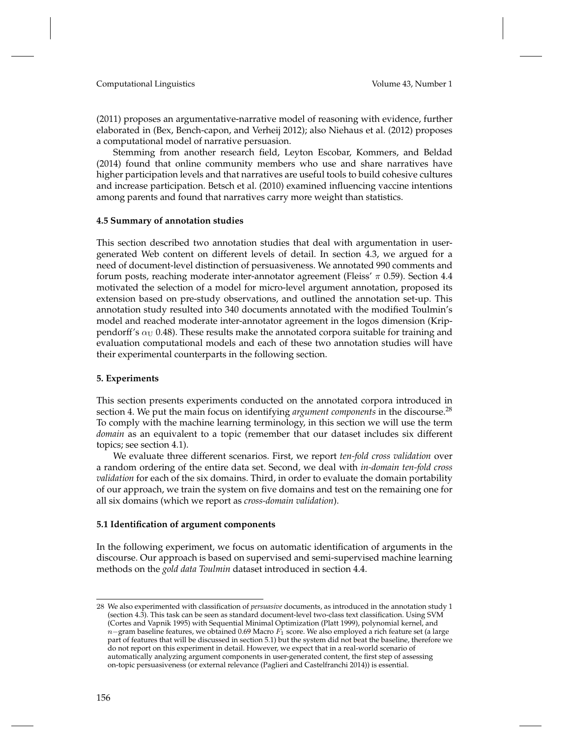(2011) proposes an argumentative-narrative model of reasoning with evidence, further elaborated in (Bex, Bench-capon, and Verheij 2012); also Niehaus et al. (2012) proposes a computational model of narrative persuasion.

Stemming from another research field, Leyton Escobar, Kommers, and Beldad (2014) found that online community members who use and share narratives have higher participation levels and that narratives are useful tools to build cohesive cultures and increase participation. Betsch et al. (2010) examined influencing vaccine intentions among parents and found that narratives carry more weight than statistics.

### 4.5 Summary of annotation studies

This section described two annotation studies that deal with argumentation in user-generated Web content on different levels of detail. In section 4.3, we argued for a need of document-level distinction of persuasiveness. We annotated 990 comments and forum posts, reaching moderate inter-annotator agreement (Fleiss' $\pi$ 0.59). Section 4.4 motivated the selection of a model for micro-level argument annotation, proposed its extension based on pre-study observations, and outlined the annotation set-up. This annotation study resulted into 340 documents annotated with the modified Toulmin's model and reached moderate inter-annotator agreement in the logos dimension (Krippendorff's $\alpha_U$ 0.48). These results make the annotated corpora suitable for training and evaluation computational models and each of these two annotation studies will have their experimental counterparts in the following section.

## 5. Experiments

This section presents experiments conducted on the annotated corpora introduced in section 4. We put the main focus on identifying *argument components* in the discourse.[28] To comply with the machine learning terminology, in this section we will use the term *domain* as an equivalent to a topic (remember that our dataset includes six different topics; see section 4.1).

We evaluate three different scenarios. First, we report *ten-fold cross validation* over a random ordering of the entire data set. Second, we deal with *in-domain ten-fold cross validation* for each of the six domains. Third, in order to evaluate the domain portability of our approach, we train the system on five domains and test on the remaining one for all six domains (which we report as *cross-domain validation*).

### 5.1 Identification of argument components

In the following experiment, we focus on automatic identification of arguments in the discourse. Our approach is based on supervised and semi-supervised machine learning methods on the *gold data Toulmin* dataset introduced in section 4.4.

---

[28] We also experimented with classification of *persuasive* documents, as introduced in the annotation study 1 (section 4.3). This task can be seen as standard document-level two-class text classification. Using SVM (Cortes and Vapnik 1995) with Sequential Minimal Optimization (Platt 1999), polynomial kernel, and $n-$gram baseline features, we obtained 0.69 Macro $F_1$ score. We also employed a rich feature set (a large part of features that will be discussed in section 5.1) but the system did not beat the baseline, therefore we do not report on this experiment in detail. However, we expect that in a real-world scenario of automatically analyzing argument components in user-generated content, the first step of assessing on-topic persuasiveness (or external relevance (Paglieri and Castelfranchi 2014)) is essential.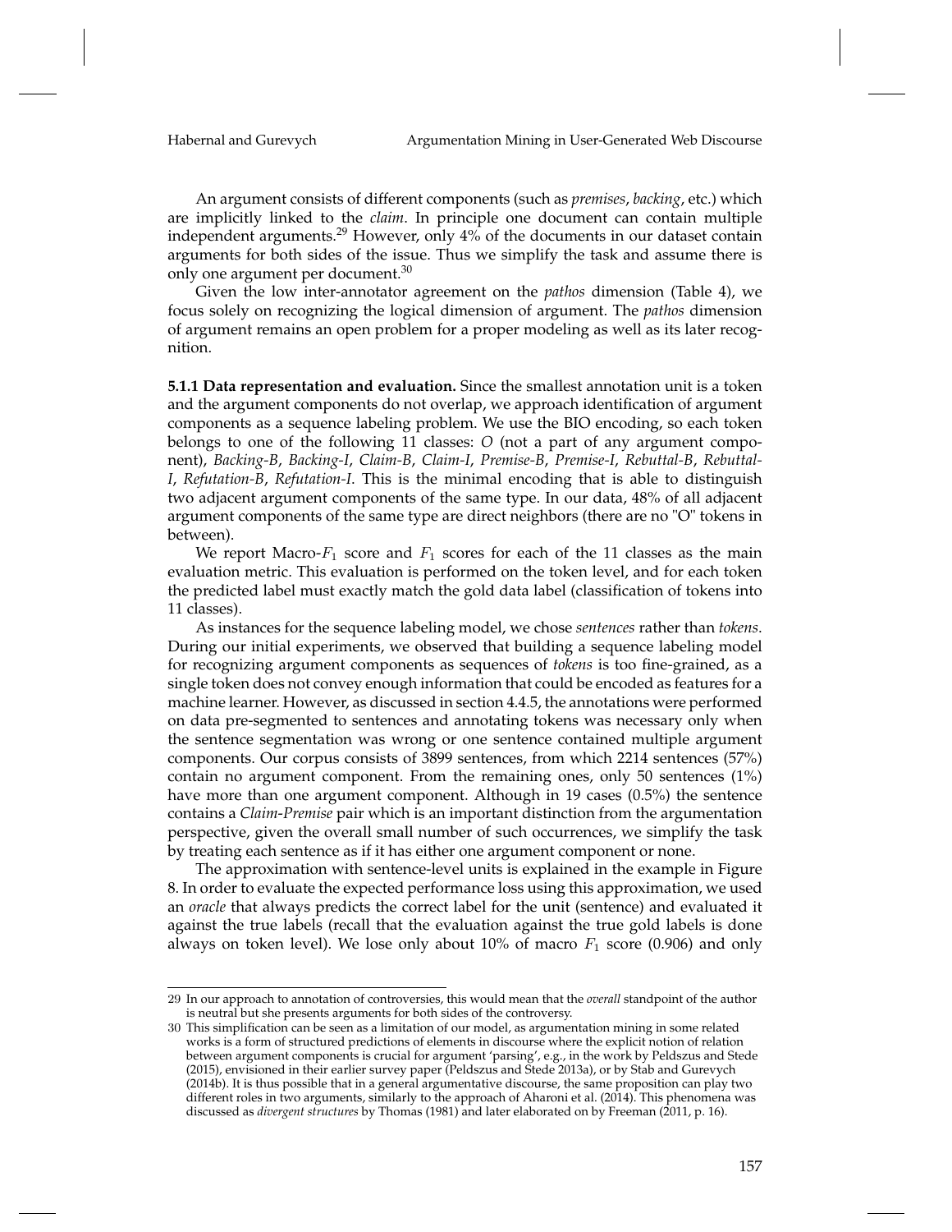An argument consists of different components (such as *premises*, *backing*, etc.) which are implicitly linked to the *claim*. In principle one document can contain multiple independent arguments.[29] However, only 4% of the documents in our dataset contain arguments for both sides of the issue. Thus we simplify the task and assume there is only one argument per document.[30]

Given the low inter-annotator agreement on the *pathos* dimension (Table 4), we focus solely on recognizing the logical dimension of argument. The *pathos* dimension of argument remains an open problem for a proper modeling as well as its later recognition.

**5.1.1 Data representation and evaluation.** Since the smallest annotation unit is a token and the argument components do not overlap, we approach identification of argument components as a sequence labeling problem. We use the BIO encoding, so each token belongs to one of the following 11 classes: *O* (not a part of any argument component), *Backing-B*, *Backing-I*, *Claim-B*, *Claim-I*, *Premise-B*, *Premise-I*, *Rebuttal-B*, *Rebuttal-I*, *Refutation-B*, *Refutation-I*. This is the minimal encoding that is able to distinguish two adjacent argument components of the same type. In our data, 48% of all adjacent argument components of the same type are direct neighbors (there are no "O" tokens in between).

We report Macro-$F_1$ score and $F_1$ scores for each of the 11 classes as the main evaluation metric. This evaluation is performed on the token level, and for each token the predicted label must exactly match the gold data label (classification of tokens into 11 classes).

As instances for the sequence labeling model, we chose *sentences* rather than *tokens*. During our initial experiments, we observed that building a sequence labeling model for recognizing argument components as sequences of *tokens* is too fine-grained, as a single token does not convey enough information that could be encoded as features for a machine learner. However, as discussed in section 4.4.5, the annotations were performed on data pre-segmented to sentences and annotating tokens was necessary only when the sentence segmentation was wrong or one sentence contained multiple argument components. Our corpus consists of 3899 sentences, from which 2214 sentences (57%) contain no argument component. From the remaining ones, only 50 sentences (1%) have more than one argument component. Although in 19 cases (0.5%) the sentence contains a *Claim-Premise* pair which is an important distinction from the argumentation perspective, given the overall small number of such occurrences, we simplify the task by treating each sentence as if it has either one argument component or none.

The approximation with sentence-level units is explained in the example in Figure 8. In order to evaluate the expected performance loss using this approximation, we used an *oracle* that always predicts the correct label for the unit (sentence) and evaluated it against the true labels (recall that the evaluation against the true gold labels is done always on token level). We lose only about 10% of macro $F_1$ score (0.906) and only

---

29 In our approach to annotation of controversies, this would mean that the *overall* standpoint of the author is neutral but she presents arguments for both sides of the controversy.

30 This simplification can be seen as a limitation of our model, as argumentation mining in some related works is a form of structured predictions of elements in discourse where the explicit notion of relation between argument components is crucial for argument 'parsing', e.g., in the work by Peldszus and Stede (2015), envisioned in their earlier survey paper (Peldszus and Stede 2013a), or by Stab and Gurevych (2014b). It is thus possible that in a general argumentative discourse, the same proposition can play two different roles in two arguments, similarly to the approach of Aharoni et al. (2014). This phenomena was discussed as *divergent structures* by Thomas (1981) and later elaborated on by Freeman (2011, p. 16).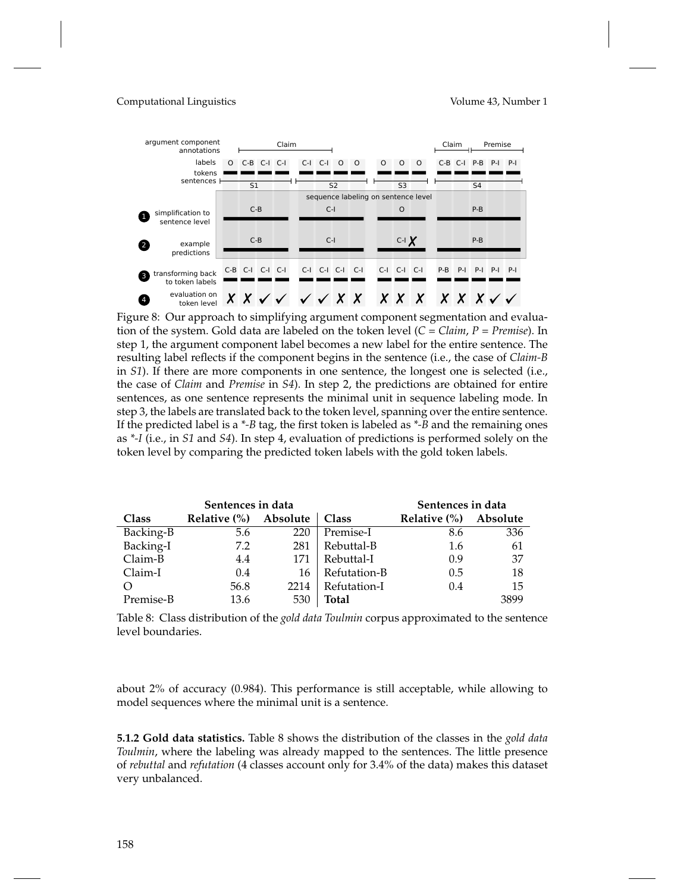Figure 8: Our approach to simplifying argument component segmentation and evaluation of the system. Gold data are labeled on the token level (*C* = *Claim*, *P* = *Premise*). In step 1, the argument component label becomes a new label for the entire sentence. The resulting label reflects if the component begins in the sentence (i.e., the case of *Claim-B* in *S1*). If there are more components in one sentence, the longest one is selected (i.e., the case of *Claim* and *Premise* in *S4*). In step 2, the predictions are obtained for entire sentences, as one sentence represents the minimal unit in sequence labeling mode. In step 3, the labels are translated back to the token level, spanning over the entire sentence. If the predicted label is a *\*-B* tag, the first token is labeled as *\*-B* and the remaining ones as *\*-I* (i.e., in *S1* and *S4*). In step 4, evaluation of predictions is performed solely on the token level by comparing the predicted token labels with the gold token labels.

| | Sentences in data | | | Sentences in data | |
|---|---|---|---|---|---|
| **Class** | **Relative (%)** | **Absolute** | **Class** | **Relative (%)** | **Absolute** |
| Backing-B | 5.6 | 220 | Premise-I | 8.6 | 336 |
| Backing-I | 7.2 | 281 | Rebuttal-B | 1.6 | 61 |
| Claim-B | 4.4 | 171 | Rebuttal-I | 0.9 | 37 |
| Claim-I | 0.4 | 16 | Refutation-B | 0.5 | 18 |
| O | 56.8 | 2214 | Refutation-I | 0.4 | 15 |
| Premise-B | 13.6 | 530 | **Total** | | 3899 |

Table 8: Class distribution of the *gold data Toulmin* corpus approximated to the sentence level boundaries.

about 2% of accuracy (0.984). This performance is still acceptable, while allowing to model sequences where the minimal unit is a sentence.

**5.1.2 Gold data statistics.** Table 8 shows the distribution of the classes in the *gold data Toulmin*, where the labeling was already mapped to the sentences. The little presence of *rebuttal* and *refutation* (4 classes account only for 3.4% of the data) makes this dataset very unbalanced.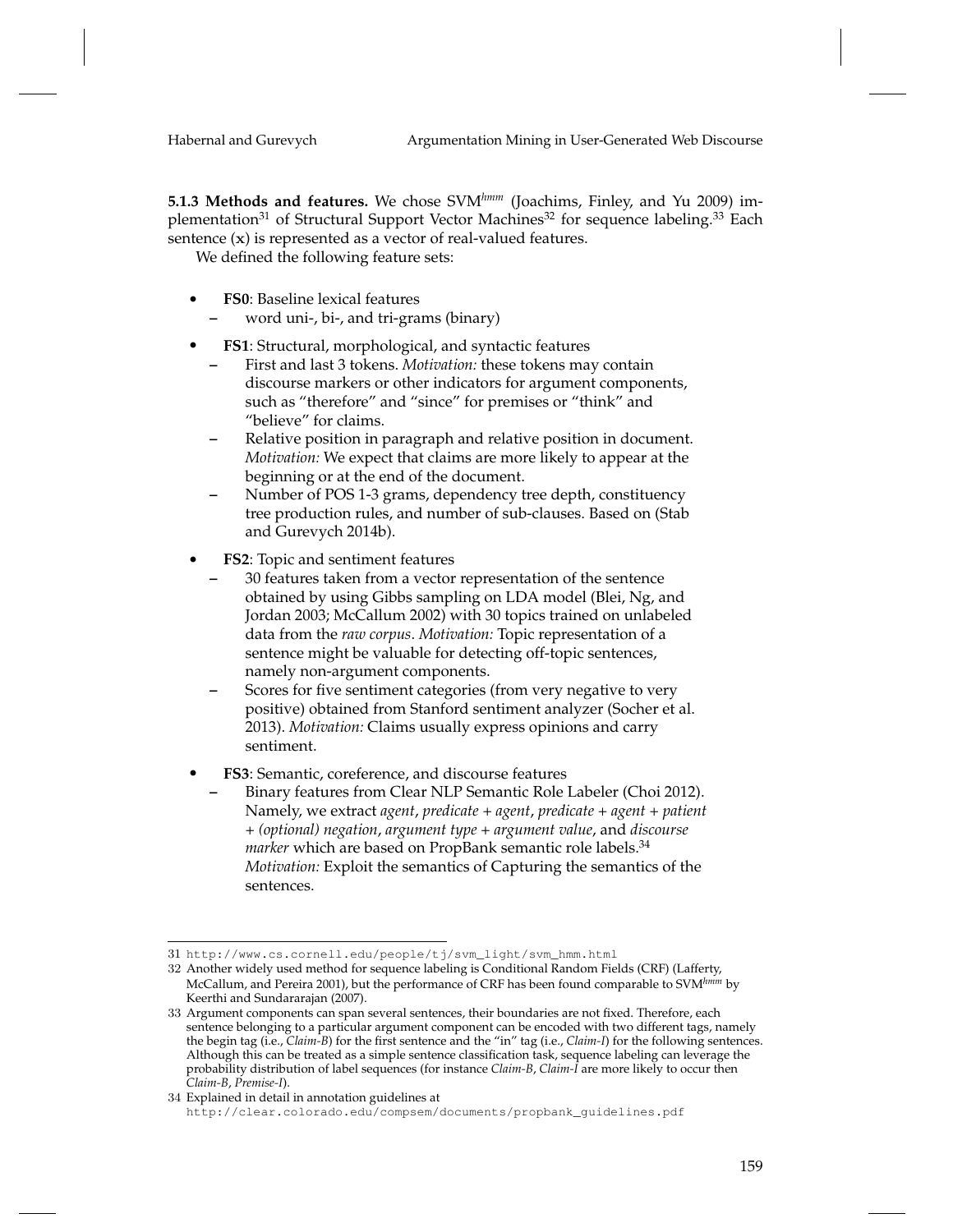**5.1.3 Methods and features.** We chose SVM$^{hmm}$ (Joachims, Finley, and Yu 2009) implementation[31] of Structural Support Vector Machines[32] for sequence labeling.[33] Each sentence (**x**) is represented as a vector of real-valued features.

We defined the following feature sets:

- **FS0**: Baseline lexical features
  - word uni-, bi-, and tri-grams (binary)
- **FS1**: Structural, morphological, and syntactic features
  - First and last 3 tokens. *Motivation:* these tokens may contain discourse markers or other indicators for argument components, such as "therefore" and "since" for premises or "think" and "believe" for claims.
  - Relative position in paragraph and relative position in document. *Motivation:* We expect that claims are more likely to appear at the beginning or at the end of the document.
  - Number of POS 1-3 grams, dependency tree depth, constituency tree production rules, and number of sub-clauses. Based on (Stab and Gurevych 2014b).
- **FS2**: Topic and sentiment features
  - 30 features taken from a vector representation of the sentence obtained by using Gibbs sampling on LDA model (Blei, Ng, and Jordan 2003; McCallum 2002) with 30 topics trained on unlabeled data from the *raw corpus*. *Motivation:* Topic representation of a sentence might be valuable for detecting off-topic sentences, namely non-argument components.
  - Scores for five sentiment categories (from very negative to very positive) obtained from Stanford sentiment analyzer (Socher et al. 2013). *Motivation:* Claims usually express opinions and carry sentiment.
- **FS3**: Semantic, coreference, and discourse features
  - Binary features from Clear NLP Semantic Role Labeler (Choi 2012). Namely, we extract *agent*, *predicate + agent*, *predicate + agent + patient + (optional) negation*, *argument type + argument value*, and *discourse marker* which are based on PropBank semantic role labels.[34] *Motivation:* Exploit the semantics of Capturing the semantics of the sentences.

---

31 http://www.cs.cornell.edu/people/tj/svm_light/svm_hmm.html

32 Another widely used method for sequence labeling is Conditional Random Fields (CRF) (Lafferty, McCallum, and Pereira 2001), but the performance of CRF has been found comparable to SVM$^{hmm}$ by Keerthi and Sundararajan (2007).

33 Argument components can span several sentences, their boundaries are not fixed. Therefore, each sentence belonging to a particular argument component can be encoded with two different tags, namely the begin tag (i.e., *Claim-B*) for the first sentence and the "in" tag (i.e., *Claim-I*) for the following sentences. Although this can be treated as a simple sentence classification task, sequence labeling can leverage the probability distribution of label sequences (for instance *Claim-B*, *Claim-I* are more likely to occur then *Claim-B*, *Premise-I*).

34 Explained in detail in annotation guidelines at http://clear.colorado.edu/compsem/documents/propbank_guidelines.pdf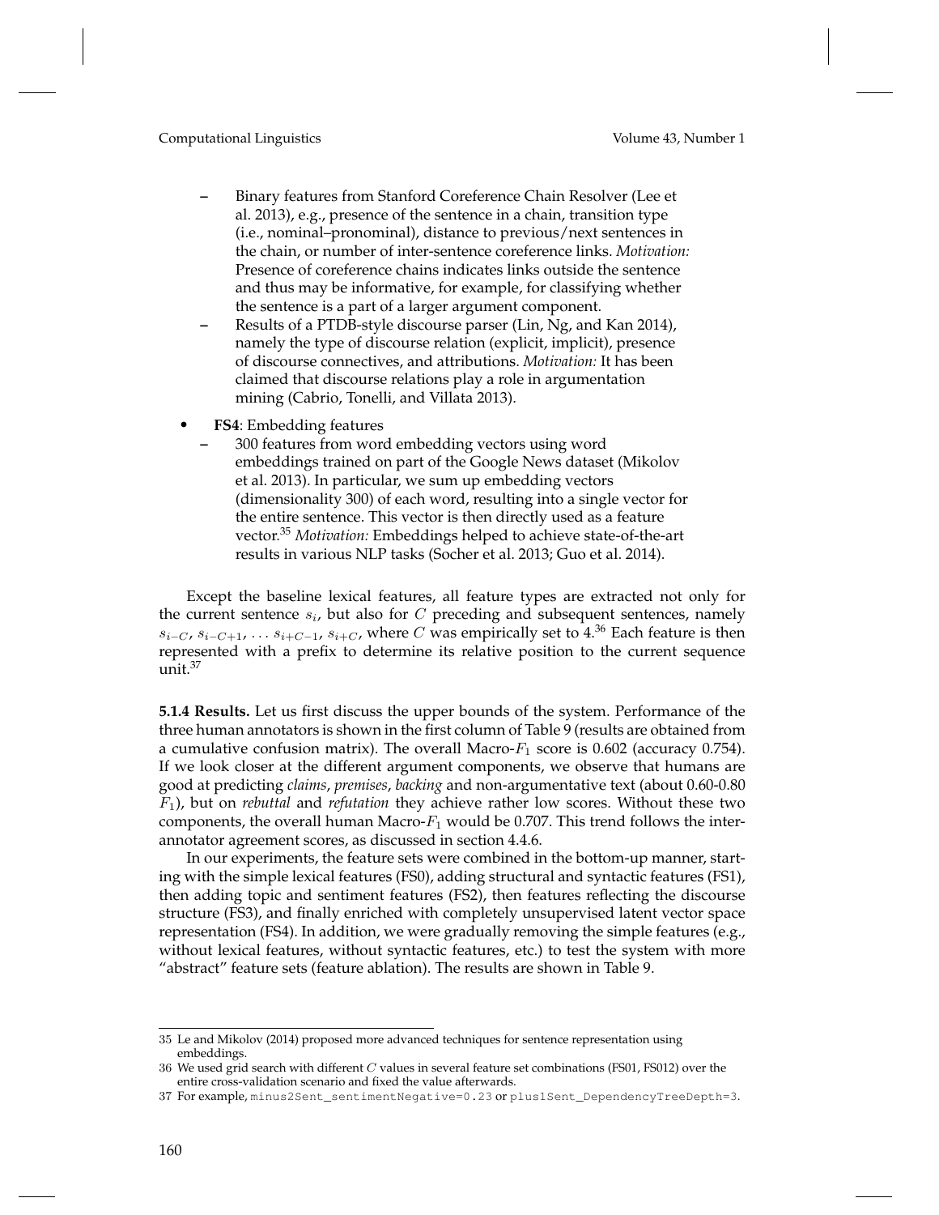- Binary features from Stanford Coreference Chain Resolver (Lee et al. 2013), e.g., presence of the sentence in a chain, transition type (i.e., nominal–pronominal), distance to previous/next sentences in the chain, or number of inter-sentence coreference links. *Motivation:* Presence of coreference chains indicates links outside the sentence and thus may be informative, for example, for classifying whether the sentence is a part of a larger argument component.
- Results of a PTDB-style discourse parser (Lin, Ng, and Kan 2014), namely the type of discourse relation (explicit, implicit), presence of discourse connectives, and attributions. *Motivation:* It has been claimed that discourse relations play a role in argumentation mining (Cabrio, Tonelli, and Villata 2013).

- **FS4**: Embedding features
  - 300 features from word embedding vectors using word embeddings trained on part of the Google News dataset (Mikolov et al. 2013). In particular, we sum up embedding vectors (dimensionality 300) of each word, resulting into a single vector for the entire sentence. This vector is then directly used as a feature vector.[35] *Motivation:* Embeddings helped to achieve state-of-the-art results in various NLP tasks (Socher et al. 2013; Guo et al. 2014).

Except the baseline lexical features, all feature types are extracted not only for the current sentence $s_i$, but also for $C$ preceding and subsequent sentences, namely $s_{i-C}$, $s_{i-C+1}$, ... $s_{i+C-1}$, $s_{i+C}$, where $C$ was empirically set to 4.[36] Each feature is then represented with a prefix to determine its relative position to the current sequence unit.[37]

**5.1.4 Results.** Let us first discuss the upper bounds of the system. Performance of the three human annotators is shown in the first column of Table 9 (results are obtained from a cumulative confusion matrix). The overall Macro-$F_1$ score is 0.602 (accuracy 0.754). If we look closer at the different argument components, we observe that humans are good at predicting *claims*, *premises*, *backing* and non-argumentative text (about 0.60-0.80 $F_1$), but on *rebuttal* and *refutation* they achieve rather low scores. Without these two components, the overall human Macro-$F_1$ would be 0.707. This trend follows the inter-annotator agreement scores, as discussed in section 4.4.6.

In our experiments, the feature sets were combined in the bottom-up manner, starting with the simple lexical features (FS0), adding structural and syntactic features (FS1), then adding topic and sentiment features (FS2), then features reflecting the discourse structure (FS3), and finally enriched with completely unsupervised latent vector space representation (FS4). In addition, we were gradually removing the simple features (e.g., without lexical features, without syntactic features, etc.) to test the system with more "abstract" feature sets (feature ablation). The results are shown in Table 9.

---

35 Le and Mikolov (2014) proposed more advanced techniques for sentence representation using embeddings.

36 We used grid search with different $C$ values in several feature set combinations (FS01, FS012) over the entire cross-validation scenario and fixed the value afterwards.

37 For example, `minus2Sent_sentimentNegative=0.23` or `plus1Sent_DependencyTreeDepth=3`.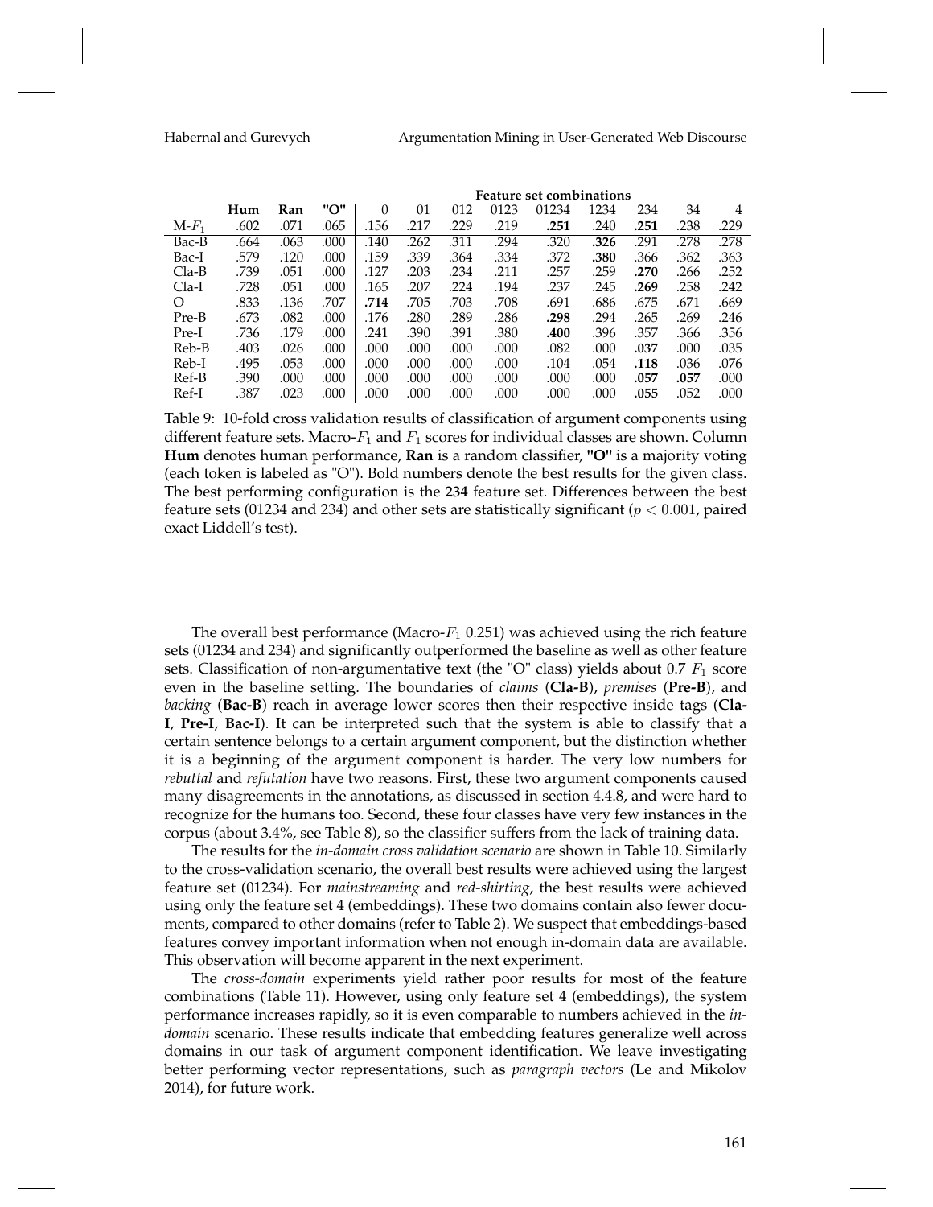| | Hum | Ran | "O" | Feature set combinations | | | | | | | | |
|---|---|---|---|---|---|---|---|---|---|---|---|---|
| | | | | 0 | 01 | 012 | 0123 | 01234 | 1234 | 234 | 34 | 4 |
| M-$F_1$ | .602 | .071 | .065 | .156 | .217 | .229 | .219 | **.251** | .240 | **.251** | .238 | .229 |
| Bac-B | .664 | .063 | .000 | .140 | .262 | .311 | .294 | .320 | **.326** | .291 | .278 | .278 |
| Bac-I | .579 | .120 | .000 | .159 | .339 | .364 | .334 | .372 | **.380** | .366 | .362 | .363 |
| Cla-B | .739 | .051 | .000 | .127 | .203 | .234 | .211 | .257 | .259 | **.270** | .266 | .252 |
| Cla-I | .728 | .051 | .000 | .165 | .207 | .224 | .194 | .237 | .245 | **.269** | .258 | .242 |
| O | .833 | .136 | .707 | **.714** | .705 | .703 | .708 | .691 | .686 | .675 | .671 | .669 |
| Pre-B | .673 | .082 | .000 | .176 | .280 | .289 | .286 | **.298** | .294 | .265 | .269 | .246 |
| Pre-I | .736 | .179 | .000 | .241 | .390 | .391 | .380 | **.400** | .396 | .357 | .366 | .356 |
| Reb-B | .403 | .026 | .000 | .000 | .000 | .000 | .000 | .082 | .000 | **.037** | .000 | .035 |
| Reb-I | .495 | .053 | .000 | .000 | .000 | .000 | .000 | .104 | .054 | **.118** | .036 | .076 |
| Ref-B | .390 | .000 | .000 | .000 | .000 | .000 | .000 | .000 | .000 | **.057** | **.057** | .000 |
| Ref-I | .387 | .023 | .000 | .000 | .000 | .000 | .000 | .000 | .000 | **.055** | .052 | .000 |

Table 9: 10-fold cross validation results of classification of argument components using different feature sets. Macro-$F_1$ and $F_1$ scores for individual classes are shown. Column **Hum** denotes human performance, **Ran** is a random classifier, **"O"** is a majority voting (each token is labeled as "O"). Bold numbers denote the best results for the given class. The best performing configuration is the **234** feature set. Differences between the best feature sets (01234 and 234) and other sets are statistically significant ($p < 0.001$, paired exact Liddell's test).

The overall best performance (Macro-$F_1$ 0.251) was achieved using the rich feature sets (01234 and 234) and significantly outperformed the baseline as well as other feature sets. Classification of non-argumentative text (the "O" class) yields about 0.7 $F_1$ score even in the baseline setting. The boundaries of *claims* (**Cla-B**), *premises* (**Pre-B**), and *backing* (**Bac-B**) reach in average lower scores then their respective inside tags (**Cla-I**, **Pre-I**, **Bac-I**). It can be interpreted such that the system is able to classify that a certain sentence belongs to a certain argument component, but the distinction whether it is a beginning of the argument component is harder. The very low numbers for *rebuttal* and *refutation* have two reasons. First, these two argument components caused many disagreements in the annotations, as discussed in section 4.4.8, and were hard to recognize for the humans too. Second, these four classes have very few instances in the corpus (about 3.4%, see Table 8), so the classifier suffers from the lack of training data.

The results for the *in-domain cross validation scenario* are shown in Table 10. Similarly to the cross-validation scenario, the overall best results were achieved using the largest feature set (01234). For *mainstreaming* and *red-shirting*, the best results were achieved using only the feature set 4 (embeddings). These two domains contain also fewer documents, compared to other domains (refer to Table 2). We suspect that embeddings-based features convey important information when not enough in-domain data are available. This observation will become apparent in the next experiment.

The *cross-domain* experiments yield rather poor results for most of the feature combinations (Table 11). However, using only feature set 4 (embeddings), the system performance increases rapidly, so it is even comparable to numbers achieved in the *in-domain* scenario. These results indicate that embedding features generalize well across domains in our task of argument component identification. We leave investigating better performing vector representations, such as *paragraph vectors* (Le and Mikolov 2014), for future work.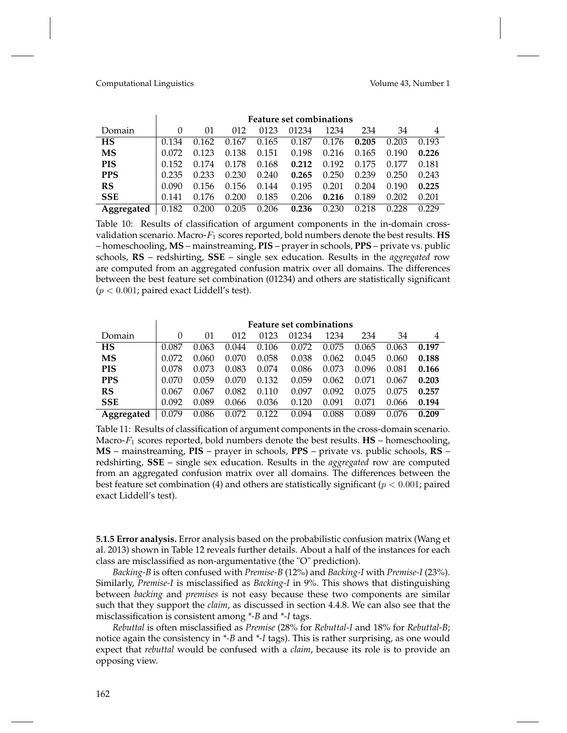| | Feature set combinations | | | | | | | | |
|---|---|---|---|---|---|---|---|---|---|
| Domain | 0 | 01 | 012 | 0123 | 01234 | 1234 | 234 | 34 | 4 |
| **HS** | 0.134 | 0.162 | 0.167 | 0.165 | 0.187 | 0.176 | **0.205** | 0.203 | 0.193 |
| **MS** | 0.072 | 0.123 | 0.138 | 0.151 | 0.198 | 0.216 | 0.165 | 0.190 | **0.226** |
| **PIS** | 0.152 | 0.174 | 0.178 | 0.168 | **0.212** | 0.192 | 0.175 | 0.177 | 0.181 |
| **PPS** | 0.235 | 0.233 | 0.230 | 0.240 | **0.265** | 0.250 | 0.239 | 0.250 | 0.243 |
| **RS** | 0.090 | 0.156 | 0.156 | 0.144 | 0.195 | 0.201 | 0.204 | 0.190 | **0.225** |
| **SSE** | 0.141 | 0.176 | 0.200 | 0.185 | 0.206 | **0.216** | 0.189 | 0.202 | 0.201 |
| **Aggregated** | 0.182 | 0.200 | 0.205 | 0.206 | **0.236** | 0.230 | 0.218 | 0.228 | 0.229 |

Table 10: Results of classification of argument components in the in-domain cross-validation scenario. Macro-$F_1$ scores reported, bold numbers denote the best results. **HS** – homeschooling, **MS** – mainstreaming, **PIS** – prayer in schools, **PPS** – private vs. public schools, **RS** – redshirting, **SSE** – single sex education. Results in the *aggregated* row are computed from an aggregated confusion matrix over all domains. The differences between the best feature set combination (01234) and others are statistically significant ($p < 0.001$; paired exact Liddell's test).

| | Feature set combinations | | | | | | | | |
|---|---|---|---|---|---|---|---|---|---|
| Domain | 0 | 01 | 012 | 0123 | 01234 | 1234 | 234 | 34 | 4 |
| **HS** | 0.087 | 0.063 | 0.044 | 0.106 | 0.072 | 0.075 | 0.065 | 0.063 | **0.197** |
| **MS** | 0.072 | 0.060 | 0.070 | 0.058 | 0.038 | 0.062 | 0.045 | 0.060 | **0.188** |
| **PIS** | 0.078 | 0.073 | 0.083 | 0.074 | 0.086 | 0.073 | 0.096 | 0.081 | **0.166** |
| **PPS** | 0.070 | 0.059 | 0.070 | 0.132 | 0.059 | 0.062 | 0.071 | 0.067 | **0.203** |
| **RS** | 0.067 | 0.067 | 0.082 | 0.110 | 0.097 | 0.092 | 0.075 | 0.075 | **0.257** |
| **SSE** | 0.092 | 0.089 | 0.066 | 0.036 | 0.120 | 0.091 | 0.071 | 0.066 | **0.194** |
| **Aggregated** | 0.079 | 0.086 | 0.072 | 0.122 | 0.094 | 0.088 | 0.089 | 0.076 | **0.209** |

Table 11: Results of classification of argument components in the cross-domain scenario. Macro-$F_1$ scores reported, bold numbers denote the best results. **HS** – homeschooling, **MS** – mainstreaming, **PIS** – prayer in schools, **PPS** – private vs. public schools, **RS** – redshirting, **SSE** – single sex education. Results in the *aggregated* row are computed from an aggregated confusion matrix over all domains. The differences between the best feature set combination (4) and others are statistically significant ($p < 0.001$; paired exact Liddell's test).

**5.1.5 Error analysis.** Error analysis based on the probabilistic confusion matrix (Wang et al. 2013) shown in Table 12 reveals further details. About a half of the instances for each class are misclassified as non-argumentative (the "O" prediction).

*Backing-B* is often confused with *Premise-B* (12%) and *Backing-I* with *Premise-I* (23%). Similarly, *Premise-I* is misclassified as *Backing-I* in 9%. This shows that distinguishing between *backing* and *premises* is not easy because these two components are similar such that they support the *claim*, as discussed in section 4.4.8. We can also see that the misclassification is consistent among *\*-B* and *\*-I* tags.

*Rebuttal* is often misclassified as *Premise* (28% for *Rebuttal-I* and 18% for *Rebuttal-B*; notice again the consistency in *\*-B* and *\*-I* tags). This is rather surprising, as one would expect that *rebuttal* would be confused with a *claim*, because its role is to provide an opposing view.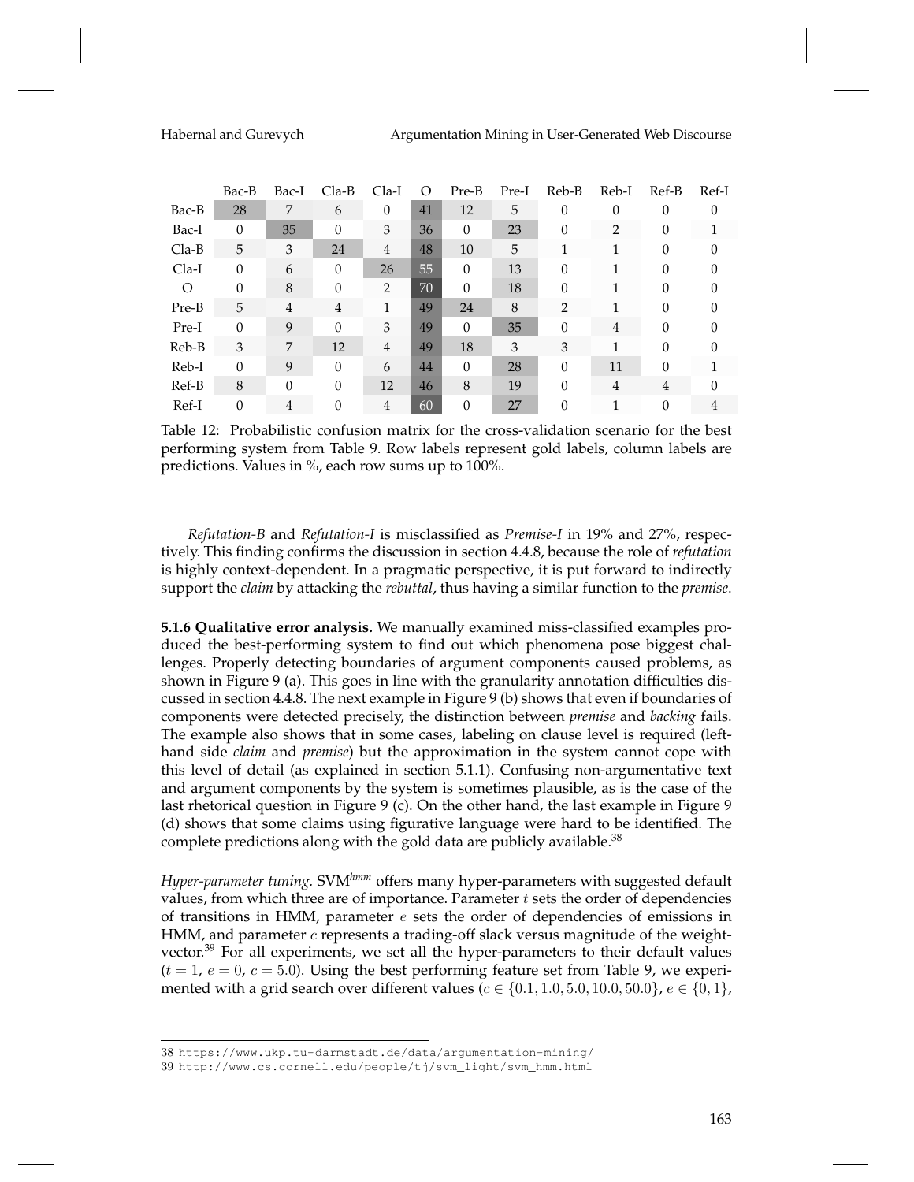|  | Bac-B | Bac-I | Cla-B | Cla-I | O | Pre-B | Pre-I | Reb-B | Reb-I | Ref-B | Ref-I |
|---|---|---|---|---|---|---|---|---|---|---|---|
| Bac-B | 28 | 7 | 6 | 0 | 41 | 12 | 5 | 0 | 0 | 0 | 0 |
| Bac-I | 0 | 35 | 0 | 3 | 36 | 0 | 23 | 0 | 2 | 0 | 1 |
| Cla-B | 5 | 3 | 24 | 4 | 48 | 10 | 5 | 1 | 1 | 0 | 0 |
| Cla-I | 0 | 6 | 0 | 26 | 55 | 0 | 13 | 0 | 1 | 0 | 0 |
| O | 0 | 8 | 0 | 2 | 70 | 0 | 18 | 0 | 1 | 0 | 0 |
| Pre-B | 5 | 4 | 4 | 1 | 49 | 24 | 8 | 2 | 1 | 0 | 0 |
| Pre-I | 0 | 9 | 0 | 3 | 49 | 0 | 35 | 0 | 4 | 0 | 0 |
| Reb-B | 3 | 7 | 12 | 4 | 49 | 18 | 3 | 3 | 1 | 0 | 0 |
| Reb-I | 0 | 9 | 0 | 6 | 44 | 0 | 28 | 0 | 11 | 0 | 1 |
| Ref-B | 8 | 0 | 0 | 12 | 46 | 8 | 19 | 0 | 4 | 4 | 0 |
| Ref-I | 0 | 4 | 0 | 4 | 60 | 0 | 27 | 0 | 1 | 0 | 4 |

Table 12: Probabilistic confusion matrix for the cross-validation scenario for the best performing system from Table 9. Row labels represent gold labels, column labels are predictions. Values in %, each row sums up to 100%.

*Refutation-B* and *Refutation-I* is misclassified as *Premise-I* in 19% and 27%, respectively. This finding confirms the discussion in section 4.4.8, because the role of *refutation* is highly context-dependent. In a pragmatic perspective, it is put forward to indirectly support the *claim* by attacking the *rebuttal*, thus having a similar function to the *premise*.

**5.1.6 Qualitative error analysis.** We manually examined miss-classified examples produced the best-performing system to find out which phenomena pose biggest challenges. Properly detecting boundaries of argument components caused problems, as shown in Figure 9 (a). This goes in line with the granularity annotation difficulties discussed in section 4.4.8. The next example in Figure 9 (b) shows that even if boundaries of components were detected precisely, the distinction between *premise* and *backing* fails. The example also shows that in some cases, labeling on clause level is required (left-hand side *claim* and *premise*) but the approximation in the system cannot cope with this level of detail (as explained in section 5.1.1). Confusing non-argumentative text and argument components by the system is sometimes plausible, as is the case of the last rhetorical question in Figure 9 (c). On the other hand, the last example in Figure 9 (d) shows that some claims using figurative language were hard to be identified. The complete predictions along with the gold data are publicly available.[38]

*Hyper-parameter tuning.* SVM*hmm* offers many hyper-parameters with suggested default values, from which three are of importance. Parameter $t$ sets the order of dependencies of transitions in HMM, parameter $e$ sets the order of dependencies of emissions in HMM, and parameter $c$ represents a trading-off slack versus magnitude of the weight-vector.[39] For all experiments, we set all the hyper-parameters to their default values ($t = 1$, $e = 0$, $c = 5.0$). Using the best performing feature set from Table 9, we experimented with a grid search over different values ($c \in \{0.1, 1.0, 5.0, 10.0, 50.0\}$, $e \in \{0, 1\}$,

38 https://www.ukp.tu-darmstadt.de/data/argumentation-mining/

39 http://www.cs.cornell.edu/people/tj/svm_light/svm_hmm.html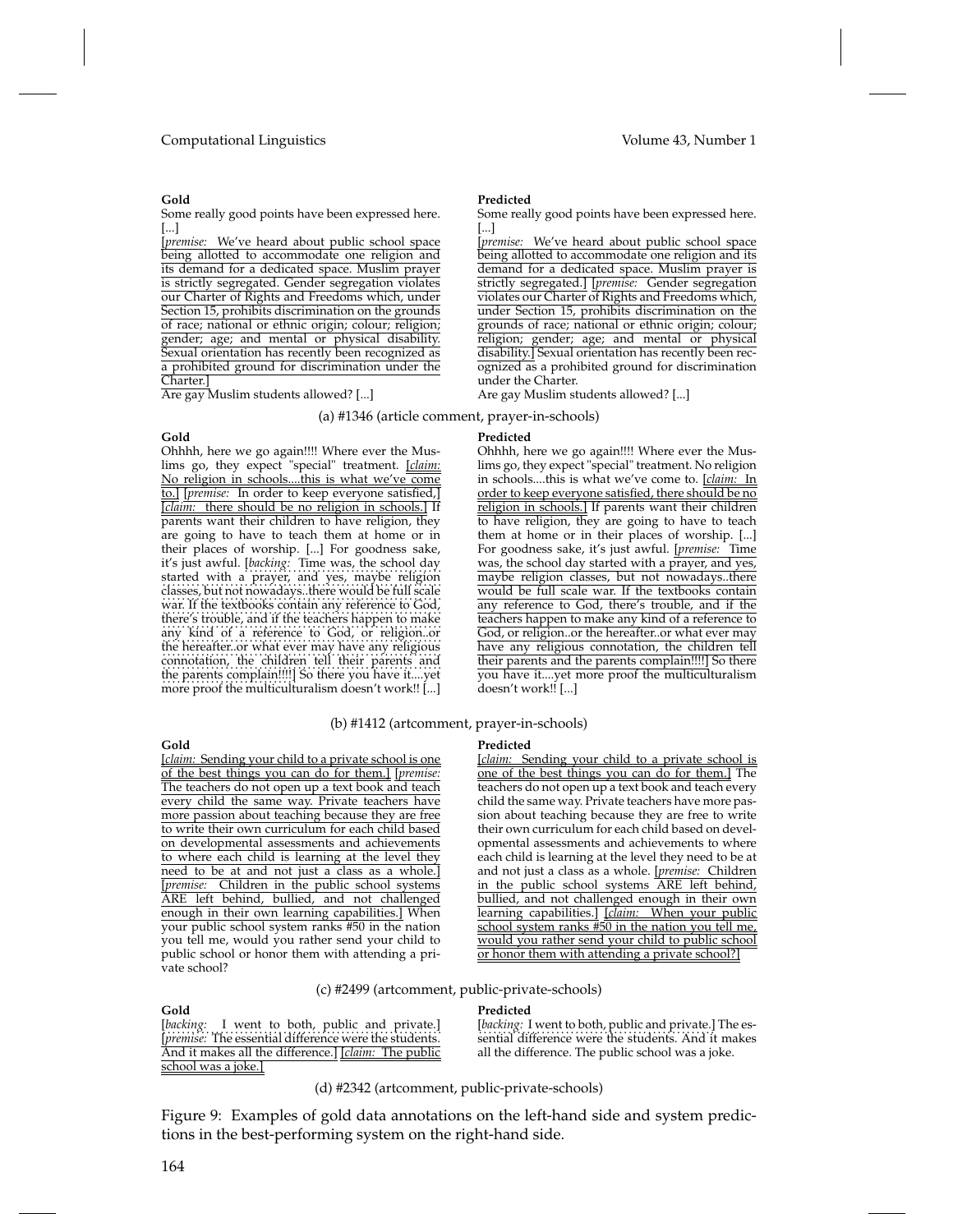**Gold**

Some really good points have been expressed here. [...]

[*premise:* We've heard about public school space being allotted to accommodate one religion and its demand for a dedicated space. Muslim prayer is strictly segregated. Gender segregation violates our Charter of Rights and Freedoms which, under Section 15, prohibits discrimination on the grounds of race; national or ethnic origin; colour; religion; gender; age; and mental or physical disability. Sexual orientation has recently been recognized as a prohibited ground for discrimination under the Charter.]

Are gay Muslim students allowed? [...]

**Predicted**

Some really good points have been expressed here. [...]

[*premise:* We've heard about public school space being allotted to accommodate one religion and its demand for a dedicated space. Muslim prayer is strictly segregated.] [*premise:* Gender segregation violates our Charter of Rights and Freedoms which, under Section 15, prohibits discrimination on the grounds of race; national or ethnic origin; colour; religion; gender; age; and mental or physical disability.] Sexual orientation has recently been recognized as a prohibited ground for discrimination under the Charter.

Are gay Muslim students allowed? [...]

(a) #1346 (article comment, prayer-in-schools)

**Gold**

Ohhhh, here we go again!!!! Where ever the Muslims go, they expect "special" treatment. [*claim:* No religion in schools....this is what we've come to.] [*premise:* In order to keep everyone satisfied,] [*claim:* there should be no religion in schools.] If parents want their children to have religion, they are going to have to teach them at home or in their places of worship. [...] For goodness sake, it's just awful. [*backing:* Time was, the school day started with a prayer, and yes, maybe religion classes, but not nowadays..there would be full scale war. If the textbooks contain any reference to God, there's trouble, and if the teachers happen to make any kind of a reference to God, or religion..or the hereafter..or what ever may have any religious connotation, the children tell their parents and the parents complain!!!!] So there you have it....yet more proof the multiculturalism doesn't work!! [...]

**Predicted**

Ohhhh, here we go again!!!! Where ever the Muslims go, they expect "special" treatment. No religion in schools....this is what we've come to. [*claim:* In order to keep everyone satisfied, there should be no religion in schools.] If parents want their children to have religion, they are going to have to teach them at home or in their places of worship. [...] For goodness sake, it's just awful. [*premise:* Time was, the school day started with a prayer, and yes, maybe religion classes, but not nowadays..there would be full scale war. If the textbooks contain any reference to God, there's trouble, and if the teachers happen to make any kind of a reference to God, or religion..or the hereafter..or what ever may have any religious connotation, the children tell their parents and the parents complain!!!!] So there you have it....yet more proof the multiculturalism doesn't work!! [...]

(b) #1412 (artcomment, prayer-in-schools)

**Gold**

[*claim:* Sending your child to a private school is one of the best things you can do for them.] [*premise:* The teachers do not open up a text book and teach every child the same way. Private teachers have more passion about teaching because they are free to write their own curriculum for each child based on developmental assessments and achievements to where each child is learning at the level they need to be at and not just a class as a whole.] [*premise:* Children in the public school systems ARE left behind, bullied, and not challenged enough in their own learning capabilities.] When your public school system ranks #50 in the nation you tell me, would you rather send your child to public school or honor them with attending a private school?

**Predicted**

[*claim:* Sending your child to a private school is one of the best things you can do for them.] The teachers do not open up a text book and teach every child the same way. Private teachers have more passion about teaching because they are free to write their own curriculum for each child based on developmental assessments and achievements to where each child is learning at the level they need to be at and not just a class as a whole. [*premise:* Children in the public school systems ARE left behind, bullied, and not challenged enough in their own learning capabilities.] [*claim:* When your public school system ranks #50 in the nation you tell me, would you rather send your child to public school or honor them with attending a private school?]

(c) #2499 (artcomment, public-private-schools)

**Gold**

[*backing:* I went to both, public and private.] [*premise:* The essential difference were the students. And it makes all the difference.] [*claim:* The public school was a joke.]

**Predicted**

[*backing:* I went to both, public and private.] The essential difference were the students. And it makes all the difference. The public school was a joke.

(d) #2342 (artcomment, public-private-schools)

Figure 9: Examples of gold data annotations on the left-hand side and system predictions in the best-performing system on the right-hand side.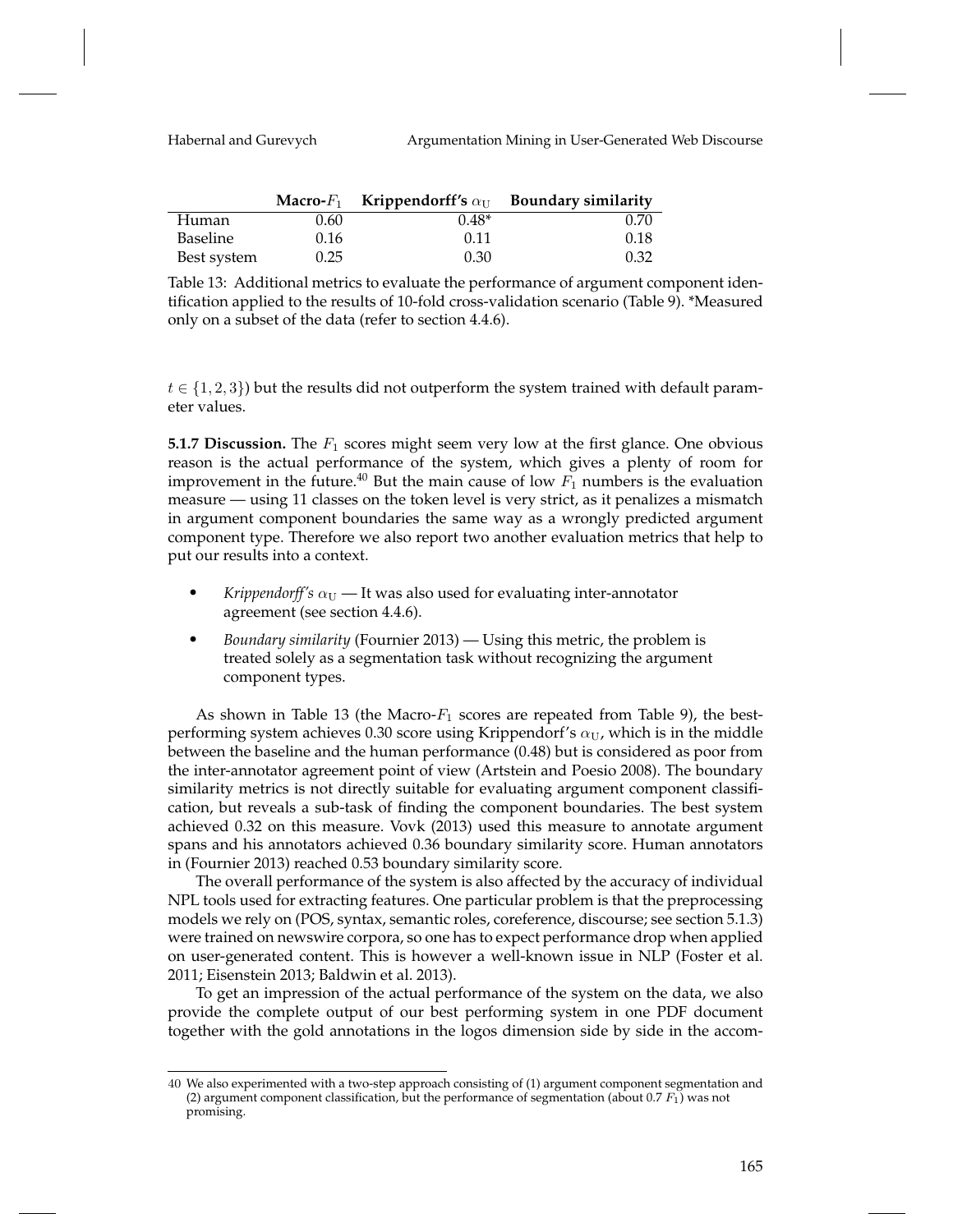| | Macro-$F_1$ | Krippendorff's $\alpha_U$ | Boundary similarity |
|---|---|---|---|
| Human | 0.60 | 0.48* | 0.70 |
| Baseline | 0.16 | 0.11 | 0.18 |
| Best system | 0.25 | 0.30 | 0.32 |

Table 13: Additional metrics to evaluate the performance of argument component identification applied to the results of 10-fold cross-validation scenario (Table 9). *Measured only on a subset of the data (refer to section 4.4.6).

$t \in \{1, 2, 3\}$) but the results did not outperform the system trained with default parameter values.

**5.1.7 Discussion.** The $F_1$ scores might seem very low at the first glance. One obvious reason is the actual performance of the system, which gives a plenty of room for improvement in the future.[40] But the main cause of low $F_1$ numbers is the evaluation measure — using 11 classes on the token level is very strict, as it penalizes a mismatch in argument component boundaries the same way as a wrongly predicted argument component type. Therefore we also report two another evaluation metrics that help to put our results into a context.

- *Krippendorff's* $\alpha_U$ — It was also used for evaluating inter-annotator agreement (see section 4.4.6).
- *Boundary similarity* (Fournier 2013) — Using this metric, the problem is treated solely as a segmentation task without recognizing the argument component types.

As shown in Table 13 (the Macro-$F_1$ scores are repeated from Table 9), the best-performing system achieves 0.30 score using Krippendorf's $\alpha_U$, which is in the middle between the baseline and the human performance (0.48) but is considered as poor from the inter-annotator agreement point of view (Artstein and Poesio 2008). The boundary similarity metrics is not directly suitable for evaluating argument component classification, but reveals a sub-task of finding the component boundaries. The best system achieved 0.32 on this measure. Vovk (2013) used this measure to annotate argument spans and his annotators achieved 0.36 boundary similarity score. Human annotators in (Fournier 2013) reached 0.53 boundary similarity score.

The overall performance of the system is also affected by the accuracy of individual NPL tools used for extracting features. One particular problem is that the preprocessing models we rely on (POS, syntax, semantic roles, coreference, discourse; see section 5.1.3) were trained on newswire corpora, so one has to expect performance drop when applied on user-generated content. This is however a well-known issue in NLP (Foster et al. 2011; Eisenstein 2013; Baldwin et al. 2013).

To get an impression of the actual performance of the system on the data, we also provide the complete output of our best performing system in one PDF document together with the gold annotations in the logos dimension side by side in the accom-

---

[40] We also experimented with a two-step approach consisting of (1) argument component segmentation and (2) argument component classification, but the performance of segmentation (about 0.7 $F_1$) was not promising.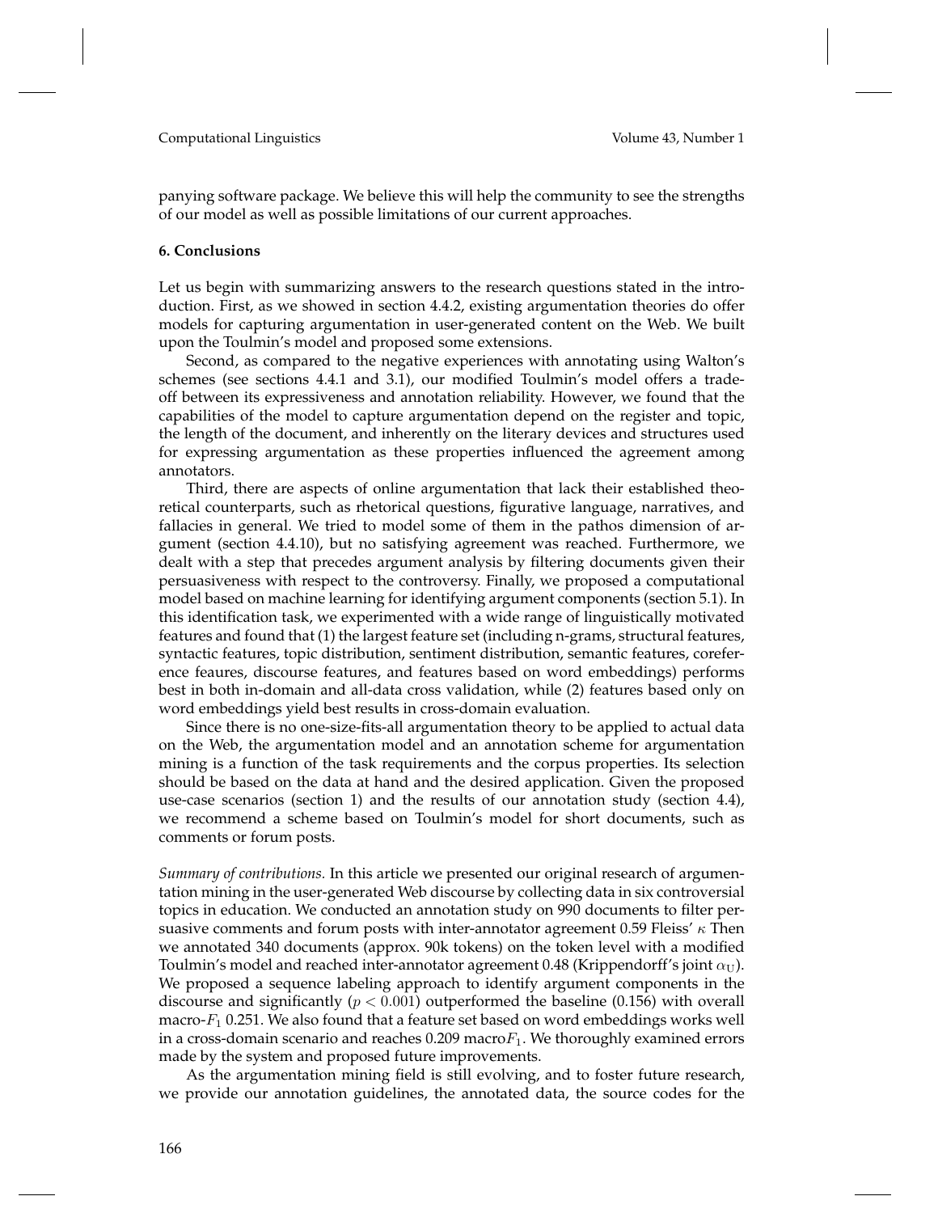panying software package. We believe this will help the community to see the strengths of our model as well as possible limitations of our current approaches.

## 6. Conclusions

Let us begin with summarizing answers to the research questions stated in the introduction. First, as we showed in section 4.4.2, existing argumentation theories do offer models for capturing argumentation in user-generated content on the Web. We built upon the Toulmin's model and proposed some extensions.

Second, as compared to the negative experiences with annotating using Walton's schemes (see sections 4.4.1 and 3.1), our modified Toulmin's model offers a tradeoff between its expressiveness and annotation reliability. However, we found that the capabilities of the model to capture argumentation depend on the register and topic, the length of the document, and inherently on the literary devices and structures used for expressing argumentation as these properties influenced the agreement among annotators.

Third, there are aspects of online argumentation that lack their established theoretical counterparts, such as rhetorical questions, figurative language, narratives, and fallacies in general. We tried to model some of them in the pathos dimension of argument (section 4.4.10), but no satisfying agreement was reached. Furthermore, we dealt with a step that precedes argument analysis by filtering documents given their persuasiveness with respect to the controversy. Finally, we proposed a computational model based on machine learning for identifying argument components (section 5.1). In this identification task, we experimented with a wide range of linguistically motivated features and found that (1) the largest feature set (including n-grams, structural features, syntactic features, topic distribution, sentiment distribution, semantic features, coreference feaures, discourse features, and features based on word embeddings) performs best in both in-domain and all-data cross validation, while (2) features based only on word embeddings yield best results in cross-domain evaluation.

Since there is no one-size-fits-all argumentation theory to be applied to actual data on the Web, the argumentation model and an annotation scheme for argumentation mining is a function of the task requirements and the corpus properties. Its selection should be based on the data at hand and the desired application. Given the proposed use-case scenarios (section 1) and the results of our annotation study (section 4.4), we recommend a scheme based on Toulmin's model for short documents, such as comments or forum posts.

*Summary of contributions.* In this article we presented our original research of argumentation mining in the user-generated Web discourse by collecting data in six controversial topics in education. We conducted an annotation study on 990 documents to filter persuasive comments and forum posts with inter-annotator agreement 0.59 Fleiss' $\kappa$ Then we annotated 340 documents (approx. 90k tokens) on the token level with a modified Toulmin's model and reached inter-annotator agreement 0.48 (Krippendorff's joint $\alpha_U$). We proposed a sequence labeling approach to identify argument components in the discourse and significantly ($p < 0.001$) outperformed the baseline (0.156) with overall macro-$F_1$ 0.251. We also found that a feature set based on word embeddings works well in a cross-domain scenario and reaches 0.209 macro$F_1$. We thoroughly examined errors made by the system and proposed future improvements.

As the argumentation mining field is still evolving, and to foster future research, we provide our annotation guidelines, the annotated data, the source codes for the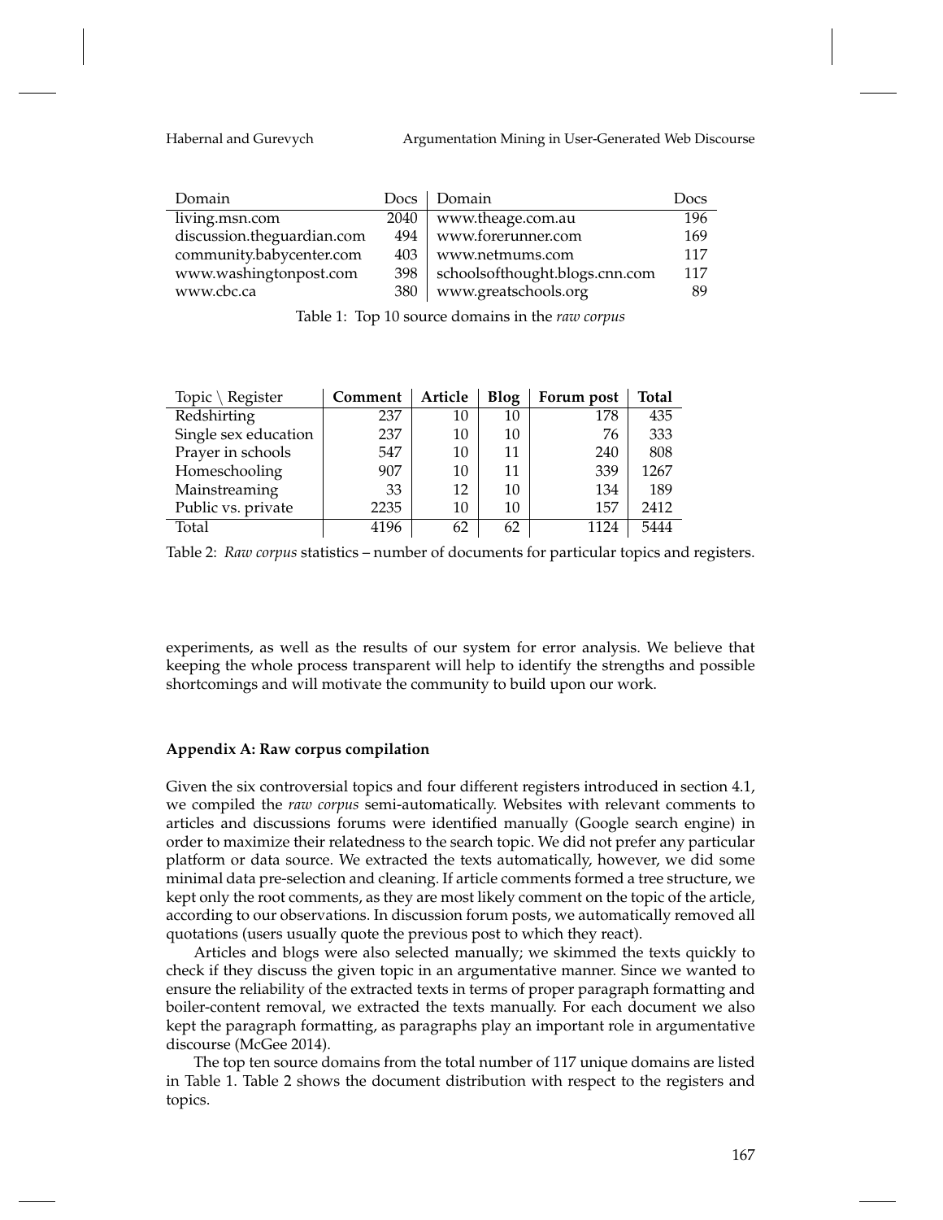| Domain | Docs | Domain | Docs |
|---|---|---|---|
| living.msn.com | 2040 | www.theage.com.au | 196 |
| discussion.theguardian.com | 494 | www.forerunner.com | 169 |
| community.babycenter.com | 403 | www.netmums.com | 117 |
| www.washingtonpost.com | 398 | schoolsofthought.blogs.cnn.com | 117 |
| www.cbc.ca | 380 | www.greatschools.org | 89 |

Table 1: Top 10 source domains in the *raw corpus*

| Topic \ Register | **Comment** | **Article** | **Blog** | **Forum post** | **Total** |
|---|---|---|---|---|---|
| Redshirting | 237 | 10 | 10 | 178 | 435 |
| Single sex education | 237 | 10 | 10 | 76 | 333 |
| Prayer in schools | 547 | 10 | 11 | 240 | 808 |
| Homeschooling | 907 | 10 | 11 | 339 | 1267 |
| Mainstreaming | 33 | 12 | 10 | 134 | 189 |
| Public vs. private | 2235 | 10 | 10 | 157 | 2412 |
| Total | 4196 | 62 | 62 | 1124 | 5444 |

Table 2: *Raw corpus* statistics – number of documents for particular topics and registers.

experiments, as well as the results of our system for error analysis. We believe that keeping the whole process transparent will help to identify the strengths and possible shortcomings and will motivate the community to build upon our work.

**Appendix A: Raw corpus compilation**

Given the six controversial topics and four different registers introduced in section 4.1, we compiled the *raw corpus* semi-automatically. Websites with relevant comments to articles and discussions forums were identified manually (Google search engine) in order to maximize their relatedness to the search topic. We did not prefer any particular platform or data source. We extracted the texts automatically, however, we did some minimal data pre-selection and cleaning. If article comments formed a tree structure, we kept only the root comments, as they are most likely comment on the topic of the article, according to our observations. In discussion forum posts, we automatically removed all quotations (users usually quote the previous post to which they react).

Articles and blogs were also selected manually; we skimmed the texts quickly to check if they discuss the given topic in an argumentative manner. Since we wanted to ensure the reliability of the extracted texts in terms of proper paragraph formatting and boiler-content removal, we extracted the texts manually. For each document we also kept the paragraph formatting, as paragraphs play an important role in argumentative discourse (McGee 2014).

The top ten source domains from the total number of 117 unique domains are listed in Table 1. Table 2 shows the document distribution with respect to the registers and topics.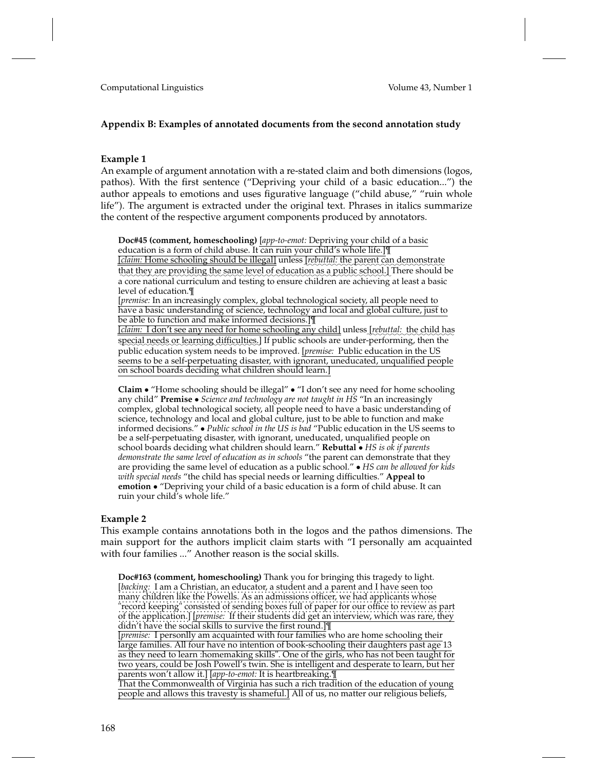## Appendix B: Examples of annotated documents from the second annotation study

### Example 1

An example of argument annotation with a re-stated claim and both dimensions (logos, pathos). With the first sentence ("Depriving your child of a basic education...") the author appeals to emotions and uses figurative language ("child abuse," "ruin whole life"). The argument is extracted under the original text. Phrases in italics summarize the content of the respective argument components produced by annotators.

**Doc#45 (comment, homeschooling)** [*app-to-emot:* Depriving your child of a basic education is a form of child abuse. It can ruin your child's whole life.]¶
[*claim:* Home schooling should be illegal] unless [*rebuttal:* the parent can demonstrate that they are providing the same level of education as a public school.] There should be a core national curriculum and testing to ensure children are achieving at least a basic level of education.¶
[*premise:* In an increasingly complex, global technological society, all people need to have a basic understanding of science, technology and local and global culture, just to be able to function and make informed decisions.]¶
[*claim:* I don't see any need for home schooling any child] unless [*rebuttal:* the child has special needs or learning difficulties.] If public schools are under-performing, then the public education system needs to be improved. [*premise:* Public education in the US seems to be a self-perpetuating disaster, with ignorant, uneducated, unqualified people on school boards deciding what children should learn.]

**Claim** • "Home schooling should be illegal" • "I don't see any need for home schooling any child" **Premise** • *Science and technology are not taught in HS* "In an increasingly complex, global technological society, all people need to have a basic understanding of science, technology and local and global culture, just to be able to function and make informed decisions." • *Public school in the US is bad* "Public education in the US seems to be a self-perpetuating disaster, with ignorant, uneducated, unqualified people on school boards deciding what children should learn." **Rebuttal** • *HS is ok if parents demonstrate the same level of education as in schools* "the parent can demonstrate that they are providing the same level of education as a public school." • *HS can be allowed for kids with special needs* "the child has special needs or learning difficulties." **Appeal to emotion** • "Depriving your child of a basic education is a form of child abuse. It can ruin your child's whole life."

### Example 2

This example contains annotations both in the logos and the pathos dimensions. The main support for the authors implicit claim starts with "I personally am acquainted with four families ..." Another reason is the social skills.

**Doc#163 (comment, homeschooling)** Thank you for bringing this tragedy to light. [*backing:* I am a Christian, an educator, a student and a parent and I have seen too many children like the Powells. As an admissions officer, we had applicants whose "record keeping" consisted of sending boxes full of paper for our office to review as part of the application.] [*premise:* If their students did get an interview, which was rare, they didn't have the social skills to survive the first round.]¶
[*premise:* I personlly am acquainted with four families who are home schooling their large families. All four have no intention of book-schooling their daughters past age 13 as they need to learn :homemaking skills". One of the girls, who has not been taught for two years, could be Josh Powell's twin. She is intelligent and desperate to learn, but her parents won't allow it.] [*app-to-emot:* It is heartbreaking.¶
That the Commonwealth of Virginia has such a rich tradition of the education of young people and allows this travesty is shameful.] All of us, no matter our religious beliefs,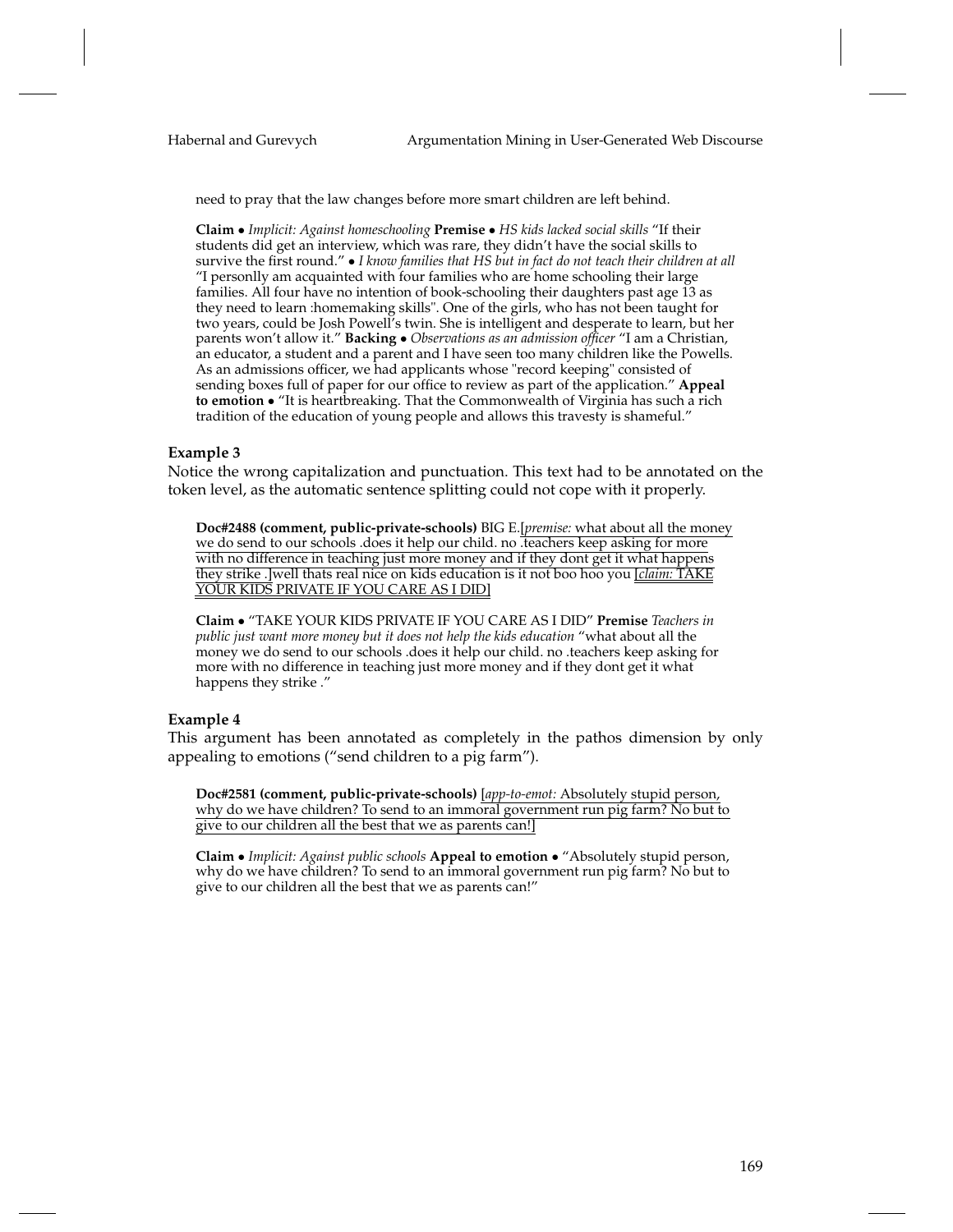need to pray that the law changes before more smart children are left behind.

**Claim** • *Implicit: Against homeschooling* **Premise** • *HS kids lacked social skills* "If their students did get an interview, which was rare, they didn't have the social skills to survive the first round." • *I know families that HS but in fact do not teach their children at all* "I personlly am acquainted with four families who are home schooling their large families. All four have no intention of book-schooling their daughters past age 13 as they need to learn :homemaking skills". One of the girls, who has not been taught for two years, could be Josh Powell's twin. She is intelligent and desperate to learn, but her parents won't allow it." **Backing** • *Observations as an admission officer* "I am a Christian, an educator, a student and a parent and I have seen too many children like the Powells. As an admissions officer, we had applicants whose "record keeping" consisted of sending boxes full of paper for our office to review as part of the application." **Appeal to emotion** • "It is heartbreaking. That the Commonwealth of Virginia has such a rich tradition of the education of young people and allows this travesty is shameful."

### Example 3

Notice the wrong capitalization and punctuation. This text had to be annotated on the token level, as the automatic sentence splitting could not cope with it properly.

**Doc#2488 (comment, public-private-schools)** BIG E.[*premise:* what about all the money we do send to our schools .does it help our child. no .teachers keep asking for more with no difference in teaching just more money and if they dont get it what happens they strike .]well thats real nice on kids education is it not boo hoo you [*claim:* TAKE YOUR KIDS PRIVATE IF YOU CARE AS I DID]

**Claim** • "TAKE YOUR KIDS PRIVATE IF YOU CARE AS I DID" **Premise** *Teachers in public just want more money but it does not help the kids education* "what about all the money we do send to our schools .does it help our child. no .teachers keep asking for more with no difference in teaching just more money and if they dont get it what happens they strike ."

### Example 4

This argument has been annotated as completely in the pathos dimension by only appealing to emotions ("send children to a pig farm").

**Doc#2581 (comment, public-private-schools)** [*app-to-emot:* Absolutely stupid person, why do we have children? To send to an immoral government run pig farm? No but to give to our children all the best that we as parents can!]

**Claim** • *Implicit: Against public schools* **Appeal to emotion** • "Absolutely stupid person, why do we have children? To send to an immoral government run pig farm? No but to give to our children all the best that we as parents can!"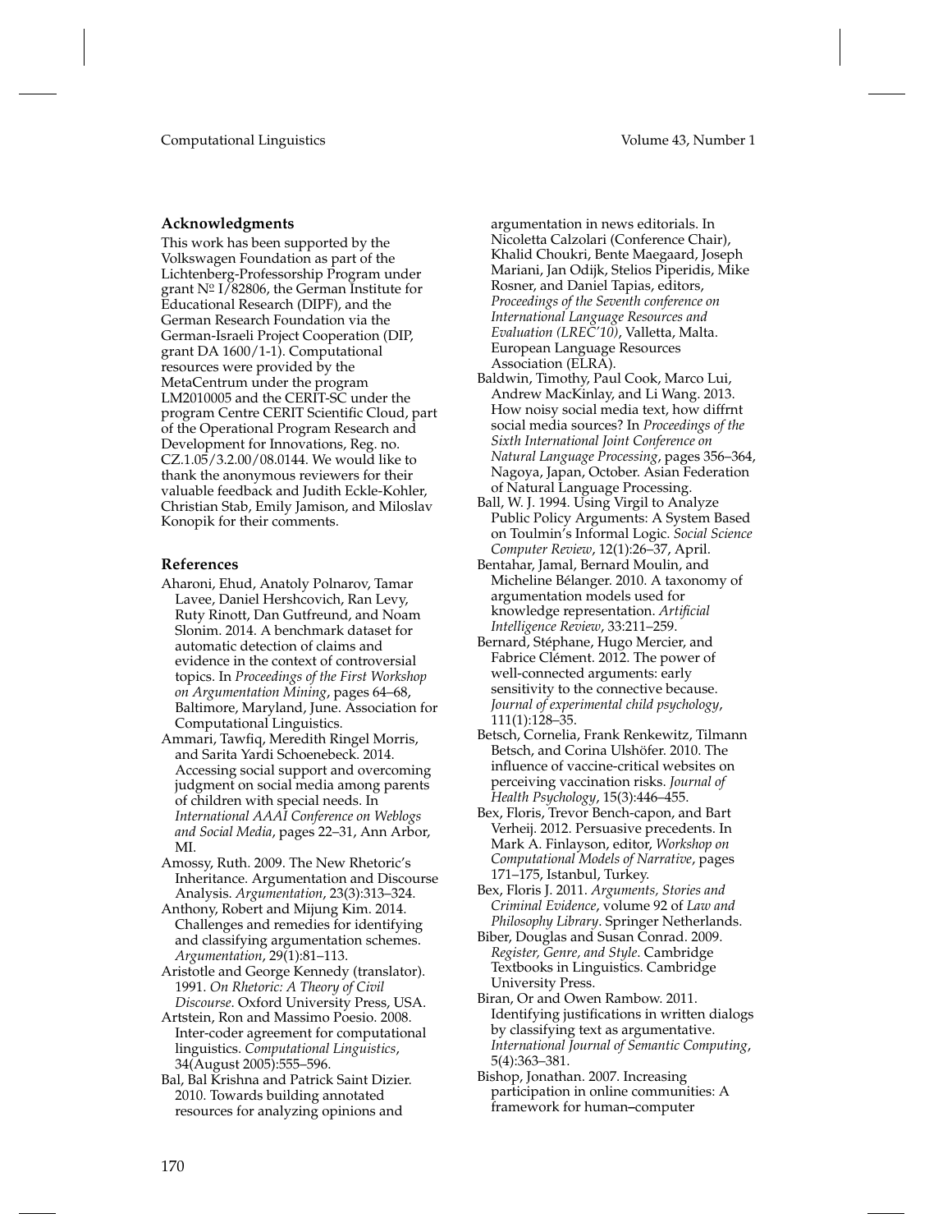## Acknowledgments

This work has been supported by the Volkswagen Foundation as part of the Lichtenberg-Professorship Program under grant № I/82806, the German Institute for Educational Research (DIPF), and the German Research Foundation via the German-Israeli Project Cooperation (DIP, grant DA 1600/1-1). Computational resources were provided by the MetaCentrum under the program LM2010005 and the CERIT-SC under the program Centre CERIT Scientific Cloud, part of the Operational Program Research and Development for Innovations, Reg. no. CZ.1.05/3.2.00/08.0144. We would like to thank the anonymous reviewers for their valuable feedback and Judith Eckle-Kohler, Christian Stab, Emily Jamison, and Miloslav Konopik for their comments.

## References

Aharoni, Ehud, Anatoly Polnarov, Tamar Lavee, Daniel Hershcovich, Ran Levy, Ruty Rinott, Dan Gutfreund, and Noam Slonim. 2014. A benchmark dataset for automatic detection of claims and evidence in the context of controversial topics. In *Proceedings of the First Workshop on Argumentation Mining*, pages 64–68, Baltimore, Maryland, June. Association for Computational Linguistics.

Ammari, Tawfiq, Meredith Ringel Morris, and Sarita Yardi Schoenebeck. 2014. Accessing social support and overcoming judgment on social media among parents of children with special needs. In *International AAAI Conference on Weblogs and Social Media*, pages 22–31, Ann Arbor, MI.

Amossy, Ruth. 2009. The New Rhetoric's Inheritance. Argumentation and Discourse Analysis. *Argumentation*, 23(3):313–324.

Anthony, Robert and Mijung Kim. 2014. Challenges and remedies for identifying and classifying argumentation schemes. *Argumentation*, 29(1):81–113.

Aristotle and George Kennedy (translator). 1991. *On Rhetoric: A Theory of Civil Discourse*. Oxford University Press, USA.

Artstein, Ron and Massimo Poesio. 2008. Inter-coder agreement for computational linguistics. *Computational Linguistics*, 34(August 2005):555–596.

Bal, Bal Krishna and Patrick Saint Dizier. 2010. Towards building annotated resources for analyzing opinions and argumentation in news editorials. In Nicoletta Calzolari (Conference Chair), Khalid Choukri, Bente Maegaard, Joseph Mariani, Jan Odijk, Stelios Piperidis, Mike Rosner, and Daniel Tapias, editors, *Proceedings of the Seventh conference on International Language Resources and Evaluation (LREC'10)*, Valletta, Malta. European Language Resources Association (ELRA).

Baldwin, Timothy, Paul Cook, Marco Lui, Andrew MacKinlay, and Li Wang. 2013. How noisy social media text, how diffrnt social media sources? In *Proceedings of the Sixth International Joint Conference on Natural Language Processing*, pages 356–364, Nagoya, Japan, October. Asian Federation of Natural Language Processing.

Ball, W. J. 1994. Using Virgil to Analyze Public Policy Arguments: A System Based on Toulmin's Informal Logic. *Social Science Computer Review*, 12(1):26–37, April.

Bentahar, Jamal, Bernard Moulin, and Micheline Bélanger. 2010. A taxonomy of argumentation models used for knowledge representation. *Artificial Intelligence Review*, 33:211–259.

Bernard, Stéphane, Hugo Mercier, and Fabrice Clément. 2012. The power of well-connected arguments: early sensitivity to the connective because. *Journal of experimental child psychology*, 111(1):128–35.

Betsch, Cornelia, Frank Renkewitz, Tilmann Betsch, and Corina Ulshöfer. 2010. The influence of vaccine-critical websites on perceiving vaccination risks. *Journal of Health Psychology*, 15(3):446–455.

Bex, Floris, Trevor Bench-capon, and Bart Verheij. 2012. Persuasive precedents. In Mark A. Finlayson, editor, *Workshop on Computational Models of Narrative*, pages 171–175, Istanbul, Turkey.

Bex, Floris J. 2011. *Arguments, Stories and Criminal Evidence*, volume 92 of *Law and Philosophy Library*. Springer Netherlands.

Biber, Douglas and Susan Conrad. 2009. *Register, Genre, and Style*. Cambridge Textbooks in Linguistics. Cambridge University Press.

Biran, Or and Owen Rambow. 2011. Identifying justifications in written dialogs by classifying text as argumentative. *International Journal of Semantic Computing*, 5(4):363–381.

Bishop, Jonathan. 2007. Increasing participation in online communities: A framework for human–computer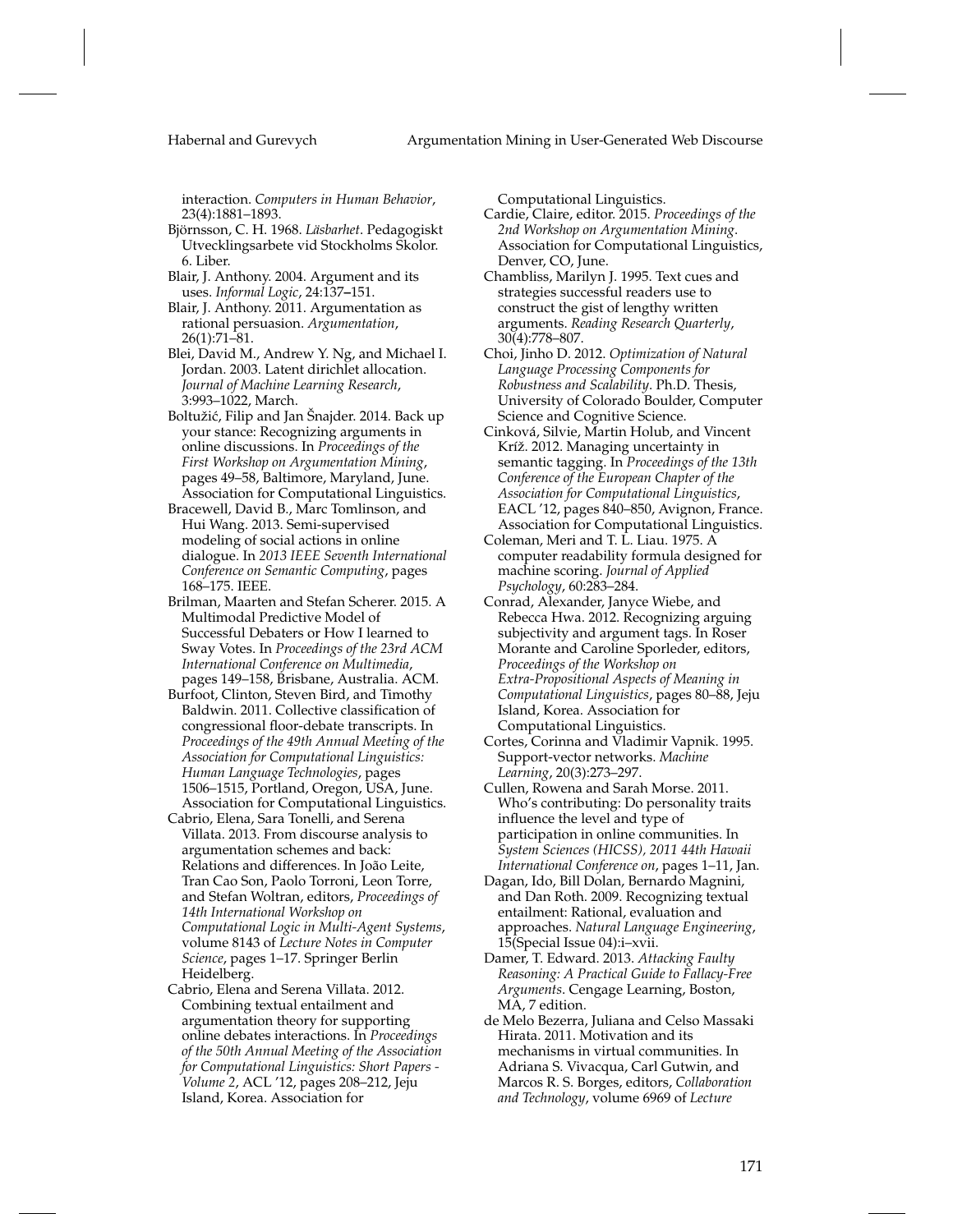interaction. *Computers in Human Behavior*, 23(4):1881–1893.

Björnsson, C. H. 1968. *Läsbarhet*. Pedagogiskt Utvecklingsarbete vid Stockholms Skolor. 6. Liber.

Blair, J. Anthony. 2004. Argument and its uses. *Informal Logic*, 24:137–151.

Blair, J. Anthony. 2011. Argumentation as rational persuasion. *Argumentation*, 26(1):71–81.

Blei, David M., Andrew Y. Ng, and Michael I. Jordan. 2003. Latent dirichlet allocation. *Journal of Machine Learning Research*, 3:993–1022, March.

Boltužić, Filip and Jan Šnajder. 2014. Back up your stance: Recognizing arguments in online discussions. In *Proceedings of the First Workshop on Argumentation Mining*, pages 49–58, Baltimore, Maryland, June. Association for Computational Linguistics.

Bracewell, David B., Marc Tomlinson, and Hui Wang. 2013. Semi-supervised modeling of social actions in online dialogue. In *2013 IEEE Seventh International Conference on Semantic Computing*, pages 168–175. IEEE.

Brilman, Maarten and Stefan Scherer. 2015. A Multimodal Predictive Model of Successful Debaters or How I learned to Sway Votes. In *Proceedings of the 23rd ACM International Conference on Multimedia*, pages 149–158, Brisbane, Australia. ACM.

Burfoot, Clinton, Steven Bird, and Timothy Baldwin. 2011. Collective classification of congressional floor-debate transcripts. In *Proceedings of the 49th Annual Meeting of the Association for Computational Linguistics: Human Language Technologies*, pages 1506–1515, Portland, Oregon, USA, June. Association for Computational Linguistics.

Cabrio, Elena, Sara Tonelli, and Serena Villata. 2013. From discourse analysis to argumentation schemes and back: Relations and differences. In João Leite, Tran Cao Son, Paolo Torroni, Leon Torre, and Stefan Woltran, editors, *Proceedings of 14th International Workshop on Computational Logic in Multi-Agent Systems*, volume 8143 of *Lecture Notes in Computer Science*, pages 1–17. Springer Berlin Heidelberg.

Cabrio, Elena and Serena Villata. 2012. Combining textual entailment and argumentation theory for supporting online debates interactions. In *Proceedings of the 50th Annual Meeting of the Association for Computational Linguistics: Short Papers - Volume 2*, ACL '12, pages 208–212, Jeju Island, Korea. Association for Computational Linguistics.

Cardie, Claire, editor. 2015. *Proceedings of the 2nd Workshop on Argumentation Mining*. Association for Computational Linguistics, Denver, CO, June.

Chambliss, Marilyn J. 1995. Text cues and strategies successful readers use to construct the gist of lengthy written arguments. *Reading Research Quarterly*, 30(4):778–807.

Choi, Jinho D. 2012. *Optimization of Natural Language Processing Components for Robustness and Scalability*. Ph.D. Thesis, University of Colorado Boulder, Computer Science and Cognitive Science.

Cinková, Silvie, Martin Holub, and Vincent Kríž. 2012. Managing uncertainty in semantic tagging. In *Proceedings of the 13th Conference of the European Chapter of the Association for Computational Linguistics*, EACL '12, pages 840–850, Avignon, France. Association for Computational Linguistics.

Coleman, Meri and T. L. Liau. 1975. A computer readability formula designed for machine scoring. *Journal of Applied Psychology*, 60:283–284.

Conrad, Alexander, Janyce Wiebe, and Rebecca Hwa. 2012. Recognizing arguing subjectivity and argument tags. In Roser Morante and Caroline Sporleder, editors, *Proceedings of the Workshop on Extra-Propositional Aspects of Meaning in Computational Linguistics*, pages 80–88, Jeju Island, Korea. Association for Computational Linguistics.

Cortes, Corinna and Vladimir Vapnik. 1995. Support-vector networks. *Machine Learning*, 20(3):273–297.

Cullen, Rowena and Sarah Morse. 2011. Who's contributing: Do personality traits influence the level and type of participation in online communities. In *System Sciences (HICSS), 2011 44th Hawaii International Conference on*, pages 1–11, Jan.

Dagan, Ido, Bill Dolan, Bernardo Magnini, and Dan Roth. 2009. Recognizing textual entailment: Rational, evaluation and approaches. *Natural Language Engineering*, 15(Special Issue 04):i–xvii.

Damer, T. Edward. 2013. *Attacking Faulty Reasoning: A Practical Guide to Fallacy-Free Arguments*. Cengage Learning, Boston, MA, 7 edition.

de Melo Bezerra, Juliana and Celso Massaki Hirata. 2011. Motivation and its mechanisms in virtual communities. In Adriana S. Vivacqua, Carl Gutwin, and Marcos R. S. Borges, editors, *Collaboration and Technology*, volume 6969 of *Lecture*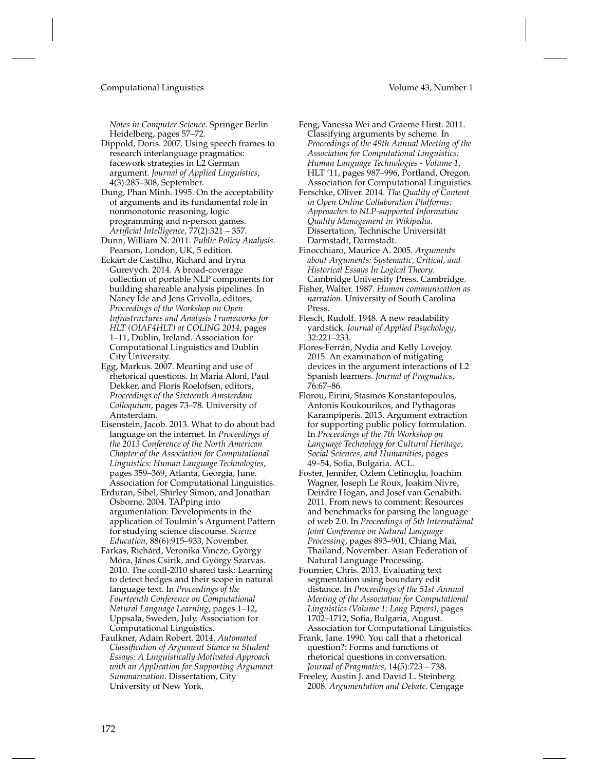*Notes in Computer Science*. Springer Berlin Heidelberg, pages 57–72.

Dippold, Doris. 2007. Using speech frames to research interlanguage pragmatics: facework strategies in L2 German argument. *Journal of Applied Linguistics*, 4(3):285–308, September.

Dung, Phan Minh. 1995. On the acceptability of arguments and its fundamental role in nonmonotonic reasoning, logic programming and n-person games. *Artificial Intelligence*, 77(2):321 – 357.

Dunn, William N. 2011. *Public Policy Analysis*. Pearson, London, UK, 5 edition.

Eckart de Castilho, Richard and Iryna Gurevych. 2014. A broad-coverage collection of portable NLP components for building shareable analysis pipelines. In Nancy Ide and Jens Grivolla, editors, *Proceedings of the Workshop on Open Infrastructures and Analysis Frameworks for HLT (OIAF4HLT) at COLING 2014*, pages 1–11, Dublin, Ireland. Association for Computational Linguistics and Dublin City University.

Egg, Markus. 2007. Meaning and use of rhetorical questions. In Maria Aloni, Paul Dekker, and Floris Roelofsen, editors, *Proceedings of the Sixteenth Amsterdam Colloquium*, pages 73–78. University of Amsterdam.

Eisenstein, Jacob. 2013. What to do about bad language on the internet. In *Proceedings of the 2013 Conference of the North American Chapter of the Association for Computational Linguistics: Human Language Technologies*, pages 359–369, Atlanta, Georgia, June. Association for Computational Linguistics.

Erduran, Sibel, Shirley Simon, and Jonathan Osborne. 2004. TAPping into argumentation: Developments in the application of Toulmin's Argument Pattern for studying science discourse. *Science Education*, 88(6):915–933, November.

Farkas, Richárd, Veronika Vincze, György Móra, János Csirik, and György Szarvas. 2010. The conll-2010 shared task: Learning to detect hedges and their scope in natural language text. In *Proceedings of the Fourteenth Conference on Computational Natural Language Learning*, pages 1–12, Uppsala, Sweden, July. Association for Computational Linguistics.

Faulkner, Adam Robert. 2014. *Automated Classification of Argument Stance in Student Essays: A Linguistically Motivated Approach with an Application for Supporting Argument Summarization*. Dissertation, City University of New York.

Feng, Vanessa Wei and Graeme Hirst. 2011. Classifying arguments by scheme. In *Proceedings of the 49th Annual Meeting of the Association for Computational Linguistics: Human Language Technologies - Volume 1*, HLT '11, pages 987–996, Portland, Oregon. Association for Computational Linguistics.

Ferschke, Oliver. 2014. *The Quality of Content in Open Online Collaboration Platforms: Approaches to NLP-supported Information Quality Management in Wikipedia*. Dissertation, Technische Universität Darmstadt, Darmstadt.

Finocchiaro, Maurice A. 2005. *Arguments about Arguments: Systematic, Critical, and Historical Essays In Logical Theory*. Cambridge University Press, Cambridge.

Fisher, Walter. 1987. *Human communication as narration*. University of South Carolina Press.

Flesch, Rudolf. 1948. A new readability yardstick. *Journal of Applied Psychology*, 32:221–233.

Flores-Ferrán, Nydia and Kelly Lovejoy. 2015. An examination of mitigating devices in the argument interactions of L2 Spanish learners. *Journal of Pragmatics*, 76:67–86.

Florou, Eirini, Stasinos Konstantopoulos, Antonis Koukourikos, and Pythagoras Karampiperis. 2013. Argument extraction for supporting public policy formulation. In *Proceedings of the 7th Workshop on Language Technology for Cultural Heritage, Social Sciences, and Humanities*, pages 49–54, Sofia, Bulgaria. ACL.

Foster, Jennifer, Ozlem Cetinoglu, Joachim Wagner, Joseph Le Roux, Joakim Nivre, Deirdre Hogan, and Josef van Genabith. 2011. From news to comment: Resources and benchmarks for parsing the language of web 2.0. In *Proceedings of 5th International Joint Conference on Natural Language Processing*, pages 893–901, Chiang Mai, Thailand, November. Asian Federation of Natural Language Processing.

Fournier, Chris. 2013. Evaluating text segmentation using boundary edit distance. In *Proceedings of the 51st Annual Meeting of the Association for Computational Linguistics (Volume 1: Long Papers)*, pages 1702–1712, Sofia, Bulgaria, August. Association for Computational Linguistics.

Frank, Jane. 1990. You call that a rhetorical question?: Forms and functions of rhetorical questions in conversation. *Journal of Pragmatics*, 14(5):723 – 738.

Freeley, Austin J. and David L. Steinberg. 2008. *Argumentation and Debate*. Cengage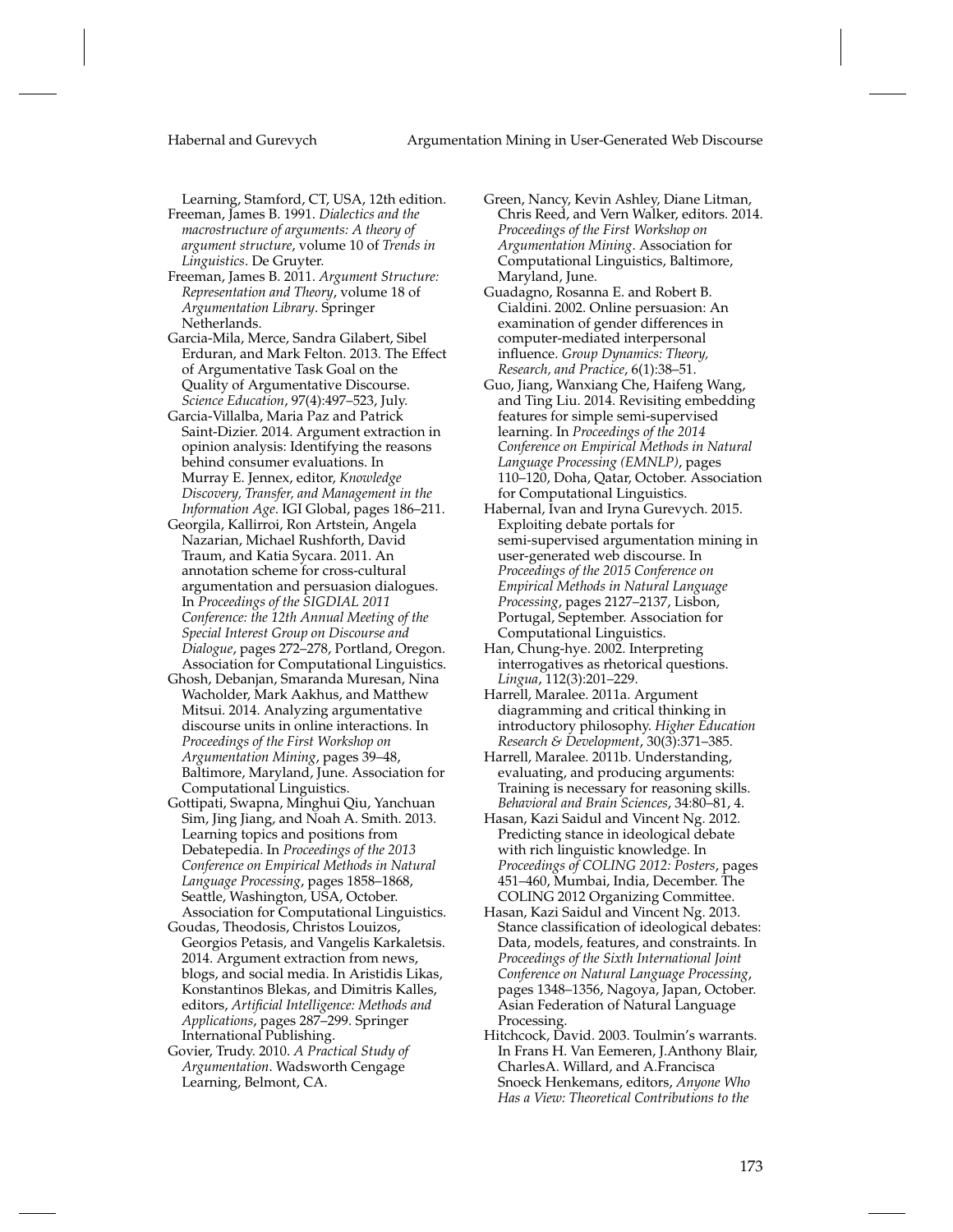Learning, Stamford, CT, USA, 12th edition.

Freeman, James B. 1991. *Dialectics and the macrostructure of arguments: A theory of argument structure*, volume 10 of *Trends in Linguistics*. De Gruyter.

Freeman, James B. 2011. *Argument Structure: Representation and Theory*, volume 18 of *Argumentation Library*. Springer Netherlands.

Garcia-Mila, Merce, Sandra Gilabert, Sibel Erduran, and Mark Felton. 2013. The Effect of Argumentative Task Goal on the Quality of Argumentative Discourse. *Science Education*, 97(4):497–523, July.

Garcia-Villalba, Maria Paz and Patrick Saint-Dizier. 2014. Argument extraction in opinion analysis: Identifying the reasons behind consumer evaluations. In Murray E. Jennex, editor, *Knowledge Discovery, Transfer, and Management in the Information Age*. IGI Global, pages 186–211.

Georgila, Kallirroi, Ron Artstein, Angela Nazarian, Michael Rushforth, David Traum, and Katia Sycara. 2011. An annotation scheme for cross-cultural argumentation and persuasion dialogues. In *Proceedings of the SIGDIAL 2011 Conference: the 12th Annual Meeting of the Special Interest Group on Discourse and Dialogue*, pages 272–278, Portland, Oregon. Association for Computational Linguistics.

Ghosh, Debanjan, Smaranda Muresan, Nina Wacholder, Mark Aakhus, and Matthew Mitsui. 2014. Analyzing argumentative discourse units in online interactions. In *Proceedings of the First Workshop on Argumentation Mining*, pages 39–48, Baltimore, Maryland, June. Association for Computational Linguistics.

Gottipati, Swapna, Minghui Qiu, Yanchuan Sim, Jing Jiang, and Noah A. Smith. 2013. Learning topics and positions from Debatepedia. In *Proceedings of the 2013 Conference on Empirical Methods in Natural Language Processing*, pages 1858–1868, Seattle, Washington, USA, October. Association for Computational Linguistics.

Goudas, Theodosis, Christos Louizos, Georgios Petasis, and Vangelis Karkaletsis. 2014. Argument extraction from news, blogs, and social media. In Aristidis Likas, Konstantinos Blekas, and Dimitris Kalles, editors, *Artificial Intelligence: Methods and Applications*, pages 287–299. Springer International Publishing.

Govier, Trudy. 2010. *A Practical Study of Argumentation*. Wadsworth Cengage Learning, Belmont, CA.

Green, Nancy, Kevin Ashley, Diane Litman, Chris Reed, and Vern Walker, editors. 2014. *Proceedings of the First Workshop on Argumentation Mining*. Association for Computational Linguistics, Baltimore, Maryland, June.

Guadagno, Rosanna E. and Robert B. Cialdini. 2002. Online persuasion: An examination of gender differences in computer-mediated interpersonal influence. *Group Dynamics: Theory, Research, and Practice*, 6(1):38–51.

Guo, Jiang, Wanxiang Che, Haifeng Wang, and Ting Liu. 2014. Revisiting embedding features for simple semi-supervised learning. In *Proceedings of the 2014 Conference on Empirical Methods in Natural Language Processing (EMNLP)*, pages 110–120, Doha, Qatar, October. Association for Computational Linguistics.

Habernal, Ivan and Iryna Gurevych. 2015. Exploiting debate portals for semi-supervised argumentation mining in user-generated web discourse. In *Proceedings of the 2015 Conference on Empirical Methods in Natural Language Processing*, pages 2127–2137, Lisbon, Portugal, September. Association for Computational Linguistics.

Han, Chung-hye. 2002. Interpreting interrogatives as rhetorical questions. *Lingua*, 112(3):201–229.

Harrell, Maralee. 2011a. Argument diagramming and critical thinking in introductory philosophy. *Higher Education Research & Development*, 30(3):371–385.

Harrell, Maralee. 2011b. Understanding, evaluating, and producing arguments: Training is necessary for reasoning skills. *Behavioral and Brain Sciences*, 34:80–81, 4.

Hasan, Kazi Saidul and Vincent Ng. 2012. Predicting stance in ideological debate with rich linguistic knowledge. In *Proceedings of COLING 2012: Posters*, pages 451–460, Mumbai, India, December. The COLING 2012 Organizing Committee.

Hasan, Kazi Saidul and Vincent Ng. 2013. Stance classification of ideological debates: Data, models, features, and constraints. In *Proceedings of the Sixth International Joint Conference on Natural Language Processing*, pages 1348–1356, Nagoya, Japan, October. Asian Federation of Natural Language Processing.

Hitchcock, David. 2003. Toulmin's warrants. In Frans H. Van Eemeren, J.Anthony Blair, CharlesA. Willard, and A.Francisca Snoeck Henkemans, editors, *Anyone Who Has a View: Theoretical Contributions to the*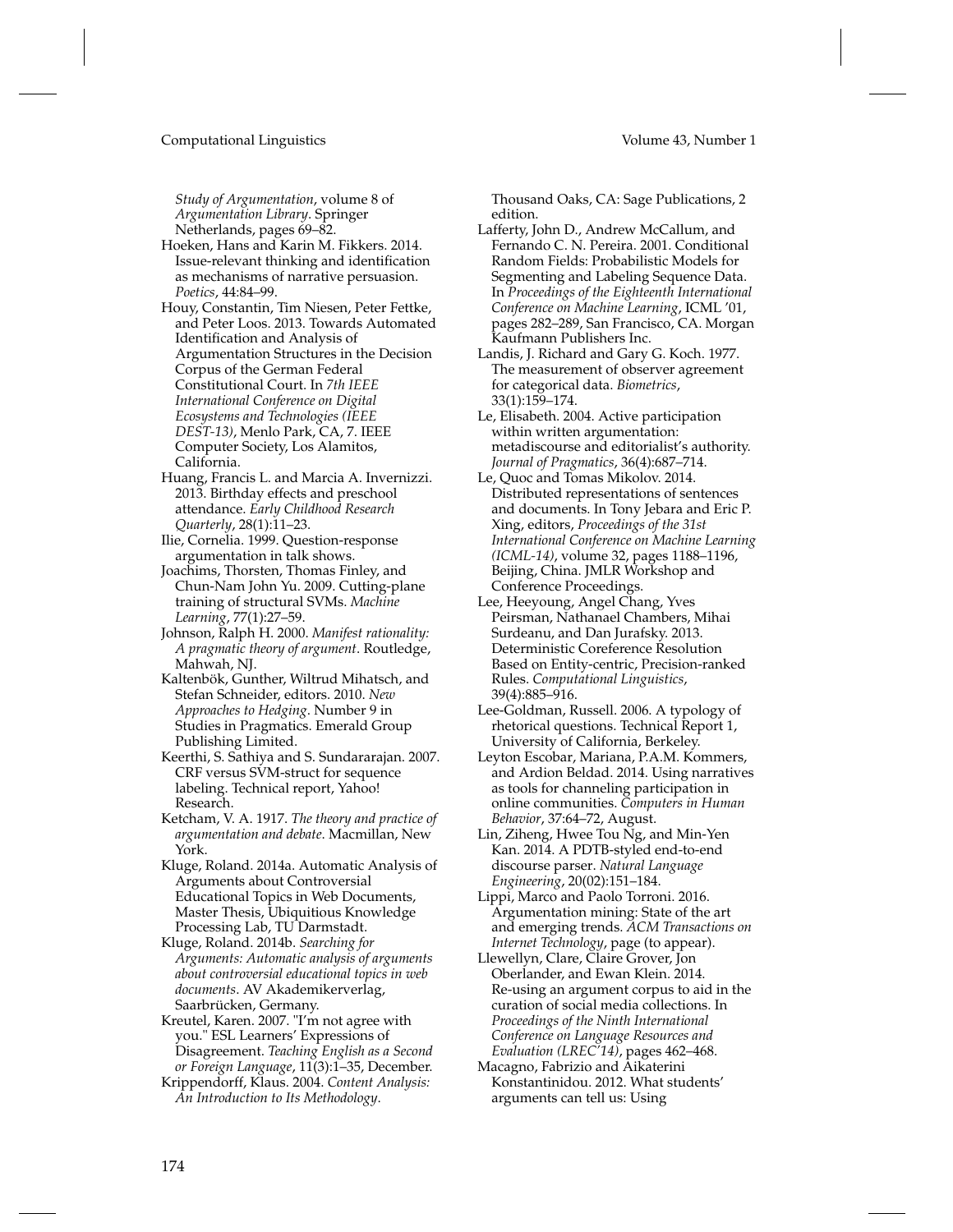*Study of Argumentation*, volume 8 of *Argumentation Library*. Springer Netherlands, pages 69–82.

Hoeken, Hans and Karin M. Fikkers. 2014. Issue-relevant thinking and identification as mechanisms of narrative persuasion. *Poetics*, 44:84–99.

Houy, Constantin, Tim Niesen, Peter Fettke, and Peter Loos. 2013. Towards Automated Identification and Analysis of Argumentation Structures in the Decision Corpus of the German Federal Constitutional Court. In *7th IEEE International Conference on Digital Ecosystems and Technologies (IEEE DEST-13)*, Menlo Park, CA, 7. IEEE Computer Society, Los Alamitos, California.

Huang, Francis L. and Marcia A. Invernizzi. 2013. Birthday effects and preschool attendance. *Early Childhood Research Quarterly*, 28(1):11–23.

Ilie, Cornelia. 1999. Question-response argumentation in talk shows.

Joachims, Thorsten, Thomas Finley, and Chun-Nam John Yu. 2009. Cutting-plane training of structural SVMs. *Machine Learning*, 77(1):27–59.

Johnson, Ralph H. 2000. *Manifest rationality: A pragmatic theory of argument*. Routledge, Mahwah, NJ.

Kaltenböк, Gunther, Wiltrud Mihatsch, and Stefan Schneider, editors. 2010. *New Approaches to Hedging*. Number 9 in Studies in Pragmatics. Emerald Group Publishing Limited.

Keerthi, S. Sathiya and S. Sundararajan. 2007. CRF versus SVM-struct for sequence labeling. Technical report, Yahoo! Research.

Ketcham, V. A. 1917. *The theory and practice of argumentation and debate*. Macmillan, New York.

Kluge, Roland. 2014a. Automatic Analysis of Arguments about Controversial Educational Topics in Web Documents, Master Thesis, Ubiquitious Knowledge Processing Lab, TU Darmstadt.

Kluge, Roland. 2014b. *Searching for Arguments: Automatic analysis of arguments about controversial educational topics in web documents*. AV Akademikerverlag, Saarbrücken, Germany.

Kreutel, Karen. 2007. "I'm not agree with you." ESL Learners' Expressions of Disagreement. *Teaching English as a Second or Foreign Language*, 11(3):1–35, December.

Krippendorff, Klaus. 2004. *Content Analysis: An Introduction to Its Methodology*. Thousand Oaks, CA: Sage Publications, 2 edition.

Lafferty, John D., Andrew McCallum, and Fernando C. N. Pereira. 2001. Conditional Random Fields: Probabilistic Models for Segmenting and Labeling Sequence Data. In *Proceedings of the Eighteenth International Conference on Machine Learning*, ICML '01, pages 282–289, San Francisco, CA. Morgan Kaufmann Publishers Inc.

Landis, J. Richard and Gary G. Koch. 1977. The measurement of observer agreement for categorical data. *Biometrics*, 33(1):159–174.

Le, Elisabeth. 2004. Active participation within written argumentation: metadiscourse and editorialist's authority. *Journal of Pragmatics*, 36(4):687–714.

Le, Quoc and Tomas Mikolov. 2014. Distributed representations of sentences and documents. In Tony Jebara and Eric P. Xing, editors, *Proceedings of the 31st International Conference on Machine Learning (ICML-14)*, volume 32, pages 1188–1196, Beijing, China. JMLR Workshop and Conference Proceedings.

Lee, Heeyoung, Angel Chang, Yves Peirsman, Nathanael Chambers, Mihai Surdeanu, and Dan Jurafsky. 2013. Deterministic Coreference Resolution Based on Entity-centric, Precision-ranked Rules. *Computational Linguistics*, 39(4):885–916.

Lee-Goldman, Russell. 2006. A typology of rhetorical questions. Technical Report 1, University of California, Berkeley.

Leyton Escobar, Mariana, P.A.M. Kommers, and Ardion Beldad. 2014. Using narratives as tools for channeling participation in online communities. *Computers in Human Behavior*, 37:64–72, August.

Lin, Ziheng, Hwee Tou Ng, and Min-Yen Kan. 2014. A PDTB-styled end-to-end discourse parser. *Natural Language Engineering*, 20(02):151–184.

Lippi, Marco and Paolo Torroni. 2016. Argumentation mining: State of the art and emerging trends. *ACM Transactions on Internet Technology*, page (to appear).

Llewellyn, Clare, Claire Grover, Jon Oberlander, and Ewan Klein. 2014. Re-using an argument corpus to aid in the curation of social media collections. In *Proceedings of the Ninth International Conference on Language Resources and Evaluation (LREC'14)*, pages 462–468.

Macagno, Fabrizio and Aikaterini Konstantinidou. 2012. What students' arguments can tell us: Using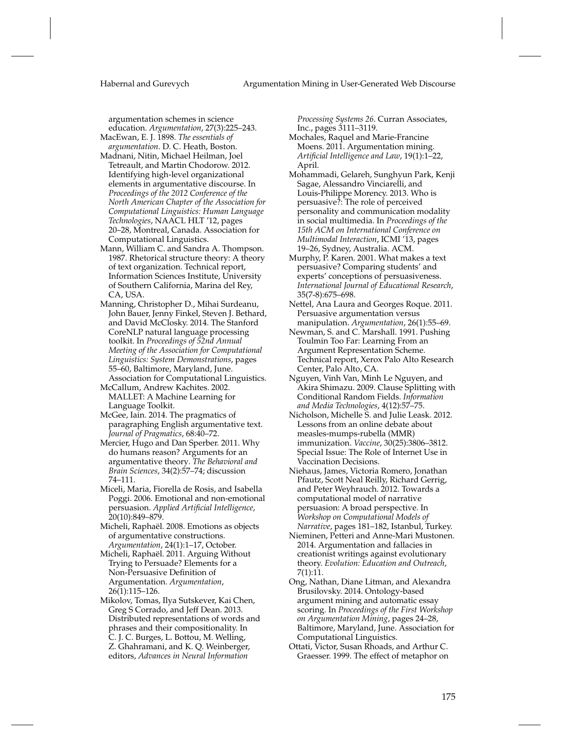argumentation schemes in science education. *Argumentation*, 27(3):225–243.

MacEwan, E. J. 1898. *The essentials of argumentation*. D. C. Heath, Boston.

Madnani, Nitin, Michael Heilman, Joel Tetreault, and Martin Chodorow. 2012. Identifying high-level organizational elements in argumentative discourse. In *Proceedings of the 2012 Conference of the North American Chapter of the Association for Computational Linguistics: Human Language Technologies*, NAACL HLT '12, pages 20–28, Montreal, Canada. Association for Computational Linguistics.

Mann, William C. and Sandra A. Thompson. 1987. Rhetorical structure theory: A theory of text organization. Technical report, Information Sciences Institute, University of Southern California, Marina del Rey, CA, USA.

Manning, Christopher D., Mihai Surdeanu, John Bauer, Jenny Finkel, Steven J. Bethard, and David McClosky. 2014. The Stanford CoreNLP natural language processing toolkit. In *Proceedings of 52nd Annual Meeting of the Association for Computational Linguistics: System Demonstrations*, pages 55–60, Baltimore, Maryland, June. Association for Computational Linguistics.

McCallum, Andrew Kachites. 2002. MALLET: A Machine Learning for Language Toolkit.

McGee, Iain. 2014. The pragmatics of paragraphing English argumentative text. *Journal of Pragmatics*, 68:40–72.

Mercier, Hugo and Dan Sperber. 2011. Why do humans reason? Arguments for an argumentative theory. *The Behavioral and Brain Sciences*, 34(2):57–74; discussion 74–111.

Miceli, Maria, Fiorella de Rosis, and Isabella Poggi. 2006. Emotional and non-emotional persuasion. *Applied Artificial Intelligence*, 20(10):849–879.

Micheli, Raphaël. 2008. Emotions as objects of argumentative constructions. *Argumentation*, 24(1):1–17, October.

Micheli, Raphaël. 2011. Arguing Without Trying to Persuade? Elements for a Non-Persuasive Definition of Argumentation. *Argumentation*, 26(1):115–126.

Mikolov, Tomas, Ilya Sutskever, Kai Chen, Greg S Corrado, and Jeff Dean. 2013. Distributed representations of words and phrases and their compositionality. In C. J. C. Burges, L. Bottou, M. Welling, Z. Ghahramani, and K. Q. Weinberger, editors, *Advances in Neural Information Processing Systems 26*. Curran Associates, Inc., pages 3111–3119.

Mochales, Raquel and Marie-Francine Moens. 2011. Argumentation mining. *Artificial Intelligence and Law*, 19(1):1–22, April.

Mohammadi, Gelareh, Sunghyun Park, Kenji Sagae, Alessandro Vinciarelli, and Louis-Philippe Morency. 2013. Who is persuasive?: The role of perceived personality and communication modality in social multimedia. In *Proceedings of the 15th ACM on International Conference on Multimodal Interaction*, ICMI '13, pages 19–26, Sydney, Australia. ACM.

Murphy, P. Karen. 2001. What makes a text persuasive? Comparing students' and experts' conceptions of persuasiveness. *International Journal of Educational Research*, 35(7-8):675–698.

Nettel, Ana Laura and Georges Roque. 2011. Persuasive argumentation versus manipulation. *Argumentation*, 26(1):55–69.

Newman, S. and C. Marshall. 1991. Pushing Toulmin Too Far: Learning From an Argument Representation Scheme. Technical report, Xerox Palo Alto Research Center, Palo Alto, CA.

Nguyen, Vinh Van, Minh Le Nguyen, and Akira Shimazu. 2009. Clause Splitting with Conditional Random Fields. *Information and Media Technologies*, 4(12):57–75.

Nicholson, Michelle S. and Julie Leask. 2012. Lessons from an online debate about measles-mumps-rubella (MMR) immunization. *Vaccine*, 30(25):3806–3812. Special Issue: The Role of Internet Use in Vaccination Decisions.

Niehaus, James, Victoria Romero, Jonathan Pfautz, Scott Neal Reilly, Richard Gerrig, and Peter Weyhrauch. 2012. Towards a computational model of narrative persuasion: A broad perspective. In *Workshop on Computational Models of Narrative*, pages 181–182, Istanbul, Turkey.

Nieminen, Petteri and Anne-Mari Mustonen. 2014. Argumentation and fallacies in creationist writings against evolutionary theory. *Evolution: Education and Outreach*, 7(1):11.

Ong, Nathan, Diane Litman, and Alexandra Brusilovsky. 2014. Ontology-based argument mining and automatic essay scoring. In *Proceedings of the First Workshop on Argumentation Mining*, pages 24–28, Baltimore, Maryland, June. Association for Computational Linguistics.

Ottati, Victor, Susan Rhoads, and Arthur C. Graesser. 1999. The effect of metaphor on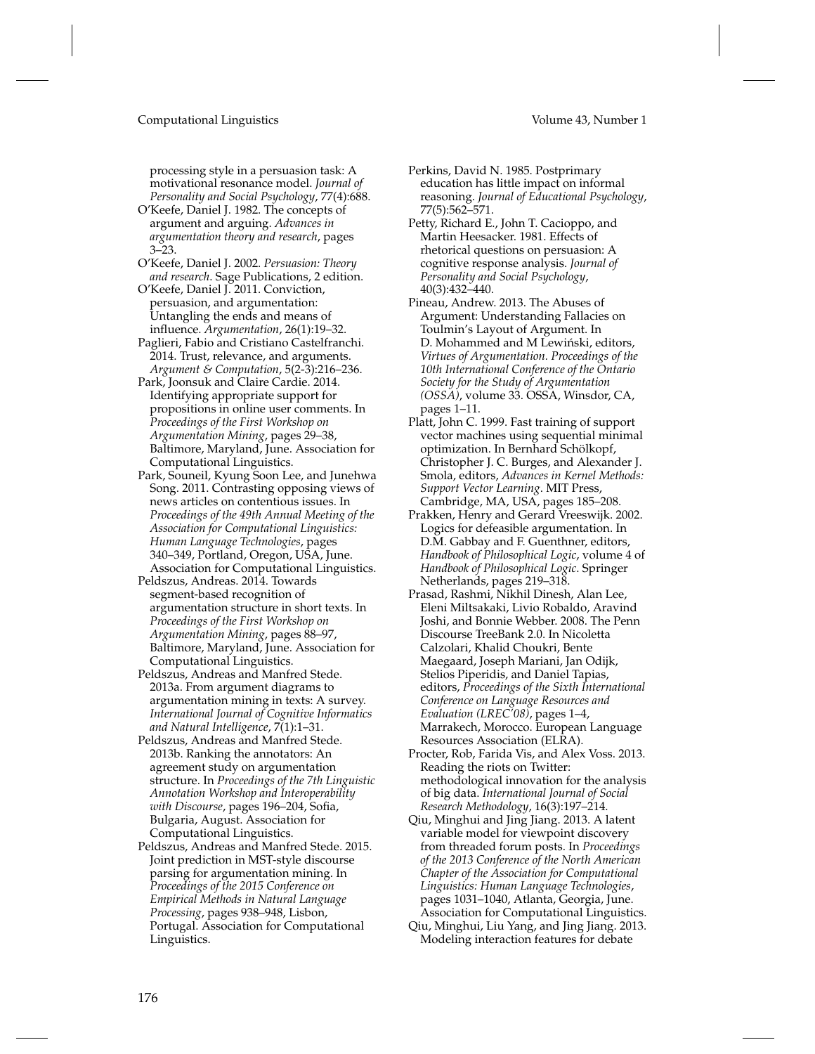processing style in a persuasion task: A motivational resonance model. *Journal of Personality and Social Psychology*, 77(4):688.

O'Keefe, Daniel J. 1982. The concepts of argument and arguing. *Advances in argumentation theory and research*, pages 3–23.

O'Keefe, Daniel J. 2002. *Persuasion: Theory and research*. Sage Publications, 2 edition.

O'Keefe, Daniel J. 2011. Conviction, persuasion, and argumentation: Untangling the ends and means of influence. *Argumentation*, 26(1):19–32.

Paglieri, Fabio and Cristiano Castelfranchi. 2014. Trust, relevance, and arguments. *Argument & Computation*, 5(2-3):216–236.

Park, Joonsuk and Claire Cardie. 2014. Identifying appropriate support for propositions in online user comments. In *Proceedings of the First Workshop on Argumentation Mining*, pages 29–38, Baltimore, Maryland, June. Association for Computational Linguistics.

Park, Souneil, Kyung Soon Lee, and Junehwa Song. 2011. Contrasting opposing views of news articles on contentious issues. In *Proceedings of the 49th Annual Meeting of the Association for Computational Linguistics: Human Language Technologies*, pages 340–349, Portland, Oregon, USA, June. Association for Computational Linguistics.

Peldszus, Andreas. 2014. Towards segment-based recognition of argumentation structure in short texts. In *Proceedings of the First Workshop on Argumentation Mining*, pages 88–97, Baltimore, Maryland, June. Association for Computational Linguistics.

Peldszus, Andreas and Manfred Stede. 2013a. From argument diagrams to argumentation mining in texts: A survey. *International Journal of Cognitive Informatics and Natural Intelligence*, 7(1):1–31.

Peldszus, Andreas and Manfred Stede. 2013b. Ranking the annotators: An agreement study on argumentation structure. In *Proceedings of the 7th Linguistic Annotation Workshop and Interoperability with Discourse*, pages 196–204, Sofia, Bulgaria, August. Association for Computational Linguistics.

Peldszus, Andreas and Manfred Stede. 2015. Joint prediction in MST-style discourse parsing for argumentation mining. In *Proceedings of the 2015 Conference on Empirical Methods in Natural Language Processing*, pages 938–948, Lisbon, Portugal. Association for Computational Linguistics.

Perkins, David N. 1985. Postprimary education has little impact on informal reasoning. *Journal of Educational Psychology*, 77(5):562–571.

Petty, Richard E., John T. Cacioppo, and Martin Heesacker. 1981. Effects of rhetorical questions on persuasion: A cognitive response analysis. *Journal of Personality and Social Psychology*, 40(3):432–440.

Pineau, Andrew. 2013. The Abuses of Argument: Understanding Fallacies on Toulmin's Layout of Argument. In D. Mohammed and M Lewiński, editors, *Virtues of Argumentation. Proceedings of the 10th International Conference of the Ontario Society for the Study of Argumentation (OSSA)*, volume 33. OSSA, Winsdor, CA, pages 1–11.

Platt, John C. 1999. Fast training of support vector machines using sequential minimal optimization. In Bernhard Schölkopf, Christopher J. C. Burges, and Alexander J. Smola, editors, *Advances in Kernel Methods: Support Vector Learning*. MIT Press, Cambridge, MA, USA, pages 185–208.

Prakken, Henry and Gerard Vreeswijk. 2002. Logics for defeasible argumentation. In D.M. Gabbay and F. Guenthner, editors, *Handbook of Philosophical Logic*, volume 4 of *Handbook of Philosophical Logic*. Springer Netherlands, pages 219–318.

Prasad, Rashmi, Nikhil Dinesh, Alan Lee, Eleni Miltsakaki, Livio Robaldo, Aravind Joshi, and Bonnie Webber. 2008. The Penn Discourse TreeBank 2.0. In Nicoletta Calzolari, Khalid Choukri, Bente Maegaard, Joseph Mariani, Jan Odijk, Stelios Piperidis, and Daniel Tapias, editors, *Proceedings of the Sixth International Conference on Language Resources and Evaluation (LREC'08)*, pages 1–4, Marrakech, Morocco. European Language Resources Association (ELRA).

Procter, Rob, Farida Vis, and Alex Voss. 2013. Reading the riots on Twitter: methodological innovation for the analysis of big data. *International Journal of Social Research Methodology*, 16(3):197–214.

Qiu, Minghui and Jing Jiang. 2013. A latent variable model for viewpoint discovery from threaded forum posts. In *Proceedings of the 2013 Conference of the North American Chapter of the Association for Computational Linguistics: Human Language Technologies*, pages 1031–1040, Atlanta, Georgia, June. Association for Computational Linguistics.

Qiu, Minghui, Liu Yang, and Jing Jiang. 2013. Modeling interaction features for debate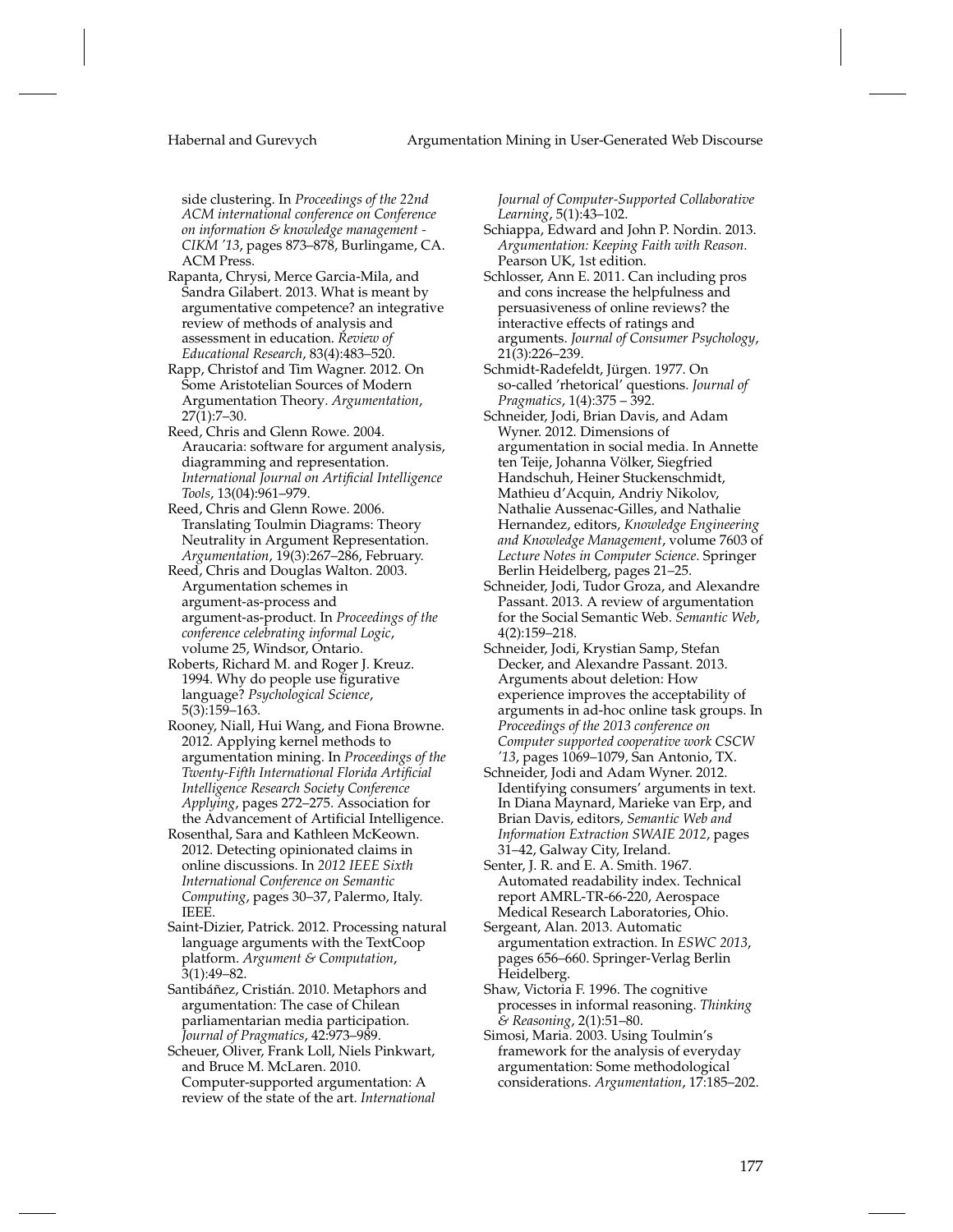side clustering. In *Proceedings of the 22nd ACM international conference on Conference on information & knowledge management - CIKM '13*, pages 873–878, Burlingame, CA. ACM Press.

Rapanta, Chrysi, Merce Garcia-Mila, and Sandra Gilabert. 2013. What is meant by argumentative competence? an integrative review of methods of analysis and assessment in education. *Review of Educational Research*, 83(4):483–520.

Rapp, Christof and Tim Wagner. 2012. On Some Aristotelian Sources of Modern Argumentation Theory. *Argumentation*, 27(1):7–30.

Reed, Chris and Glenn Rowe. 2004. Araucaria: software for argument analysis, diagramming and representation. *International Journal on Artificial Intelligence Tools*, 13(04):961–979.

Reed, Chris and Glenn Rowe. 2006. Translating Toulmin Diagrams: Theory Neutrality in Argument Representation. *Argumentation*, 19(3):267–286, February.

Reed, Chris and Douglas Walton. 2003. Argumentation schemes in argument-as-process and argument-as-product. In *Proceedings of the conference celebrating informal Logic*, volume 25, Windsor, Ontario.

Roberts, Richard M. and Roger J. Kreuz. 1994. Why do people use figurative language? *Psychological Science*, 5(3):159–163.

Rooney, Niall, Hui Wang, and Fiona Browne. 2012. Applying kernel methods to argumentation mining. In *Proceedings of the Twenty-Fifth International Florida Artificial Intelligence Research Society Conference Applying*, pages 272–275. Association for the Advancement of Artificial Intelligence.

Rosenthal, Sara and Kathleen McKeown. 2012. Detecting opinionated claims in online discussions. In *2012 IEEE Sixth International Conference on Semantic Computing*, pages 30–37, Palermo, Italy. IEEE.

Saint-Dizier, Patrick. 2012. Processing natural language arguments with the TextCoop platform. *Argument & Computation*, 3(1):49–82.

Santibáñez, Cristián. 2010. Metaphors and argumentation: The case of Chilean parliamentarian media participation. *Journal of Pragmatics*, 42:973–989.

Scheuer, Oliver, Frank Loll, Niels Pinkwart, and Bruce M. McLaren. 2010. Computer-supported argumentation: A review of the state of the art. *International Journal of Computer-Supported Collaborative Learning*, 5(1):43–102.

Schiappa, Edward and John P. Nordin. 2013. *Argumentation: Keeping Faith with Reason*. Pearson UK, 1st edition.

Schlosser, Ann E. 2011. Can including pros and cons increase the helpfulness and persuasiveness of online reviews? the interactive effects of ratings and arguments. *Journal of Consumer Psychology*, 21(3):226–239.

Schmidt-Radefeldt, Jürgen. 1977. On so-called 'rhetorical' questions. *Journal of Pragmatics*, 1(4):375 – 392.

Schneider, Jodi, Brian Davis, and Adam Wyner. 2012. Dimensions of argumentation in social media. In Annette ten Teije, Johanna Völker, Siegfried Handschuh, Heiner Stuckenschmidt, Mathieu d'Acquin, Andriy Nikolov, Nathalie Aussenac-Gilles, and Nathalie Hernandez, editors, *Knowledge Engineering and Knowledge Management*, volume 7603 of *Lecture Notes in Computer Science*. Springer Berlin Heidelberg, pages 21–25.

Schneider, Jodi, Tudor Groza, and Alexandre Passant. 2013. A review of argumentation for the Social Semantic Web. *Semantic Web*, 4(2):159–218.

Schneider, Jodi, Krystian Samp, Stefan Decker, and Alexandre Passant. 2013. Arguments about deletion: How experience improves the acceptability of arguments in ad-hoc online task groups. In *Proceedings of the 2013 conference on Computer supported cooperative work CSCW '13*, pages 1069–1079, San Antonio, TX.

Schneider, Jodi and Adam Wyner. 2012. Identifying consumers' arguments in text. In Diana Maynard, Marieke van Erp, and Brian Davis, editors, *Semantic Web and Information Extraction SWAIE 2012*, pages 31–42, Galway City, Ireland.

Senter, J. R. and E. A. Smith. 1967. Automated readability index. Technical report AMRL-TR-66-220, Aerospace Medical Research Laboratories, Ohio.

Sergeant, Alan. 2013. Automatic argumentation extraction. In *ESWC 2013*, pages 656–660. Springer-Verlag Berlin Heidelberg.

Shaw, Victoria F. 1996. The cognitive processes in informal reasoning. *Thinking & Reasoning*, 2(1):51–80.

Simosi, Maria. 2003. Using Toulmin's framework for the analysis of everyday argumentation: Some methodological considerations. *Argumentation*, 17:185–202.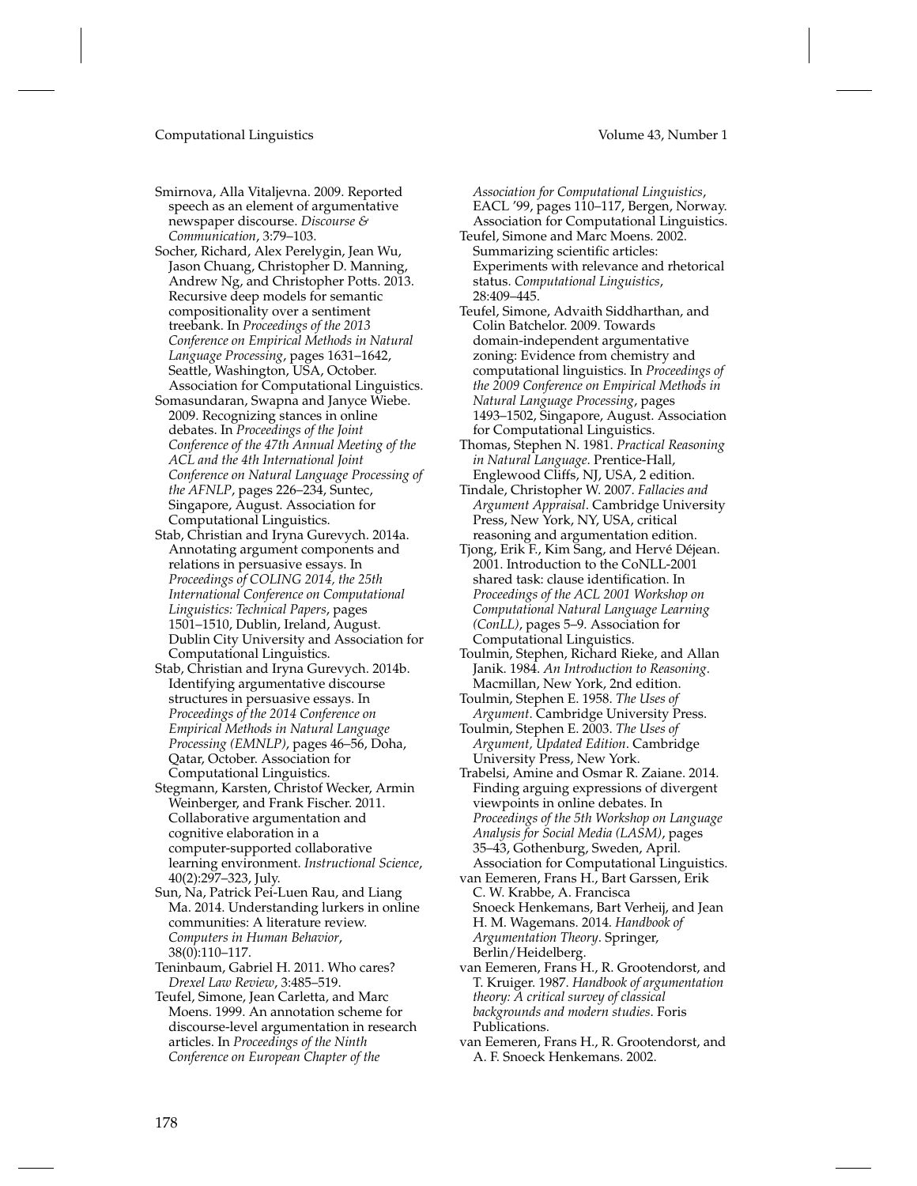Smirnova, Alla Vitaljevna. 2009. Reported speech as an element of argumentative newspaper discourse. *Discourse & Communication*, 3:79–103.

Socher, Richard, Alex Perelygin, Jean Wu, Jason Chuang, Christopher D. Manning, Andrew Ng, and Christopher Potts. 2013. Recursive deep models for semantic compositionality over a sentiment treebank. In *Proceedings of the 2013 Conference on Empirical Methods in Natural Language Processing*, pages 1631–1642, Seattle, Washington, USA, October. Association for Computational Linguistics.

Somasundaran, Swapna and Janyce Wiebe. 2009. Recognizing stances in online debates. In *Proceedings of the Joint Conference of the 47th Annual Meeting of the ACL and the 4th International Joint Conference on Natural Language Processing of the AFNLP*, pages 226–234, Suntec, Singapore, August. Association for Computational Linguistics.

Stab, Christian and Iryna Gurevych. 2014a. Annotating argument components and relations in persuasive essays. In *Proceedings of COLING 2014, the 25th International Conference on Computational Linguistics: Technical Papers*, pages 1501–1510, Dublin, Ireland, August. Dublin City University and Association for Computational Linguistics.

Stab, Christian and Iryna Gurevych. 2014b. Identifying argumentative discourse structures in persuasive essays. In *Proceedings of the 2014 Conference on Empirical Methods in Natural Language Processing (EMNLP)*, pages 46–56, Doha, Qatar, October. Association for Computational Linguistics.

Stegmann, Karsten, Christof Wecker, Armin Weinberger, and Frank Fischer. 2011. Collaborative argumentation and cognitive elaboration in a computer-supported collaborative learning environment. *Instructional Science*, 40(2):297–323, July.

Sun, Na, Patrick Pei-Luen Rau, and Liang Ma. 2014. Understanding lurkers in online communities: A literature review. *Computers in Human Behavior*, 38(0):110–117.

Teninbaum, Gabriel H. 2011. Who cares? *Drexel Law Review*, 3:485–519.

Teufel, Simone, Jean Carletta, and Marc Moens. 1999. An annotation scheme for discourse-level argumentation in research articles. In *Proceedings of the Ninth Conference on European Chapter of the Association for Computational Linguistics*, EACL '99, pages 110–117, Bergen, Norway. Association for Computational Linguistics.

Teufel, Simone and Marc Moens. 2002. Summarizing scientific articles: Experiments with relevance and rhetorical status. *Computational Linguistics*, 28:409–445.

Teufel, Simone, Advaith Siddharthan, and Colin Batchelor. 2009. Towards domain-independent argumentative zoning: Evidence from chemistry and computational linguistics. In *Proceedings of the 2009 Conference on Empirical Methods in Natural Language Processing*, pages 1493–1502, Singapore, August. Association for Computational Linguistics.

Thomas, Stephen N. 1981. *Practical Reasoning in Natural Language*. Prentice-Hall, Englewood Cliffs, NJ, USA, 2 edition.

Tindale, Christopher W. 2007. *Fallacies and Argument Appraisal*. Cambridge University Press, New York, NY, USA, critical reasoning and argumentation edition.

Tjong, Erik F., Kim Sang, and Hervé Déjean. 2001. Introduction to the CoNLL-2001 shared task: clause identification. In *Proceedings of the ACL 2001 Workshop on Computational Natural Language Learning (ConLL)*, pages 5–9. Association for Computational Linguistics.

Toulmin, Stephen, Richard Rieke, and Allan Janik. 1984. *An Introduction to Reasoning*. Macmillan, New York, 2nd edition.

Toulmin, Stephen E. 1958. *The Uses of Argument*. Cambridge University Press.

Toulmin, Stephen E. 2003. *The Uses of Argument, Updated Edition*. Cambridge University Press, New York.

Trabelsi, Amine and Osmar R. Zaiane. 2014. Finding arguing expressions of divergent viewpoints in online debates. In *Proceedings of the 5th Workshop on Language Analysis for Social Media (LASM)*, pages 35–43, Gothenburg, Sweden, April. Association for Computational Linguistics.

van Eemeren, Frans H., Bart Garssen, Erik C. W. Krabbe, A. Francisca Snoeck Henkemans, Bart Verheij, and Jean H. M. Wagemans. 2014. *Handbook of Argumentation Theory*. Springer, Berlin/Heidelberg.

van Eemeren, Frans H., R. Grootendorst, and T. Kruiger. 1987. *Handbook of argumentation theory: A critical survey of classical backgrounds and modern studies*. Foris Publications.

van Eemeren, Frans H., R. Grootendorst, and A. F. Snoeck Henkemans. 2002.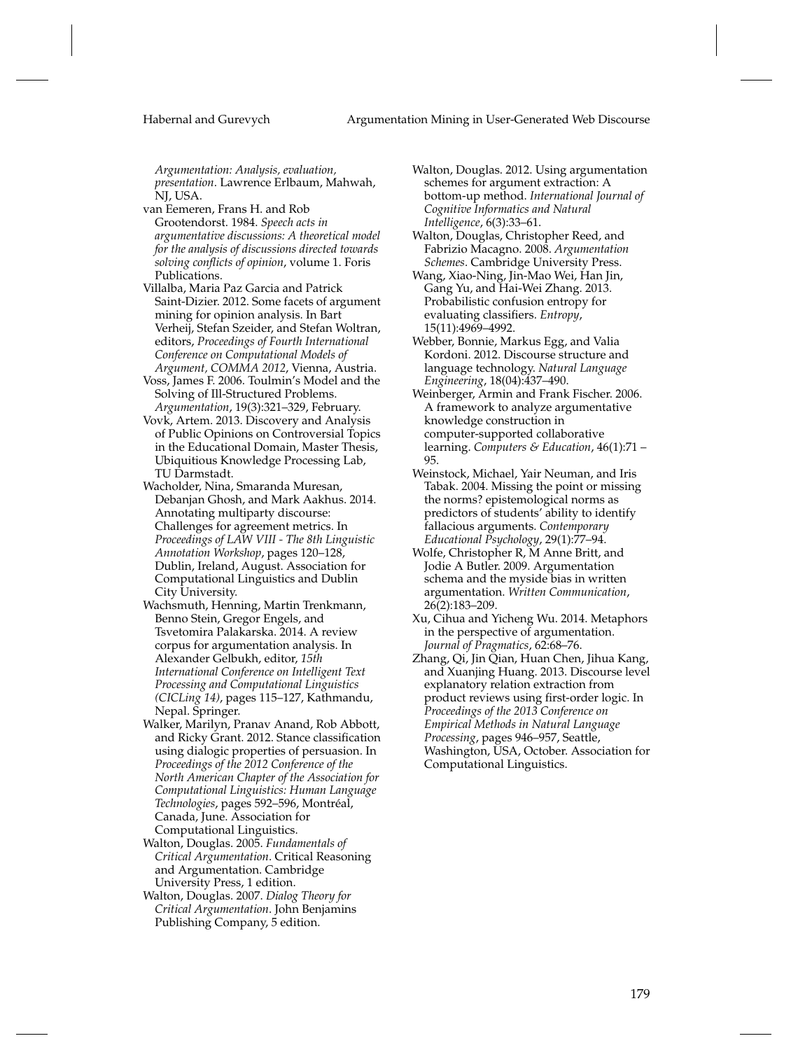*Argumentation: Analysis, evaluation, presentation*. Lawrence Erlbaum, Mahwah, NJ, USA.

van Eemeren, Frans H. and Rob Grootendorst. 1984. *Speech acts in argumentative discussions: A theoretical model for the analysis of discussions directed towards solving conflicts of opinion*, volume 1. Foris Publications.

Villalba, Maria Paz Garcia and Patrick Saint-Dizier. 2012. Some facets of argument mining for opinion analysis. In Bart Verheij, Stefan Szeider, and Stefan Woltran, editors, *Proceedings of Fourth International Conference on Computational Models of Argument, COMMA 2012*, Vienna, Austria.

Voss, James F. 2006. Toulmin's Model and the Solving of Ill-Structured Problems. *Argumentation*, 19(3):321–329, February.

Vovk, Artem. 2013. Discovery and Analysis of Public Opinions on Controversial Topics in the Educational Domain, Master Thesis, Ubiquitious Knowledge Processing Lab, TU Darmstadt.

Wacholder, Nina, Smaranda Muresan, Debanjan Ghosh, and Mark Aakhus. 2014. Annotating multiparty discourse: Challenges for agreement metrics. In *Proceedings of LAW VIII - The 8th Linguistic Annotation Workshop*, pages 120–128, Dublin, Ireland, August. Association for Computational Linguistics and Dublin City University.

Wachsmuth, Henning, Martin Trenkmann, Benno Stein, Gregor Engels, and Tsvetomira Palakarska. 2014. A review corpus for argumentation analysis. In Alexander Gelbukh, editor, *15th International Conference on Intelligent Text Processing and Computational Linguistics (CICLing 14)*, pages 115–127, Kathmandu, Nepal. Springer.

Walker, Marilyn, Pranav Anand, Rob Abbott, and Ricky Grant. 2012. Stance classification using dialogic properties of persuasion. In *Proceedings of the 2012 Conference of the North American Chapter of the Association for Computational Linguistics: Human Language Technologies*, pages 592–596, Montréal, Canada, June. Association for Computational Linguistics.

Walton, Douglas. 2005. *Fundamentals of Critical Argumentation*. Critical Reasoning and Argumentation. Cambridge University Press, 1 edition.

Walton, Douglas. 2007. *Dialog Theory for Critical Argumentation*. John Benjamins Publishing Company, 5 edition.

Walton, Douglas. 2012. Using argumentation schemes for argument extraction: A bottom-up method. *International Journal of Cognitive Informatics and Natural Intelligence*, 6(3):33–61.

Walton, Douglas, Christopher Reed, and Fabrizio Macagno. 2008. *Argumentation Schemes*. Cambridge University Press.

Wang, Xiao-Ning, Jin-Mao Wei, Han Jin, Gang Yu, and Hai-Wei Zhang. 2013. Probabilistic confusion entropy for evaluating classifiers. *Entropy*, 15(11):4969–4992.

Webber, Bonnie, Markus Egg, and Valia Kordoni. 2012. Discourse structure and language technology. *Natural Language Engineering*, 18(04):437–490.

Weinberger, Armin and Frank Fischer. 2006. A framework to analyze argumentative knowledge construction in computer-supported collaborative learning. *Computers & Education*, 46(1):71 – 95.

Weinstock, Michael, Yair Neuman, and Iris Tabak. 2004. Missing the point or missing the norms? epistemological norms as predictors of students' ability to identify fallacious arguments. *Contemporary Educational Psychology*, 29(1):77–94.

Wolfe, Christopher R, M Anne Britt, and Jodie A Butler. 2009. Argumentation schema and the myside bias in written argumentation. *Written Communication*, 26(2):183–209.

Xu, Cihua and Yicheng Wu. 2014. Metaphors in the perspective of argumentation. *Journal of Pragmatics*, 62:68–76.

Zhang, Qi, Jin Qian, Huan Chen, Jihua Kang, and Xuanjing Huang. 2013. Discourse level explanatory relation extraction from product reviews using first-order logic. In *Proceedings of the 2013 Conference on Empirical Methods in Natural Language Processing*, pages 946–957, Seattle, Washington, USA, October. Association for Computational Linguistics.